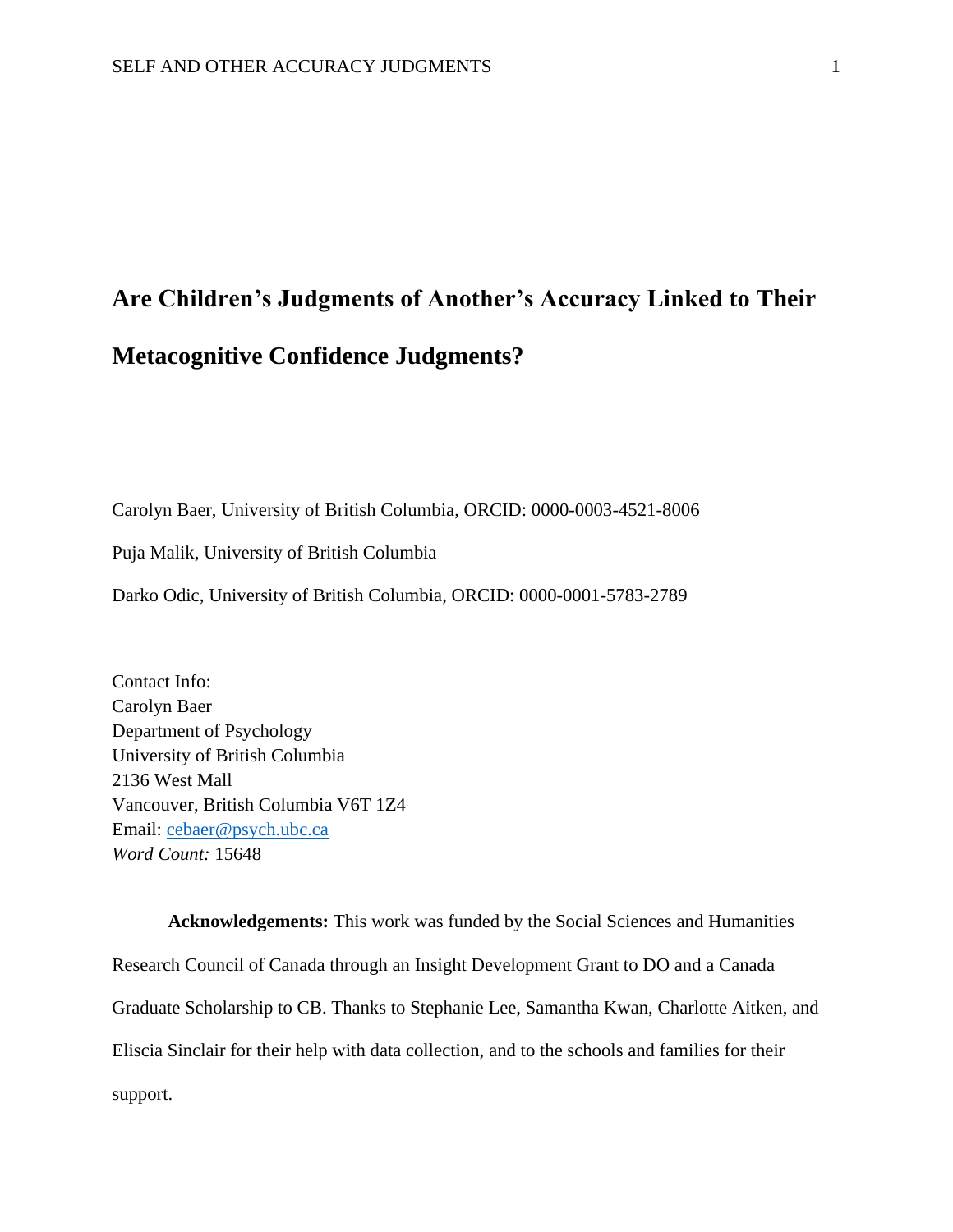# Are Children's Judgments of Another's Accuracy Linked to Their Metacognitive Confidence Judgments?

Carolyn Baer, University of British Columbia, ORCID: 0000-0003-4521-8006

Puja Malik, University of British Columbia

Darko Odic, University of British Columbia, ORCID: 0000-0001-5783-2789

Contact Info:
Carolyn Baer
Department of Psychology
University of British Columbia
2136 West Mall
Vancouver, British Columbia V6T 1Z4
Email: cebaer@psych.ubc.ca
*Word Count:* 15648

**Acknowledgements:** This work was funded by the Social Sciences and Humanities Research Council of Canada through an Insight Development Grant to DO and a Canada Graduate Scholarship to CB. Thanks to Stephanie Lee, Samantha Kwan, Charlotte Aitken, and Eliscia Sinclair for their help with data collection, and to the schools and families for their support.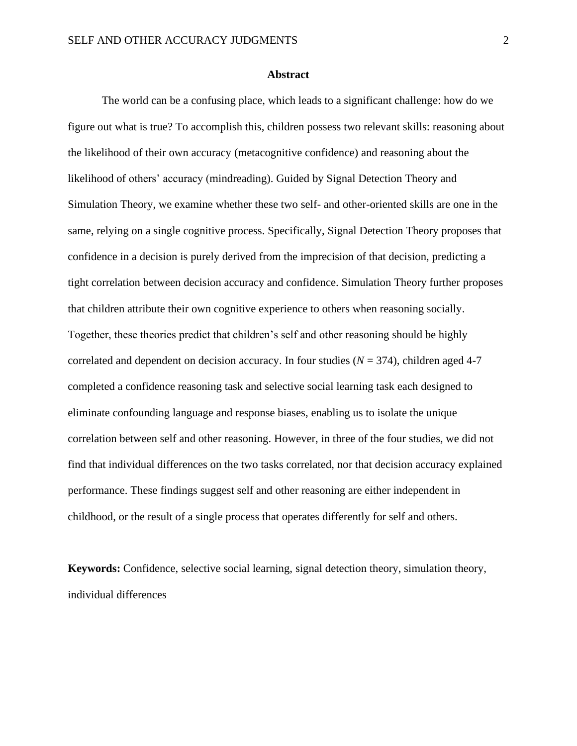## Abstract

The world can be a confusing place, which leads to a significant challenge: how do we figure out what is true? To accomplish this, children possess two relevant skills: reasoning about the likelihood of their own accuracy (metacognitive confidence) and reasoning about the likelihood of others' accuracy (mindreading). Guided by Signal Detection Theory and Simulation Theory, we examine whether these two self- and other-oriented skills are one in the same, relying on a single cognitive process. Specifically, Signal Detection Theory proposes that confidence in a decision is purely derived from the imprecision of that decision, predicting a tight correlation between decision accuracy and confidence. Simulation Theory further proposes that children attribute their own cognitive experience to others when reasoning socially. Together, these theories predict that children's self and other reasoning should be highly correlated and dependent on decision accuracy. In four studies ($N$ = 374), children aged 4-7 completed a confidence reasoning task and selective social learning task each designed to eliminate confounding language and response biases, enabling us to isolate the unique correlation between self and other reasoning. However, in three of the four studies, we did not find that individual differences on the two tasks correlated, nor that decision accuracy explained performance. These findings suggest self and other reasoning are either independent in childhood, or the result of a single process that operates differently for self and others.

**Keywords:** Confidence, selective social learning, signal detection theory, simulation theory, individual differences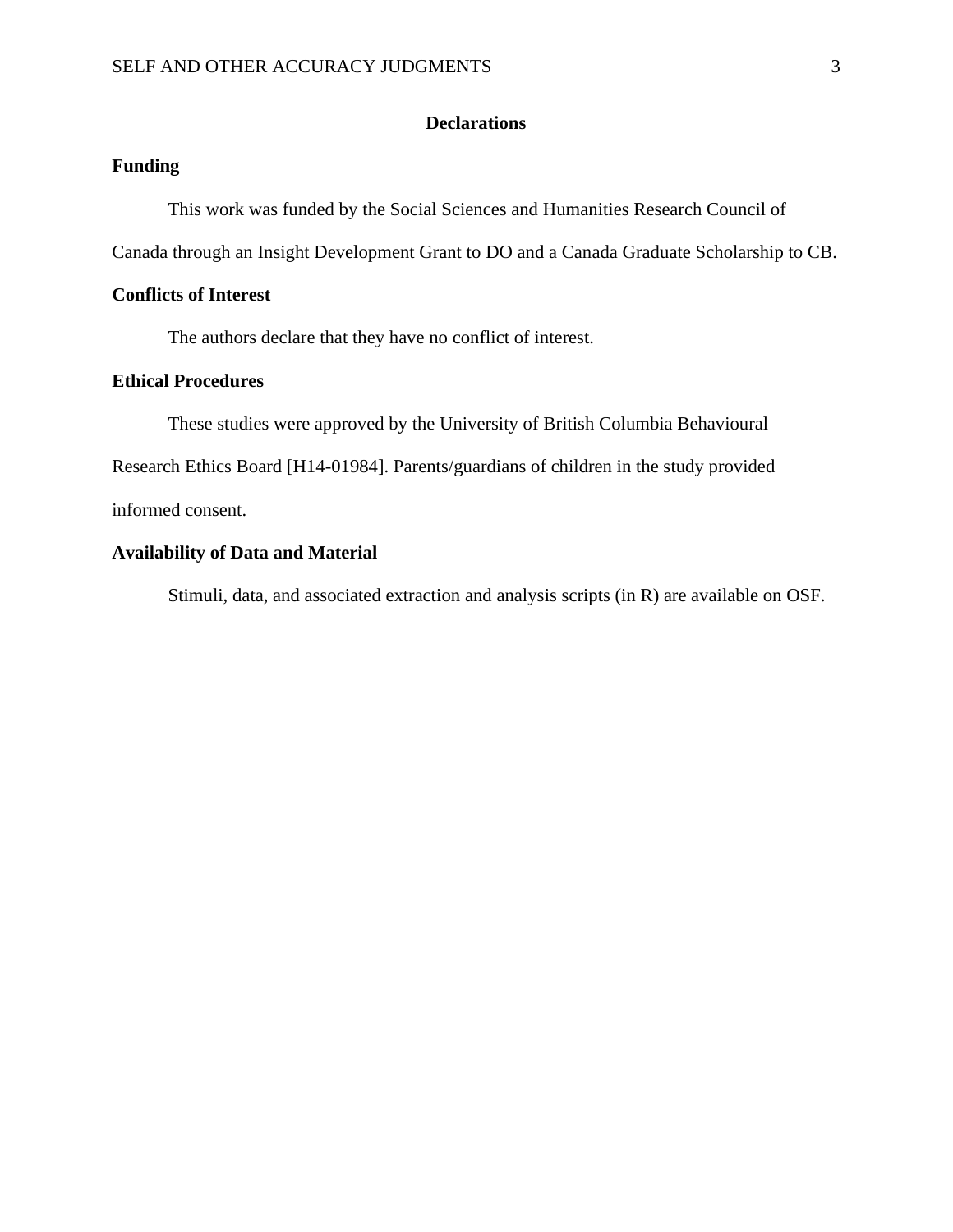# Declarations

## Funding

This work was funded by the Social Sciences and Humanities Research Council of Canada through an Insight Development Grant to DO and a Canada Graduate Scholarship to CB.

## Conflicts of Interest

The authors declare that they have no conflict of interest.

## Ethical Procedures

These studies were approved by the University of British Columbia Behavioural Research Ethics Board [H14-01984]. Parents/guardians of children in the study provided informed consent.

## Availability of Data and Material

Stimuli, data, and associated extraction and analysis scripts (in R) are available on OSF.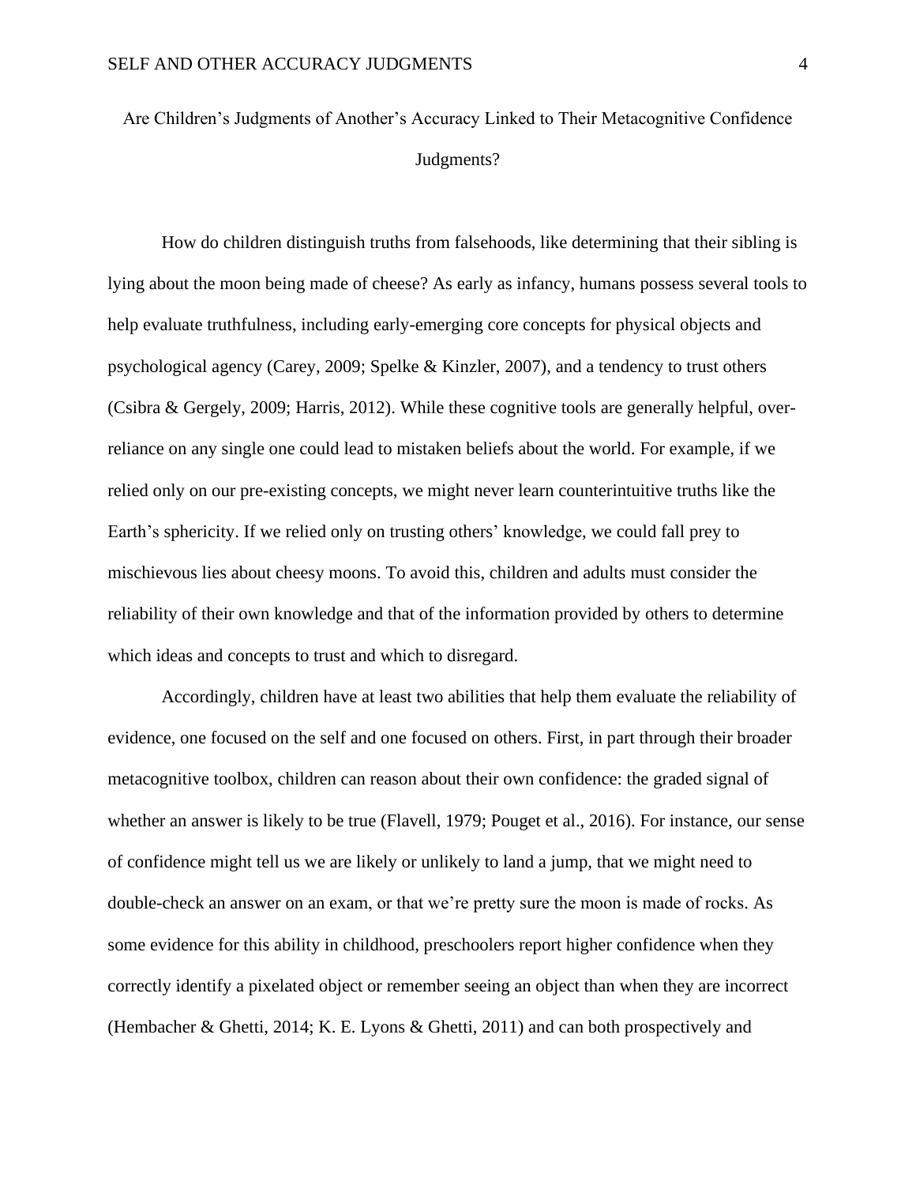# Are Children's Judgments of Another's Accuracy Linked to Their Metacognitive Confidence Judgments?

How do children distinguish truths from falsehoods, like determining that their sibling is lying about the moon being made of cheese? As early as infancy, humans possess several tools to help evaluate truthfulness, including early-emerging core concepts for physical objects and psychological agency (Carey, 2009; Spelke & Kinzler, 2007), and a tendency to trust others (Csibra & Gergely, 2009; Harris, 2012). While these cognitive tools are generally helpful, over-reliance on any single one could lead to mistaken beliefs about the world. For example, if we relied only on our pre-existing concepts, we might never learn counterintuitive truths like the Earth's sphericity. If we relied only on trusting others' knowledge, we could fall prey to mischievous lies about cheesy moons. To avoid this, children and adults must consider the reliability of their own knowledge and that of the information provided by others to determine which ideas and concepts to trust and which to disregard.

Accordingly, children have at least two abilities that help them evaluate the reliability of evidence, one focused on the self and one focused on others. First, in part through their broader metacognitive toolbox, children can reason about their own confidence: the graded signal of whether an answer is likely to be true (Flavell, 1979; Pouget et al., 2016). For instance, our sense of confidence might tell us we are likely or unlikely to land a jump, that we might need to double-check an answer on an exam, or that we're pretty sure the moon is made of rocks. As some evidence for this ability in childhood, preschoolers report higher confidence when they correctly identify a pixelated object or remember seeing an object than when they are incorrect (Hembacher & Ghetti, 2014; K. E. Lyons & Ghetti, 2011) and can both prospectively and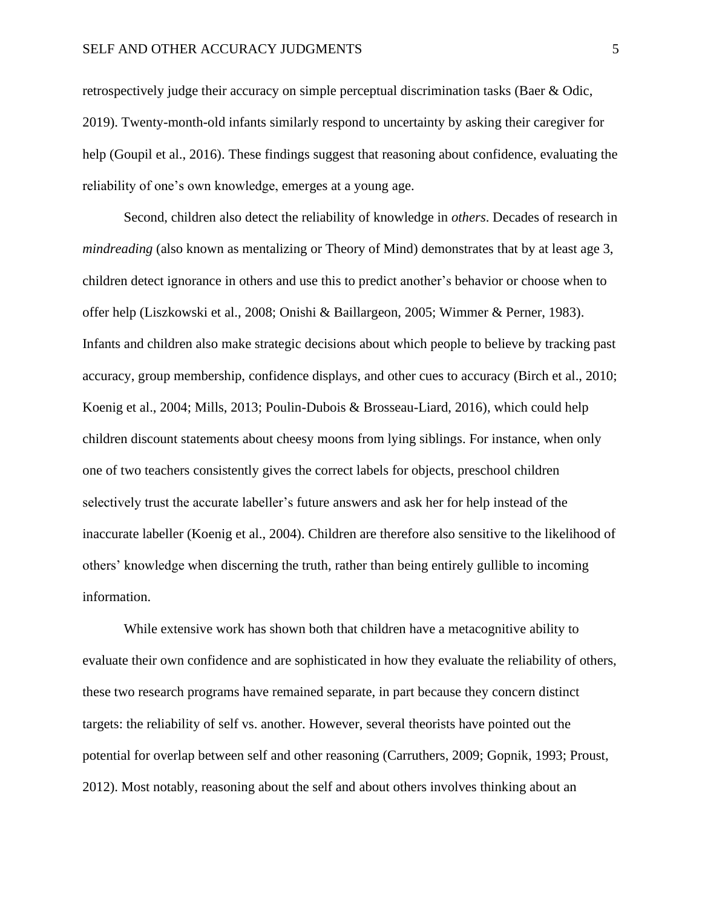retrospectively judge their accuracy on simple perceptual discrimination tasks (Baer & Odic, 2019). Twenty-month-old infants similarly respond to uncertainty by asking their caregiver for help (Goupil et al., 2016). These findings suggest that reasoning about confidence, evaluating the reliability of one's own knowledge, emerges at a young age.

Second, children also detect the reliability of knowledge in *others*. Decades of research in *mindreading* (also known as mentalizing or Theory of Mind) demonstrates that by at least age 3, children detect ignorance in others and use this to predict another's behavior or choose when to offer help (Liszkowski et al., 2008; Onishi & Baillargeon, 2005; Wimmer & Perner, 1983). Infants and children also make strategic decisions about which people to believe by tracking past accuracy, group membership, confidence displays, and other cues to accuracy (Birch et al., 2010; Koenig et al., 2004; Mills, 2013; Poulin-Dubois & Brosseau-Liard, 2016), which could help children discount statements about cheesy moons from lying siblings. For instance, when only one of two teachers consistently gives the correct labels for objects, preschool children selectively trust the accurate labeller's future answers and ask her for help instead of the inaccurate labeller (Koenig et al., 2004). Children are therefore also sensitive to the likelihood of others' knowledge when discerning the truth, rather than being entirely gullible to incoming information.

While extensive work has shown both that children have a metacognitive ability to evaluate their own confidence and are sophisticated in how they evaluate the reliability of others, these two research programs have remained separate, in part because they concern distinct targets: the reliability of self vs. another. However, several theorists have pointed out the potential for overlap between self and other reasoning (Carruthers, 2009; Gopnik, 1993; Proust, 2012). Most notably, reasoning about the self and about others involves thinking about an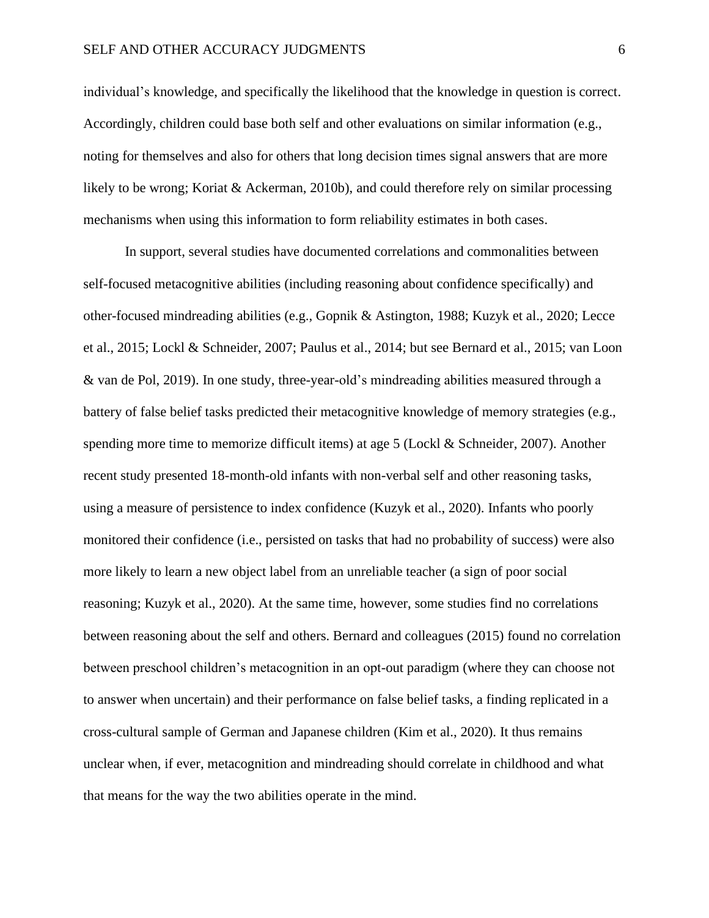individual's knowledge, and specifically the likelihood that the knowledge in question is correct. Accordingly, children could base both self and other evaluations on similar information (e.g., noting for themselves and also for others that long decision times signal answers that are more likely to be wrong; Koriat & Ackerman, 2010b), and could therefore rely on similar processing mechanisms when using this information to form reliability estimates in both cases.

In support, several studies have documented correlations and commonalities between self-focused metacognitive abilities (including reasoning about confidence specifically) and other-focused mindreading abilities (e.g., Gopnik & Astington, 1988; Kuzyk et al., 2020; Lecce et al., 2015; Lockl & Schneider, 2007; Paulus et al., 2014; but see Bernard et al., 2015; van Loon & van de Pol, 2019). In one study, three-year-old's mindreading abilities measured through a battery of false belief tasks predicted their metacognitive knowledge of memory strategies (e.g., spending more time to memorize difficult items) at age 5 (Lockl & Schneider, 2007). Another recent study presented 18-month-old infants with non-verbal self and other reasoning tasks, using a measure of persistence to index confidence (Kuzyk et al., 2020). Infants who poorly monitored their confidence (i.e., persisted on tasks that had no probability of success) were also more likely to learn a new object label from an unreliable teacher (a sign of poor social reasoning; Kuzyk et al., 2020). At the same time, however, some studies find no correlations between reasoning about the self and others. Bernard and colleagues (2015) found no correlation between preschool children's metacognition in an opt-out paradigm (where they can choose not to answer when uncertain) and their performance on false belief tasks, a finding replicated in a cross-cultural sample of German and Japanese children (Kim et al., 2020). It thus remains unclear when, if ever, metacognition and mindreading should correlate in childhood and what that means for the way the two abilities operate in the mind.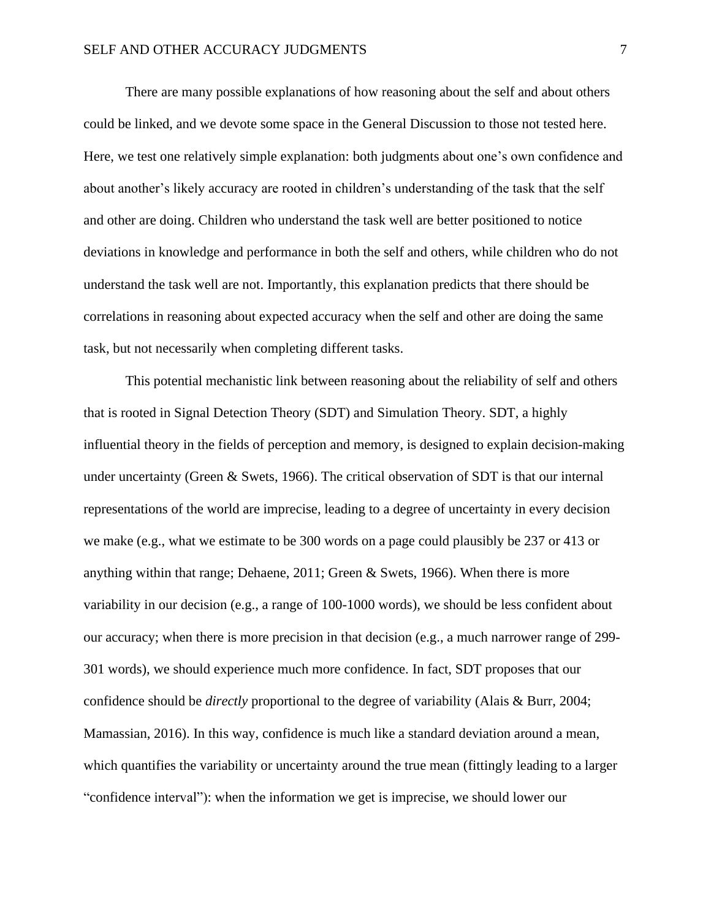There are many possible explanations of how reasoning about the self and about others could be linked, and we devote some space in the General Discussion to those not tested here. Here, we test one relatively simple explanation: both judgments about one's own confidence and about another's likely accuracy are rooted in children's understanding of the task that the self and other are doing. Children who understand the task well are better positioned to notice deviations in knowledge and performance in both the self and others, while children who do not understand the task well are not. Importantly, this explanation predicts that there should be correlations in reasoning about expected accuracy when the self and other are doing the same task, but not necessarily when completing different tasks.

This potential mechanistic link between reasoning about the reliability of self and others that is rooted in Signal Detection Theory (SDT) and Simulation Theory. SDT, a highly influential theory in the fields of perception and memory, is designed to explain decision-making under uncertainty (Green & Swets, 1966). The critical observation of SDT is that our internal representations of the world are imprecise, leading to a degree of uncertainty in every decision we make (e.g., what we estimate to be 300 words on a page could plausibly be 237 or 413 or anything within that range; Dehaene, 2011; Green & Swets, 1966). When there is more variability in our decision (e.g., a range of 100-1000 words), we should be less confident about our accuracy; when there is more precision in that decision (e.g., a much narrower range of 299-301 words), we should experience much more confidence. In fact, SDT proposes that our confidence should be *directly* proportional to the degree of variability (Alais & Burr, 2004; Mamassian, 2016). In this way, confidence is much like a standard deviation around a mean, which quantifies the variability or uncertainty around the true mean (fittingly leading to a larger "confidence interval"): when the information we get is imprecise, we should lower our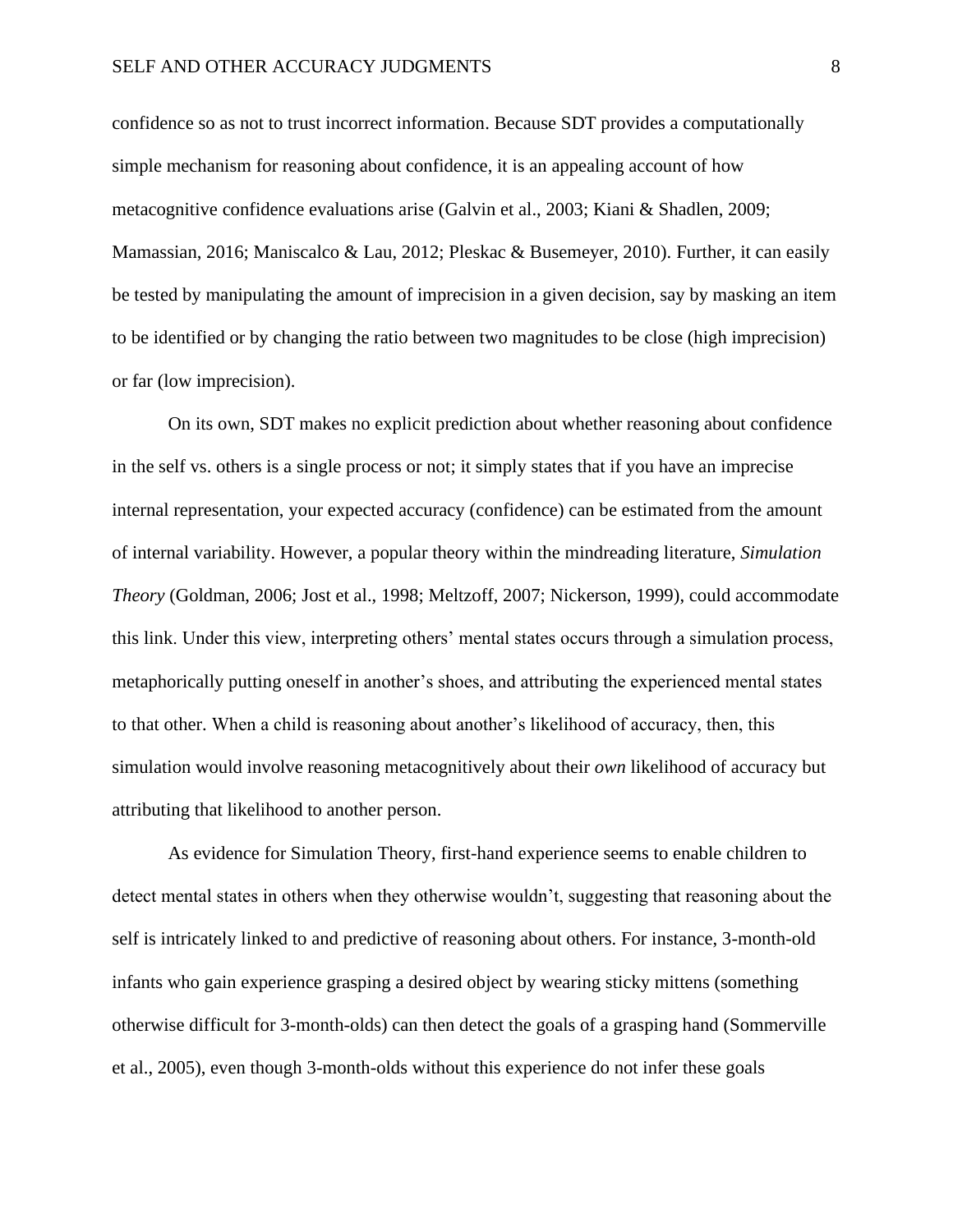confidence so as not to trust incorrect information. Because SDT provides a computationally simple mechanism for reasoning about confidence, it is an appealing account of how metacognitive confidence evaluations arise (Galvin et al., 2003; Kiani & Shadlen, 2009; Mamassian, 2016; Maniscalco & Lau, 2012; Pleskac & Busemeyer, 2010). Further, it can easily be tested by manipulating the amount of imprecision in a given decision, say by masking an item to be identified or by changing the ratio between two magnitudes to be close (high imprecision) or far (low imprecision).

On its own, SDT makes no explicit prediction about whether reasoning about confidence in the self vs. others is a single process or not; it simply states that if you have an imprecise internal representation, your expected accuracy (confidence) can be estimated from the amount of internal variability. However, a popular theory within the mindreading literature, *Simulation Theory* (Goldman, 2006; Jost et al., 1998; Meltzoff, 2007; Nickerson, 1999), could accommodate this link. Under this view, interpreting others' mental states occurs through a simulation process, metaphorically putting oneself in another's shoes, and attributing the experienced mental states to that other. When a child is reasoning about another's likelihood of accuracy, then, this simulation would involve reasoning metacognitively about their *own* likelihood of accuracy but attributing that likelihood to another person.

As evidence for Simulation Theory, first-hand experience seems to enable children to detect mental states in others when they otherwise wouldn't, suggesting that reasoning about the self is intricately linked to and predictive of reasoning about others. For instance, 3-month-old infants who gain experience grasping a desired object by wearing sticky mittens (something otherwise difficult for 3-month-olds) can then detect the goals of a grasping hand (Sommerville et al., 2005), even though 3-month-olds without this experience do not infer these goals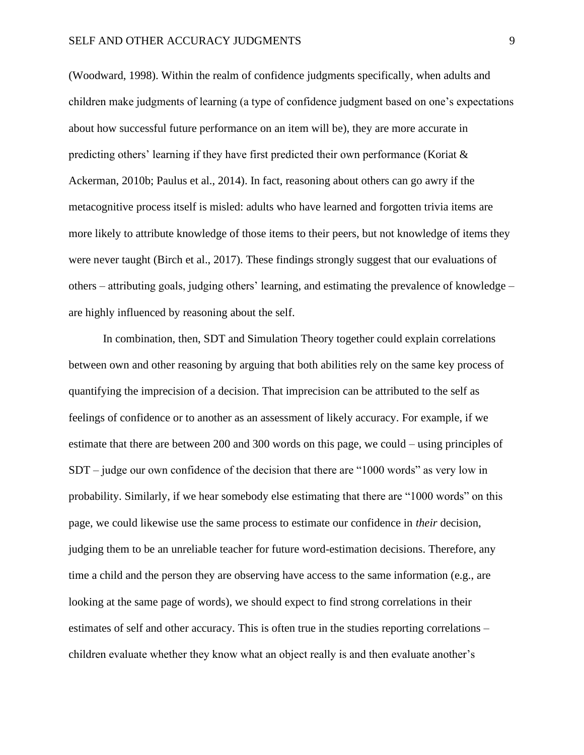(Woodward, 1998). Within the realm of confidence judgments specifically, when adults and children make judgments of learning (a type of confidence judgment based on one's expectations about how successful future performance on an item will be), they are more accurate in predicting others' learning if they have first predicted their own performance (Koriat & Ackerman, 2010b; Paulus et al., 2014). In fact, reasoning about others can go awry if the metacognitive process itself is misled: adults who have learned and forgotten trivia items are more likely to attribute knowledge of those items to their peers, but not knowledge of items they were never taught (Birch et al., 2017). These findings strongly suggest that our evaluations of others – attributing goals, judging others' learning, and estimating the prevalence of knowledge – are highly influenced by reasoning about the self.

In combination, then, SDT and Simulation Theory together could explain correlations between own and other reasoning by arguing that both abilities rely on the same key process of quantifying the imprecision of a decision. That imprecision can be attributed to the self as feelings of confidence or to another as an assessment of likely accuracy. For example, if we estimate that there are between 200 and 300 words on this page, we could – using principles of SDT – judge our own confidence of the decision that there are "1000 words" as very low in probability. Similarly, if we hear somebody else estimating that there are "1000 words" on this page, we could likewise use the same process to estimate our confidence in *their* decision, judging them to be an unreliable teacher for future word-estimation decisions. Therefore, any time a child and the person they are observing have access to the same information (e.g., are looking at the same page of words), we should expect to find strong correlations in their estimates of self and other accuracy. This is often true in the studies reporting correlations – children evaluate whether they know what an object really is and then evaluate another's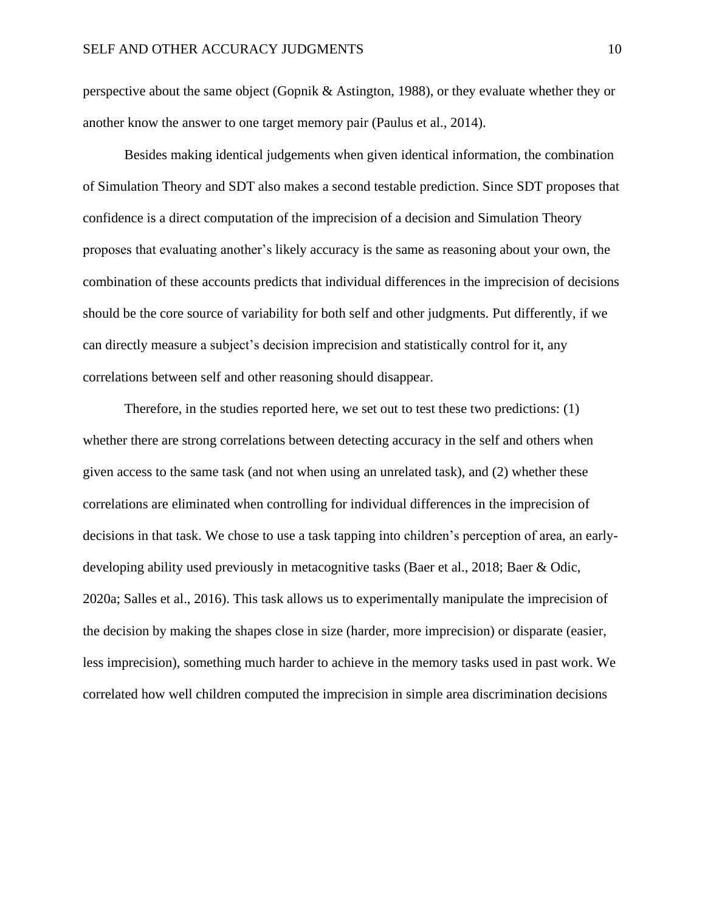perspective about the same object (Gopnik & Astington, 1988), or they evaluate whether they or another know the answer to one target memory pair (Paulus et al., 2014).

Besides making identical judgements when given identical information, the combination of Simulation Theory and SDT also makes a second testable prediction. Since SDT proposes that confidence is a direct computation of the imprecision of a decision and Simulation Theory proposes that evaluating another's likely accuracy is the same as reasoning about your own, the combination of these accounts predicts that individual differences in the imprecision of decisions should be the core source of variability for both self and other judgments. Put differently, if we can directly measure a subject's decision imprecision and statistically control for it, any correlations between self and other reasoning should disappear.

Therefore, in the studies reported here, we set out to test these two predictions: (1) whether there are strong correlations between detecting accuracy in the self and others when given access to the same task (and not when using an unrelated task), and (2) whether these correlations are eliminated when controlling for individual differences in the imprecision of decisions in that task. We chose to use a task tapping into children's perception of area, an early-developing ability used previously in metacognitive tasks (Baer et al., 2018; Baer & Odic, 2020a; Salles et al., 2016). This task allows us to experimentally manipulate the imprecision of the decision by making the shapes close in size (harder, more imprecision) or disparate (easier, less imprecision), something much harder to achieve in the memory tasks used in past work. We correlated how well children computed the imprecision in simple area discrimination decisions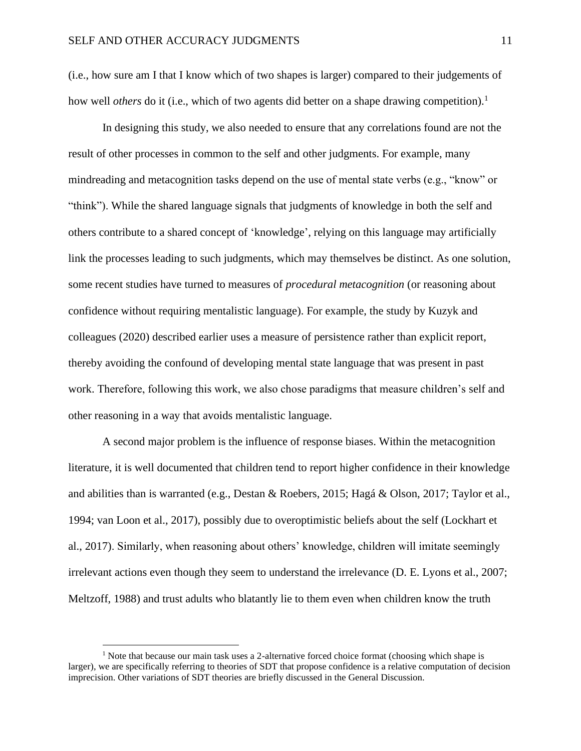(i.e., how sure am I that I know which of two shapes is larger) compared to their judgements of how well *others* do it (i.e., which of two agents did better on a shape drawing competition).[1]

In designing this study, we also needed to ensure that any correlations found are not the result of other processes in common to the self and other judgments. For example, many mindreading and metacognition tasks depend on the use of mental state verbs (e.g., "know" or "think"). While the shared language signals that judgments of knowledge in both the self and others contribute to a shared concept of 'knowledge', relying on this language may artificially link the processes leading to such judgments, which may themselves be distinct. As one solution, some recent studies have turned to measures of *procedural metacognition* (or reasoning about confidence without requiring mentalistic language). For example, the study by Kuzyk and colleagues (2020) described earlier uses a measure of persistence rather than explicit report, thereby avoiding the confound of developing mental state language that was present in past work. Therefore, following this work, we also chose paradigms that measure children's self and other reasoning in a way that avoids mentalistic language.

A second major problem is the influence of response biases. Within the metacognition literature, it is well documented that children tend to report higher confidence in their knowledge and abilities than is warranted (e.g., Destan & Roebers, 2015; Hagá & Olson, 2017; Taylor et al., 1994; van Loon et al., 2017), possibly due to overoptimistic beliefs about the self (Lockhart et al., 2017). Similarly, when reasoning about others' knowledge, children will imitate seemingly irrelevant actions even though they seem to understand the irrelevance (D. E. Lyons et al., 2007; Meltzoff, 1988) and trust adults who blatantly lie to them even when children know the truth

[1] Note that because our main task uses a 2-alternative forced choice format (choosing which shape is larger), we are specifically referring to theories of SDT that propose confidence is a relative computation of decision imprecision. Other variations of SDT theories are briefly discussed in the General Discussion.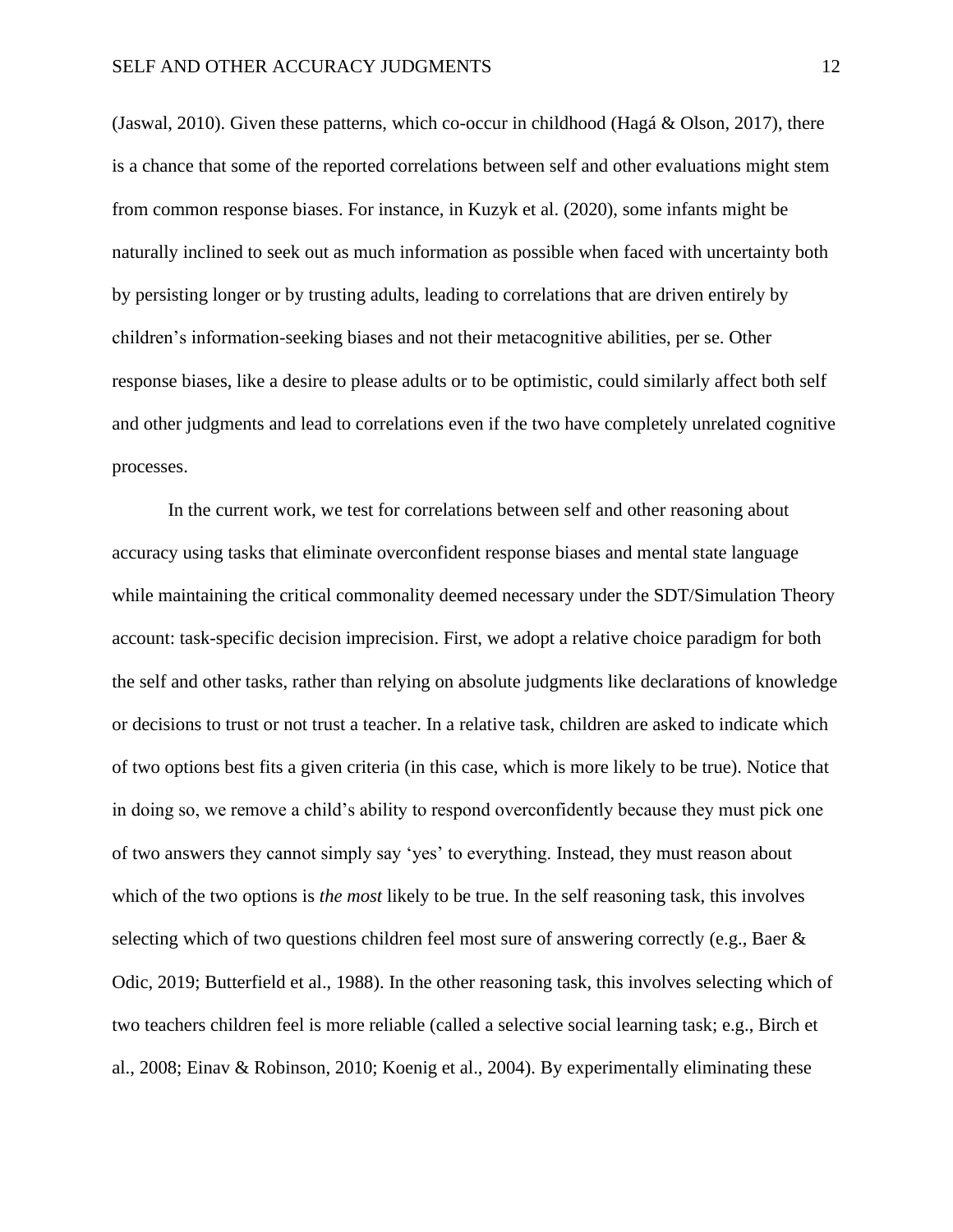(Jaswal, 2010). Given these patterns, which co-occur in childhood (Hagá & Olson, 2017), there is a chance that some of the reported correlations between self and other evaluations might stem from common response biases. For instance, in Kuzyk et al. (2020), some infants might be naturally inclined to seek out as much information as possible when faced with uncertainty both by persisting longer or by trusting adults, leading to correlations that are driven entirely by children's information-seeking biases and not their metacognitive abilities, per se. Other response biases, like a desire to please adults or to be optimistic, could similarly affect both self and other judgments and lead to correlations even if the two have completely unrelated cognitive processes.

In the current work, we test for correlations between self and other reasoning about accuracy using tasks that eliminate overconfident response biases and mental state language while maintaining the critical commonality deemed necessary under the SDT/Simulation Theory account: task-specific decision imprecision. First, we adopt a relative choice paradigm for both the self and other tasks, rather than relying on absolute judgments like declarations of knowledge or decisions to trust or not trust a teacher. In a relative task, children are asked to indicate which of two options best fits a given criteria (in this case, which is more likely to be true). Notice that in doing so, we remove a child's ability to respond overconfidently because they must pick one of two answers they cannot simply say 'yes' to everything. Instead, they must reason about which of the two options is *the most* likely to be true. In the self reasoning task, this involves selecting which of two questions children feel most sure of answering correctly (e.g., Baer & Odic, 2019; Butterfield et al., 1988). In the other reasoning task, this involves selecting which of two teachers children feel is more reliable (called a selective social learning task; e.g., Birch et al., 2008; Einav & Robinson, 2010; Koenig et al., 2004). By experimentally eliminating these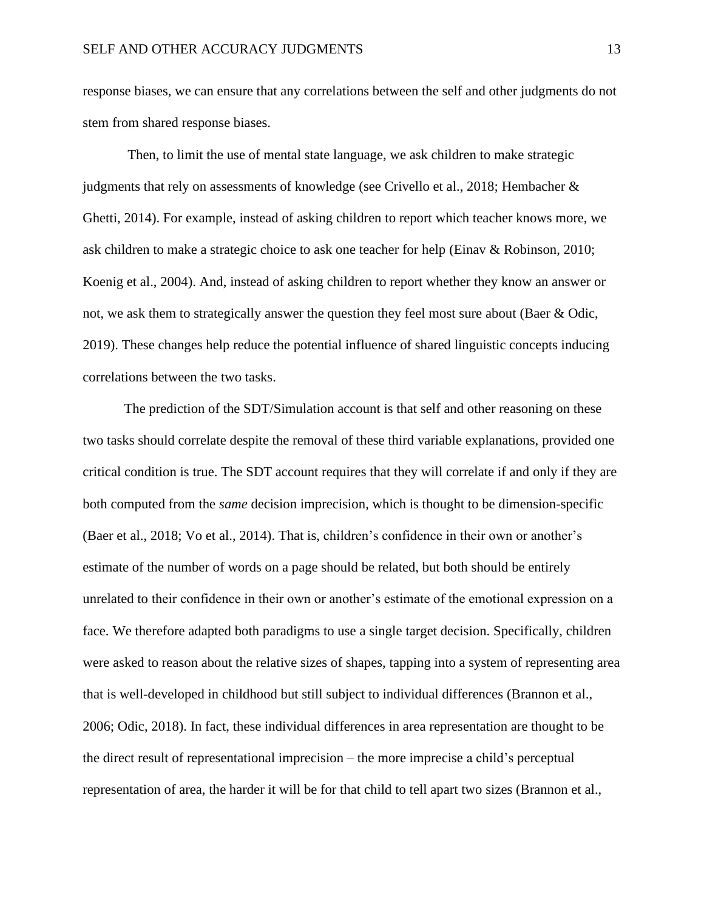response biases, we can ensure that any correlations between the self and other judgments do not stem from shared response biases.

Then, to limit the use of mental state language, we ask children to make strategic judgments that rely on assessments of knowledge (see Crivello et al., 2018; Hembacher & Ghetti, 2014). For example, instead of asking children to report which teacher knows more, we ask children to make a strategic choice to ask one teacher for help (Einav & Robinson, 2010; Koenig et al., 2004). And, instead of asking children to report whether they know an answer or not, we ask them to strategically answer the question they feel most sure about (Baer & Odic, 2019). These changes help reduce the potential influence of shared linguistic concepts inducing correlations between the two tasks.

The prediction of the SDT/Simulation account is that self and other reasoning on these two tasks should correlate despite the removal of these third variable explanations, provided one critical condition is true. The SDT account requires that they will correlate if and only if they are both computed from the *same* decision imprecision, which is thought to be dimension-specific (Baer et al., 2018; Vo et al., 2014). That is, children's confidence in their own or another's estimate of the number of words on a page should be related, but both should be entirely unrelated to their confidence in their own or another's estimate of the emotional expression on a face. We therefore adapted both paradigms to use a single target decision. Specifically, children were asked to reason about the relative sizes of shapes, tapping into a system of representing area that is well-developed in childhood but still subject to individual differences (Brannon et al., 2006; Odic, 2018). In fact, these individual differences in area representation are thought to be the direct result of representational imprecision – the more imprecise a child's perceptual representation of area, the harder it will be for that child to tell apart two sizes (Brannon et al.,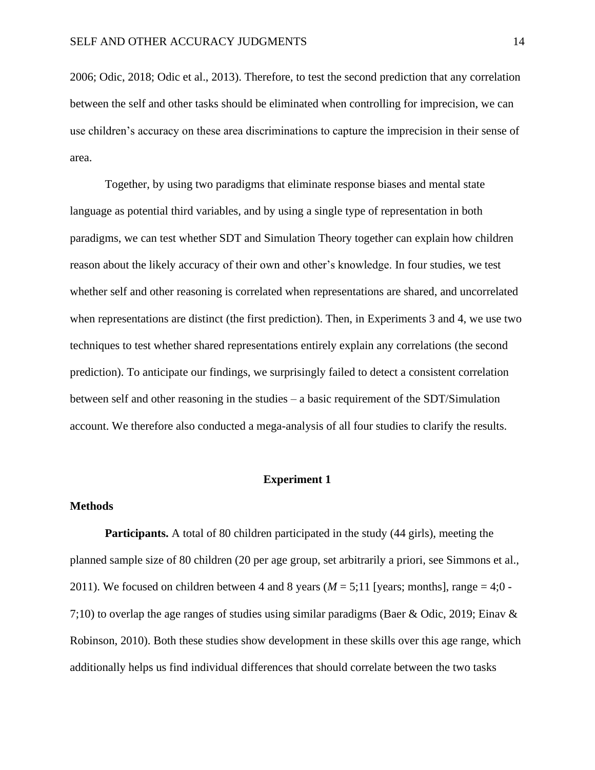2006; Odic, 2018; Odic et al., 2013). Therefore, to test the second prediction that any correlation between the self and other tasks should be eliminated when controlling for imprecision, we can use children's accuracy on these area discriminations to capture the imprecision in their sense of area.

Together, by using two paradigms that eliminate response biases and mental state language as potential third variables, and by using a single type of representation in both paradigms, we can test whether SDT and Simulation Theory together can explain how children reason about the likely accuracy of their own and other's knowledge. In four studies, we test whether self and other reasoning is correlated when representations are shared, and uncorrelated when representations are distinct (the first prediction). Then, in Experiments 3 and 4, we use two techniques to test whether shared representations entirely explain any correlations (the second prediction). To anticipate our findings, we surprisingly failed to detect a consistent correlation between self and other reasoning in the studies – a basic requirement of the SDT/Simulation account. We therefore also conducted a mega-analysis of all four studies to clarify the results.

## Experiment 1

### Methods

**Participants.** A total of 80 children participated in the study (44 girls), meeting the planned sample size of 80 children (20 per age group, set arbitrarily a priori, see Simmons et al., 2011). We focused on children between 4 and 8 years (*M* = 5;11 [years; months], range = 4;0 - 7;10) to overlap the age ranges of studies using similar paradigms (Baer & Odic, 2019; Einav & Robinson, 2010). Both these studies show development in these skills over this age range, which additionally helps us find individual differences that should correlate between the two tasks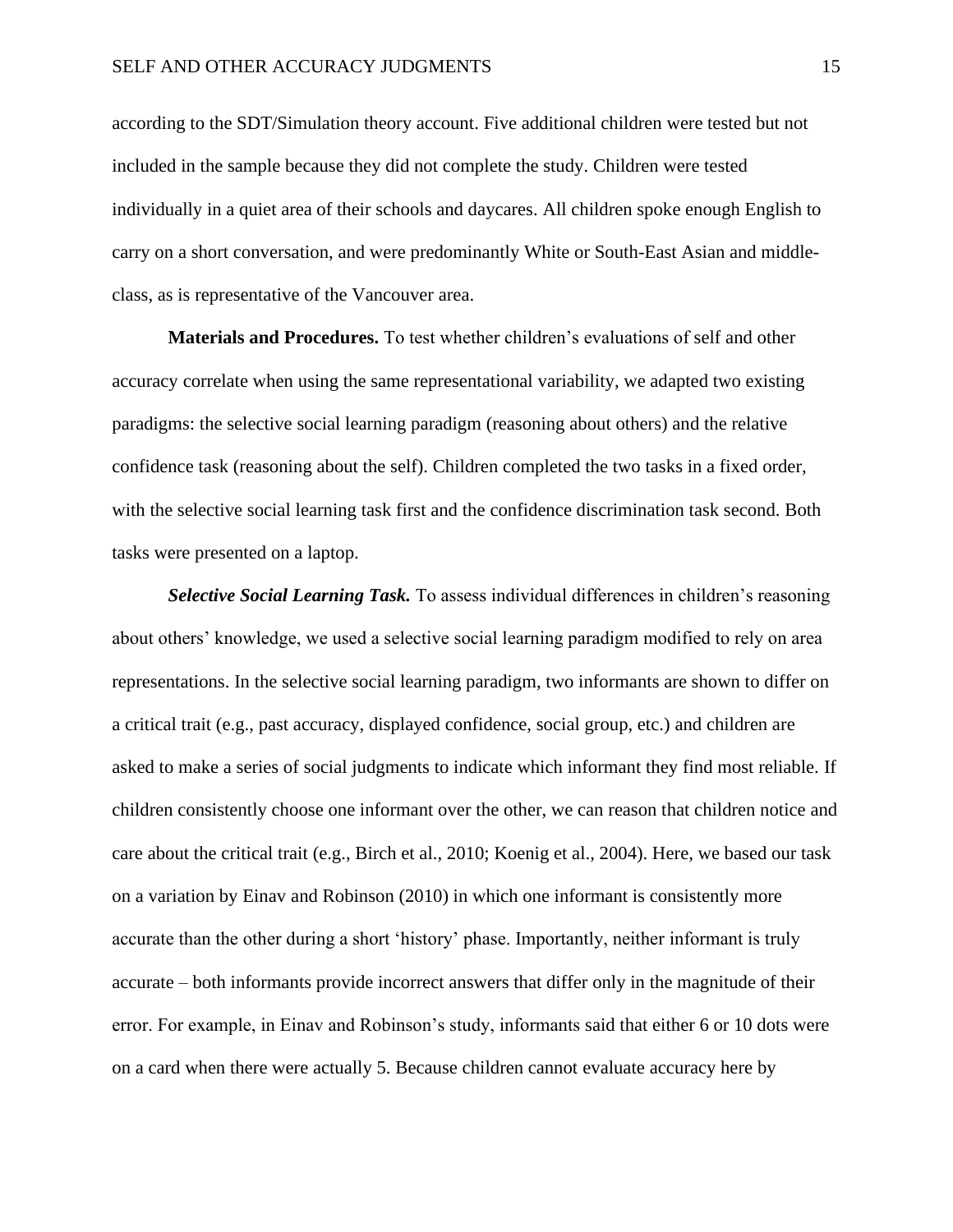according to the SDT/Simulation theory account. Five additional children were tested but not included in the sample because they did not complete the study. Children were tested individually in a quiet area of their schools and daycares. All children spoke enough English to carry on a short conversation, and were predominantly White or South-East Asian and middle-class, as is representative of the Vancouver area.

**Materials and Procedures.** To test whether children's evaluations of self and other accuracy correlate when using the same representational variability, we adapted two existing paradigms: the selective social learning paradigm (reasoning about others) and the relative confidence task (reasoning about the self). Children completed the two tasks in a fixed order, with the selective social learning task first and the confidence discrimination task second. Both tasks were presented on a laptop.

***Selective Social Learning Task.*** To assess individual differences in children's reasoning about others' knowledge, we used a selective social learning paradigm modified to rely on area representations. In the selective social learning paradigm, two informants are shown to differ on a critical trait (e.g., past accuracy, displayed confidence, social group, etc.) and children are asked to make a series of social judgments to indicate which informant they find most reliable. If children consistently choose one informant over the other, we can reason that children notice and care about the critical trait (e.g., Birch et al., 2010; Koenig et al., 2004). Here, we based our task on a variation by Einav and Robinson (2010) in which one informant is consistently more accurate than the other during a short 'history' phase. Importantly, neither informant is truly accurate – both informants provide incorrect answers that differ only in the magnitude of their error. For example, in Einav and Robinson's study, informants said that either 6 or 10 dots were on a card when there were actually 5. Because children cannot evaluate accuracy here by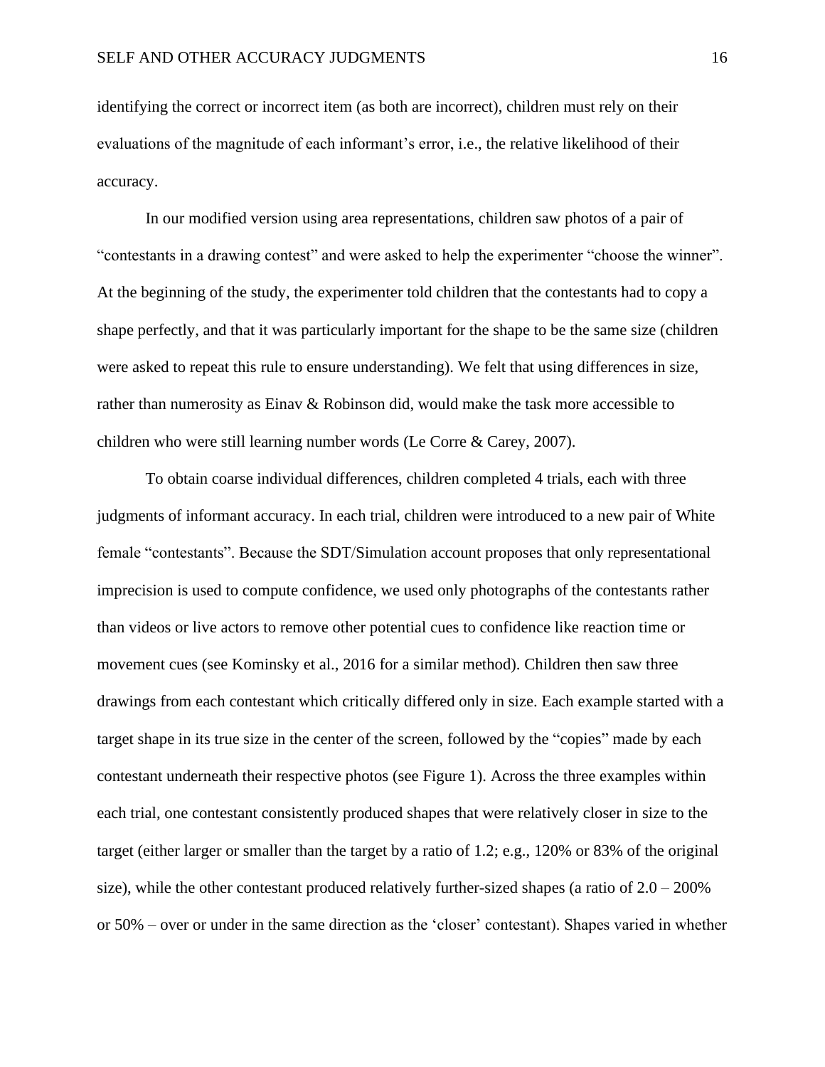identifying the correct or incorrect item (as both are incorrect), children must rely on their evaluations of the magnitude of each informant's error, i.e., the relative likelihood of their accuracy.

In our modified version using area representations, children saw photos of a pair of "contestants in a drawing contest" and were asked to help the experimenter "choose the winner". At the beginning of the study, the experimenter told children that the contestants had to copy a shape perfectly, and that it was particularly important for the shape to be the same size (children were asked to repeat this rule to ensure understanding). We felt that using differences in size, rather than numerosity as Einav & Robinson did, would make the task more accessible to children who were still learning number words (Le Corre & Carey, 2007).

To obtain coarse individual differences, children completed 4 trials, each with three judgments of informant accuracy. In each trial, children were introduced to a new pair of White female "contestants". Because the SDT/Simulation account proposes that only representational imprecision is used to compute confidence, we used only photographs of the contestants rather than videos or live actors to remove other potential cues to confidence like reaction time or movement cues (see Kominsky et al., 2016 for a similar method). Children then saw three drawings from each contestant which critically differed only in size. Each example started with a target shape in its true size in the center of the screen, followed by the "copies" made by each contestant underneath their respective photos (see Figure 1). Across the three examples within each trial, one contestant consistently produced shapes that were relatively closer in size to the target (either larger or smaller than the target by a ratio of 1.2; e.g., 120% or 83% of the original size), while the other contestant produced relatively further-sized shapes (a ratio of 2.0 – 200% or 50% – over or under in the same direction as the 'closer' contestant). Shapes varied in whether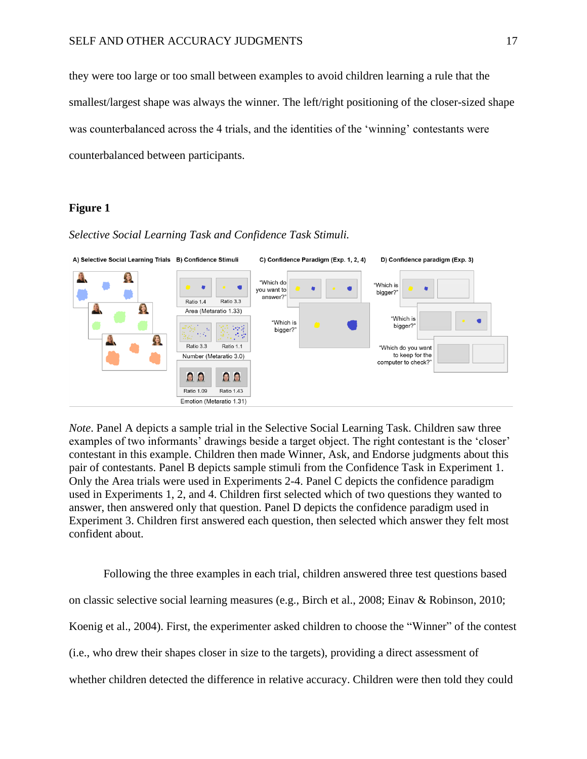they were too large or too small between examples to avoid children learning a rule that the smallest/largest shape was always the winner. The left/right positioning of the closer-sized shape was counterbalanced across the 4 trials, and the identities of the 'winning' contestants were counterbalanced between participants.

**Figure 1**

*Selective Social Learning Task and Confidence Task Stimuli.*

*Note*. Panel A depicts a sample trial in the Selective Social Learning Task. Children saw three examples of two informants' drawings beside a target object. The right contestant is the 'closer' contestant in this example. Children then made Winner, Ask, and Endorse judgments about this pair of contestants. Panel B depicts sample stimuli from the Confidence Task in Experiment 1. Only the Area trials were used in Experiments 2-4. Panel C depicts the confidence paradigm used in Experiments 1, 2, and 4. Children first selected which of two questions they wanted to answer, then answered only that question. Panel D depicts the confidence paradigm used in Experiment 3. Children first answered each question, then selected which answer they felt most confident about.

Following the three examples in each trial, children answered three test questions based on classic selective social learning measures (e.g., Birch et al., 2008; Einav & Robinson, 2010; Koenig et al., 2004). First, the experimenter asked children to choose the "Winner" of the contest (i.e., who drew their shapes closer in size to the targets), providing a direct assessment of whether children detected the difference in relative accuracy. Children were then told they could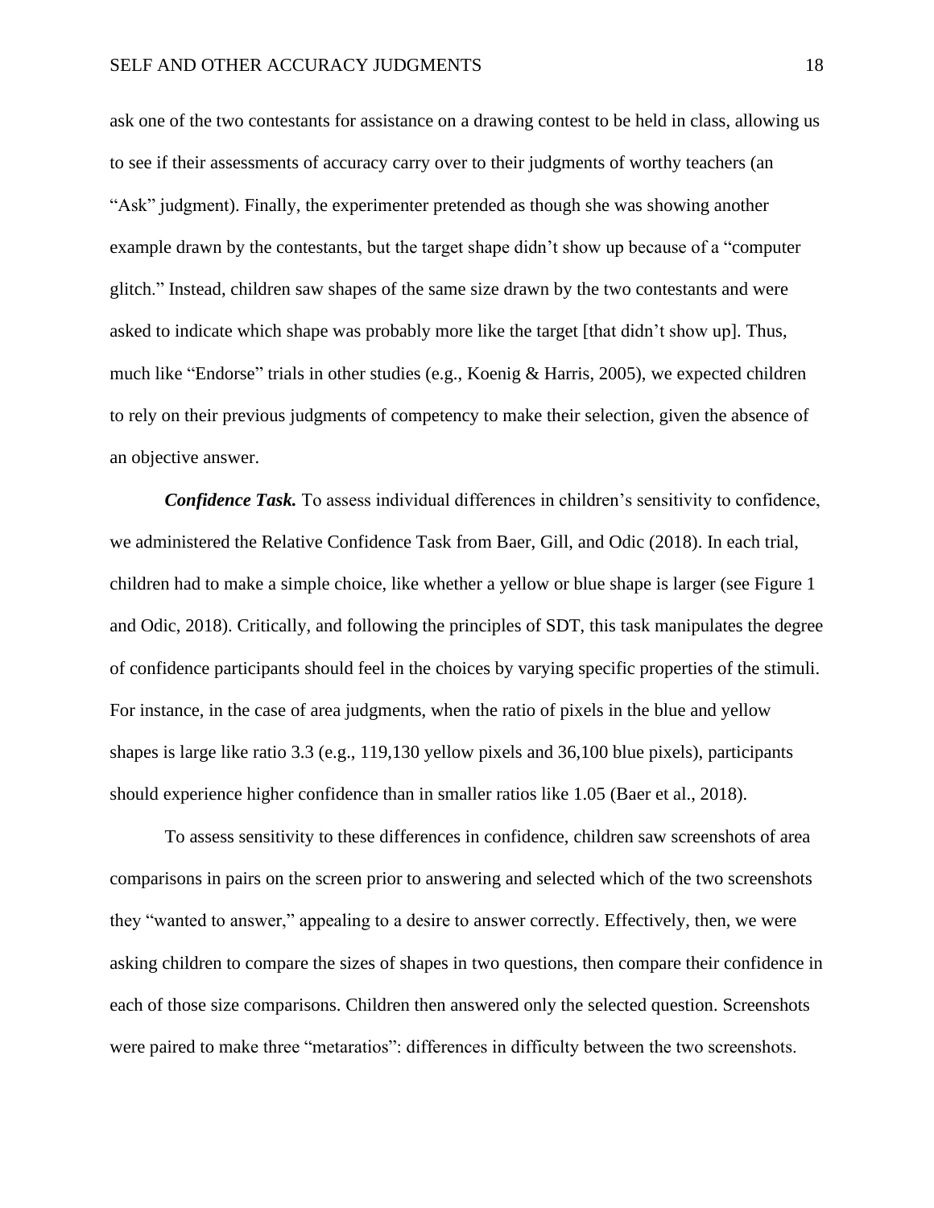ask one of the two contestants for assistance on a drawing contest to be held in class, allowing us to see if their assessments of accuracy carry over to their judgments of worthy teachers (an "Ask" judgment). Finally, the experimenter pretended as though she was showing another example drawn by the contestants, but the target shape didn't show up because of a "computer glitch." Instead, children saw shapes of the same size drawn by the two contestants and were asked to indicate which shape was probably more like the target [that didn't show up]. Thus, much like "Endorse" trials in other studies (e.g., Koenig & Harris, 2005), we expected children to rely on their previous judgments of competency to make their selection, given the absence of an objective answer.

***Confidence Task.*** To assess individual differences in children's sensitivity to confidence, we administered the Relative Confidence Task from Baer, Gill, and Odic (2018). In each trial, children had to make a simple choice, like whether a yellow or blue shape is larger (see Figure 1 and Odic, 2018). Critically, and following the principles of SDT, this task manipulates the degree of confidence participants should feel in the choices by varying specific properties of the stimuli. For instance, in the case of area judgments, when the ratio of pixels in the blue and yellow shapes is large like ratio 3.3 (e.g., 119,130 yellow pixels and 36,100 blue pixels), participants should experience higher confidence than in smaller ratios like 1.05 (Baer et al., 2018).

To assess sensitivity to these differences in confidence, children saw screenshots of area comparisons in pairs on the screen prior to answering and selected which of the two screenshots they "wanted to answer," appealing to a desire to answer correctly. Effectively, then, we were asking children to compare the sizes of shapes in two questions, then compare their confidence in each of those size comparisons. Children then answered only the selected question. Screenshots were paired to make three "metaratios": differences in difficulty between the two screenshots.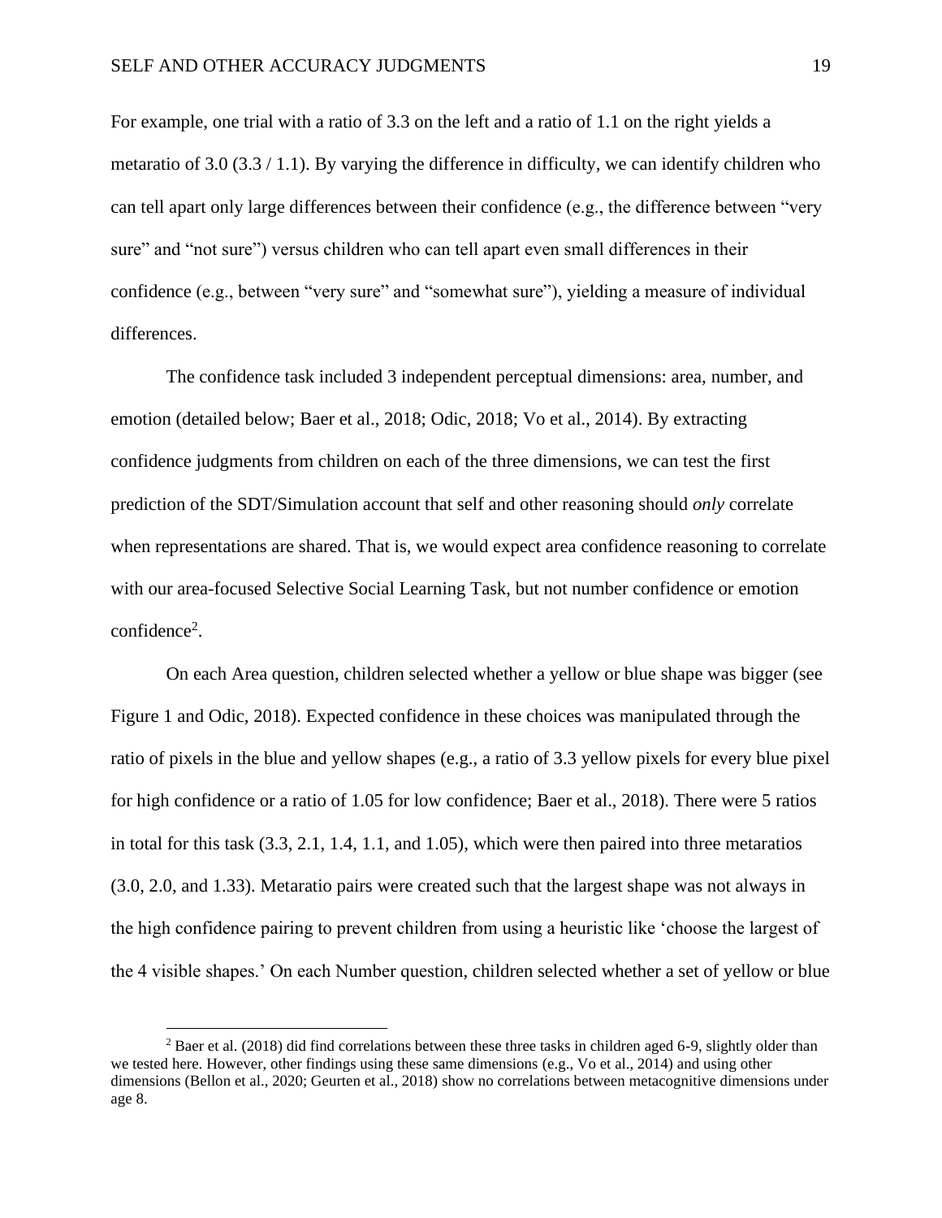For example, one trial with a ratio of 3.3 on the left and a ratio of 1.1 on the right yields a metaratio of 3.0 (3.3 / 1.1). By varying the difference in difficulty, we can identify children who can tell apart only large differences between their confidence (e.g., the difference between "very sure" and "not sure") versus children who can tell apart even small differences in their confidence (e.g., between "very sure" and "somewhat sure"), yielding a measure of individual differences.

The confidence task included 3 independent perceptual dimensions: area, number, and emotion (detailed below; Baer et al., 2018; Odic, 2018; Vo et al., 2014). By extracting confidence judgments from children on each of the three dimensions, we can test the first prediction of the SDT/Simulation account that self and other reasoning should *only* correlate when representations are shared. That is, we would expect area confidence reasoning to correlate with our area-focused Selective Social Learning Task, but not number confidence or emotion confidence[2].

On each Area question, children selected whether a yellow or blue shape was bigger (see Figure 1 and Odic, 2018). Expected confidence in these choices was manipulated through the ratio of pixels in the blue and yellow shapes (e.g., a ratio of 3.3 yellow pixels for every blue pixel for high confidence or a ratio of 1.05 for low confidence; Baer et al., 2018). There were 5 ratios in total for this task (3.3, 2.1, 1.4, 1.1, and 1.05), which were then paired into three metaratios (3.0, 2.0, and 1.33). Metaratio pairs were created such that the largest shape was not always in the high confidence pairing to prevent children from using a heuristic like 'choose the largest of the 4 visible shapes.' On each Number question, children selected whether a set of yellow or blue

[2] Baer et al. (2018) did find correlations between these three tasks in children aged 6-9, slightly older than we tested here. However, other findings using these same dimensions (e.g., Vo et al., 2014) and using other dimensions (Bellon et al., 2020; Geurten et al., 2018) show no correlations between metacognitive dimensions under age 8.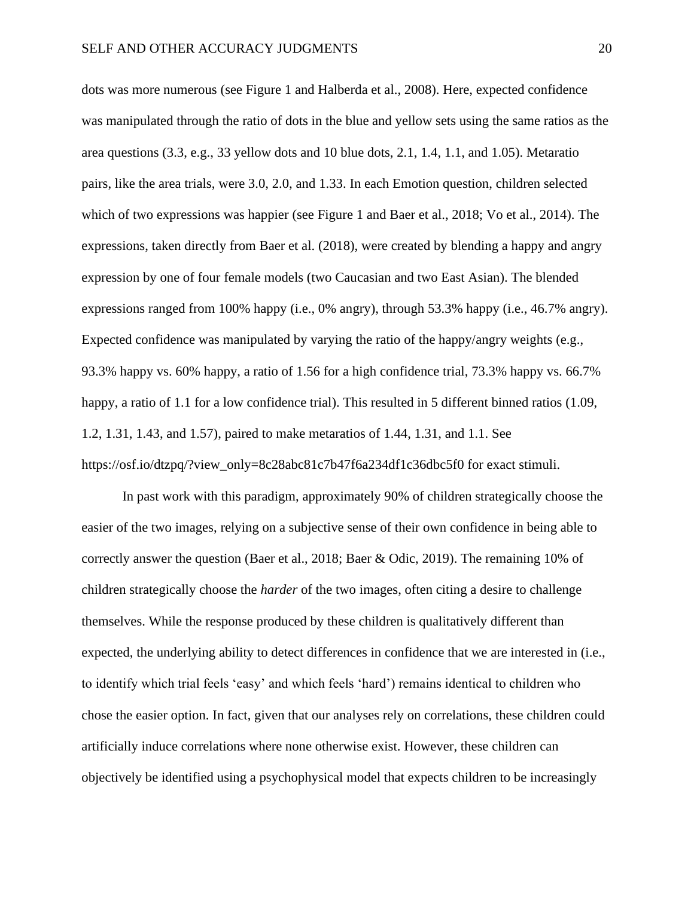dots was more numerous (see Figure 1 and Halberda et al., 2008). Here, expected confidence was manipulated through the ratio of dots in the blue and yellow sets using the same ratios as the area questions (3.3, e.g., 33 yellow dots and 10 blue dots, 2.1, 1.4, 1.1, and 1.05). Metaratio pairs, like the area trials, were 3.0, 2.0, and 1.33. In each Emotion question, children selected which of two expressions was happier (see Figure 1 and Baer et al., 2018; Vo et al., 2014). The expressions, taken directly from Baer et al. (2018), were created by blending a happy and angry expression by one of four female models (two Caucasian and two East Asian). The blended expressions ranged from 100% happy (i.e., 0% angry), through 53.3% happy (i.e., 46.7% angry). Expected confidence was manipulated by varying the ratio of the happy/angry weights (e.g., 93.3% happy vs. 60% happy, a ratio of 1.56 for a high confidence trial, 73.3% happy vs. 66.7% happy, a ratio of 1.1 for a low confidence trial). This resulted in 5 different binned ratios (1.09, 1.2, 1.31, 1.43, and 1.57), paired to make metaratios of 1.44, 1.31, and 1.1. See https://osf.io/dtzpq/?view_only=8c28abc81c7b47f6a234df1c36dbc5f0 for exact stimuli.

In past work with this paradigm, approximately 90% of children strategically choose the easier of the two images, relying on a subjective sense of their own confidence in being able to correctly answer the question (Baer et al., 2018; Baer & Odic, 2019). The remaining 10% of children strategically choose the *harder* of the two images, often citing a desire to challenge themselves. While the response produced by these children is qualitatively different than expected, the underlying ability to detect differences in confidence that we are interested in (i.e., to identify which trial feels 'easy' and which feels 'hard') remains identical to children who chose the easier option. In fact, given that our analyses rely on correlations, these children could artificially induce correlations where none otherwise exist. However, these children can objectively be identified using a psychophysical model that expects children to be increasingly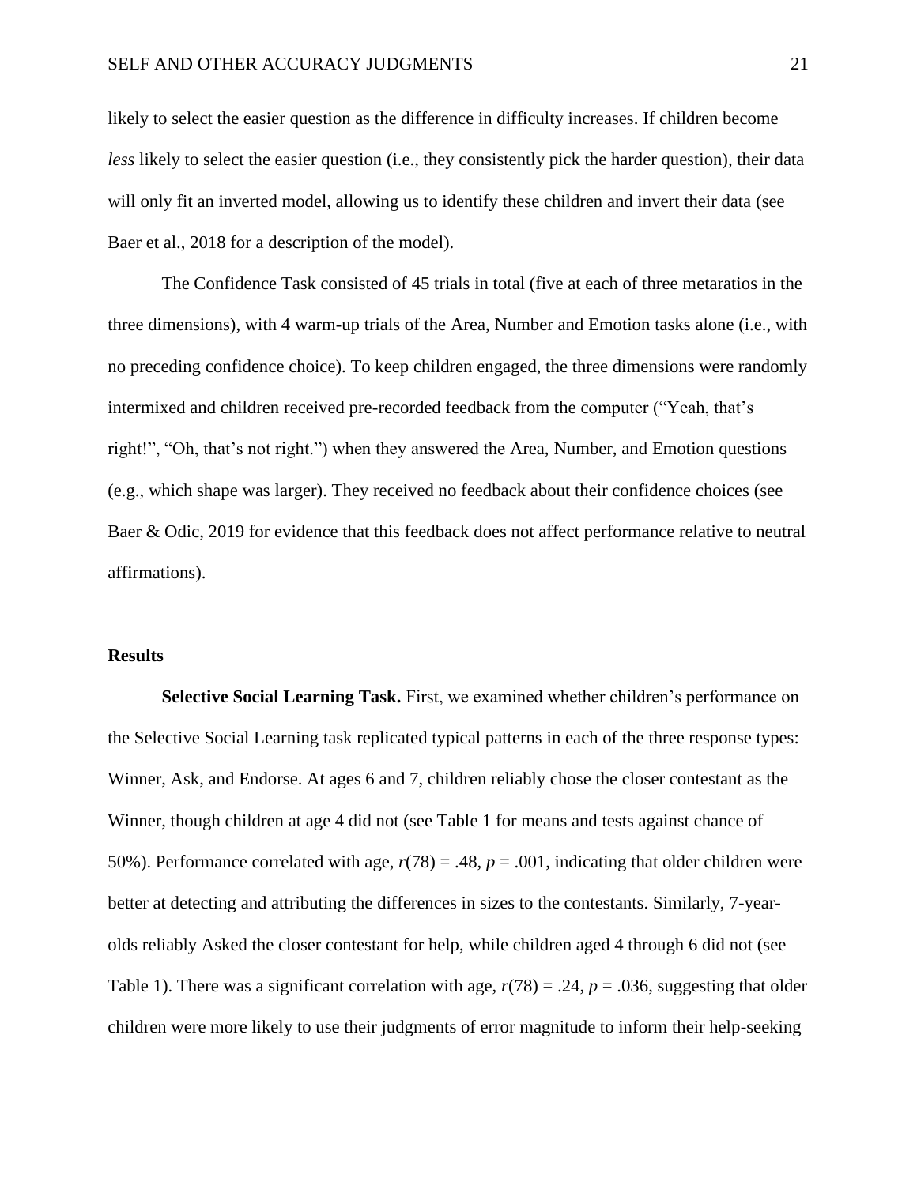likely to select the easier question as the difference in difficulty increases. If children become *less* likely to select the easier question (i.e., they consistently pick the harder question), their data will only fit an inverted model, allowing us to identify these children and invert their data (see Baer et al., 2018 for a description of the model).

The Confidence Task consisted of 45 trials in total (five at each of three metaratios in the three dimensions), with 4 warm-up trials of the Area, Number and Emotion tasks alone (i.e., with no preceding confidence choice). To keep children engaged, the three dimensions were randomly intermixed and children received pre-recorded feedback from the computer ("Yeah, that's right!", "Oh, that's not right.") when they answered the Area, Number, and Emotion questions (e.g., which shape was larger). They received no feedback about their confidence choices (see Baer & Odic, 2019 for evidence that this feedback does not affect performance relative to neutral affirmations).

### Results

**Selective Social Learning Task.** First, we examined whether children's performance on the Selective Social Learning task replicated typical patterns in each of the three response types: Winner, Ask, and Endorse. At ages 6 and 7, children reliably chose the closer contestant as the Winner, though children at age 4 did not (see Table 1 for means and tests against chance of 50%). Performance correlated with age, $r(78) = .48$, $p = .001$, indicating that older children were better at detecting and attributing the differences in sizes to the contestants. Similarly, 7-year-olds reliably Asked the closer contestant for help, while children aged 4 through 6 did not (see Table 1). There was a significant correlation with age, $r(78) = .24$, $p = .036$, suggesting that older children were more likely to use their judgments of error magnitude to inform their help-seeking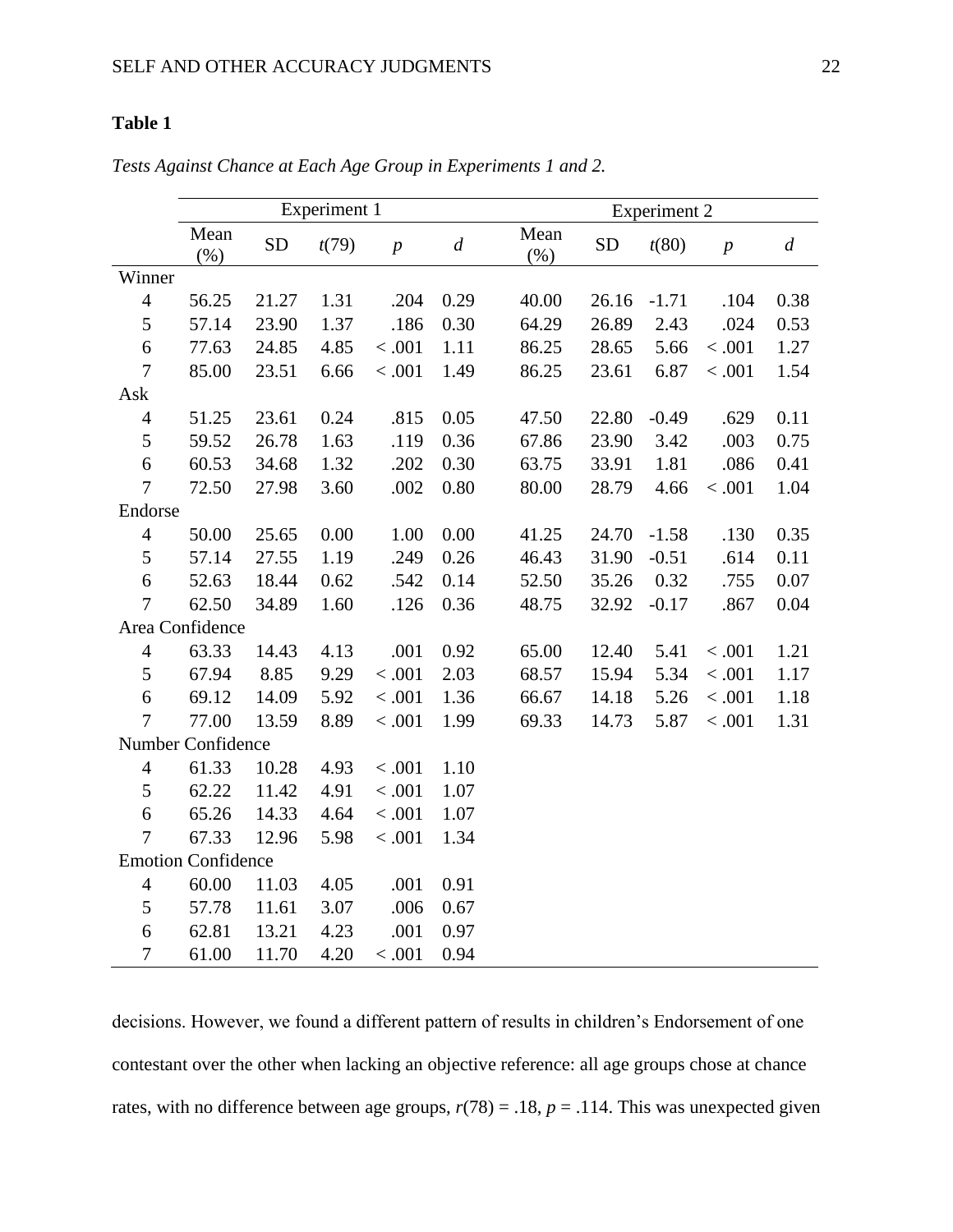**Table 1**

*Tests Against Chance at Each Age Group in Experiments 1 and 2.*

| | Experiment 1 | | | | | Experiment 2 | | | | |
|---|---|---|---|---|---|---|---|---|---|---|
| | Mean (%) | SD | $t(79)$ | $p$ | $d$ | Mean (%) | SD | $t(80)$ | $p$ | $d$ |
| Winner | | | | | | | | | | |
| 4 | 56.25 | 21.27 | 1.31 | .204 | 0.29 | 40.00 | 26.16 | -1.71 | .104 | 0.38 |
| 5 | 57.14 | 23.90 | 1.37 | .186 | 0.30 | 64.29 | 26.89 | 2.43 | .024 | 0.53 |
| 6 | 77.63 | 24.85 | 4.85 | < .001 | 1.11 | 86.25 | 28.65 | 5.66 | < .001 | 1.27 |
| 7 | 85.00 | 23.51 | 6.66 | < .001 | 1.49 | 86.25 | 23.61 | 6.87 | < .001 | 1.54 |
| Ask | | | | | | | | | | |
| 4 | 51.25 | 23.61 | 0.24 | .815 | 0.05 | 47.50 | 22.80 | -0.49 | .629 | 0.11 |
| 5 | 59.52 | 26.78 | 1.63 | .119 | 0.36 | 67.86 | 23.90 | 3.42 | .003 | 0.75 |
| 6 | 60.53 | 34.68 | 1.32 | .202 | 0.30 | 63.75 | 33.91 | 1.81 | .086 | 0.41 |
| 7 | 72.50 | 27.98 | 3.60 | .002 | 0.80 | 80.00 | 28.79 | 4.66 | < .001 | 1.04 |
| Endorse | | | | | | | | | | |
| 4 | 50.00 | 25.65 | 0.00 | 1.00 | 0.00 | 41.25 | 24.70 | -1.58 | .130 | 0.35 |
| 5 | 57.14 | 27.55 | 1.19 | .249 | 0.26 | 46.43 | 31.90 | -0.51 | .614 | 0.11 |
| 6 | 52.63 | 18.44 | 0.62 | .542 | 0.14 | 52.50 | 35.26 | 0.32 | .755 | 0.07 |
| 7 | 62.50 | 34.89 | 1.60 | .126 | 0.36 | 48.75 | 32.92 | -0.17 | .867 | 0.04 |
| Area Confidence | | | | | | | | | | |
| 4 | 63.33 | 14.43 | 4.13 | .001 | 0.92 | 65.00 | 12.40 | 5.41 | < .001 | 1.21 |
| 5 | 67.94 | 8.85 | 9.29 | < .001 | 2.03 | 68.57 | 15.94 | 5.34 | < .001 | 1.17 |
| 6 | 69.12 | 14.09 | 5.92 | < .001 | 1.36 | 66.67 | 14.18 | 5.26 | < .001 | 1.18 |
| 7 | 77.00 | 13.59 | 8.89 | < .001 | 1.99 | 69.33 | 14.73 | 5.87 | < .001 | 1.31 |
| Number Confidence | | | | | | | | | | |
| 4 | 61.33 | 10.28 | 4.93 | < .001 | 1.10 | | | | | |
| 5 | 62.22 | 11.42 | 4.91 | < .001 | 1.07 | | | | | |
| 6 | 65.26 | 14.33 | 4.64 | < .001 | 1.07 | | | | | |
| 7 | 67.33 | 12.96 | 5.98 | < .001 | 1.34 | | | | | |
| Emotion Confidence | | | | | | | | | | |
| 4 | 60.00 | 11.03 | 4.05 | .001 | 0.91 | | | | | |
| 5 | 57.78 | 11.61 | 3.07 | .006 | 0.67 | | | | | |
| 6 | 62.81 | 13.21 | 4.23 | .001 | 0.97 | | | | | |
| 7 | 61.00 | 11.70 | 4.20 | < .001 | 0.94 | | | | | |

decisions. However, we found a different pattern of results in children's Endorsement of one contestant over the other when lacking an objective reference: all age groups chose at chance rates, with no difference between age groups, $r(78) = .18$, $p = .114$. This was unexpected given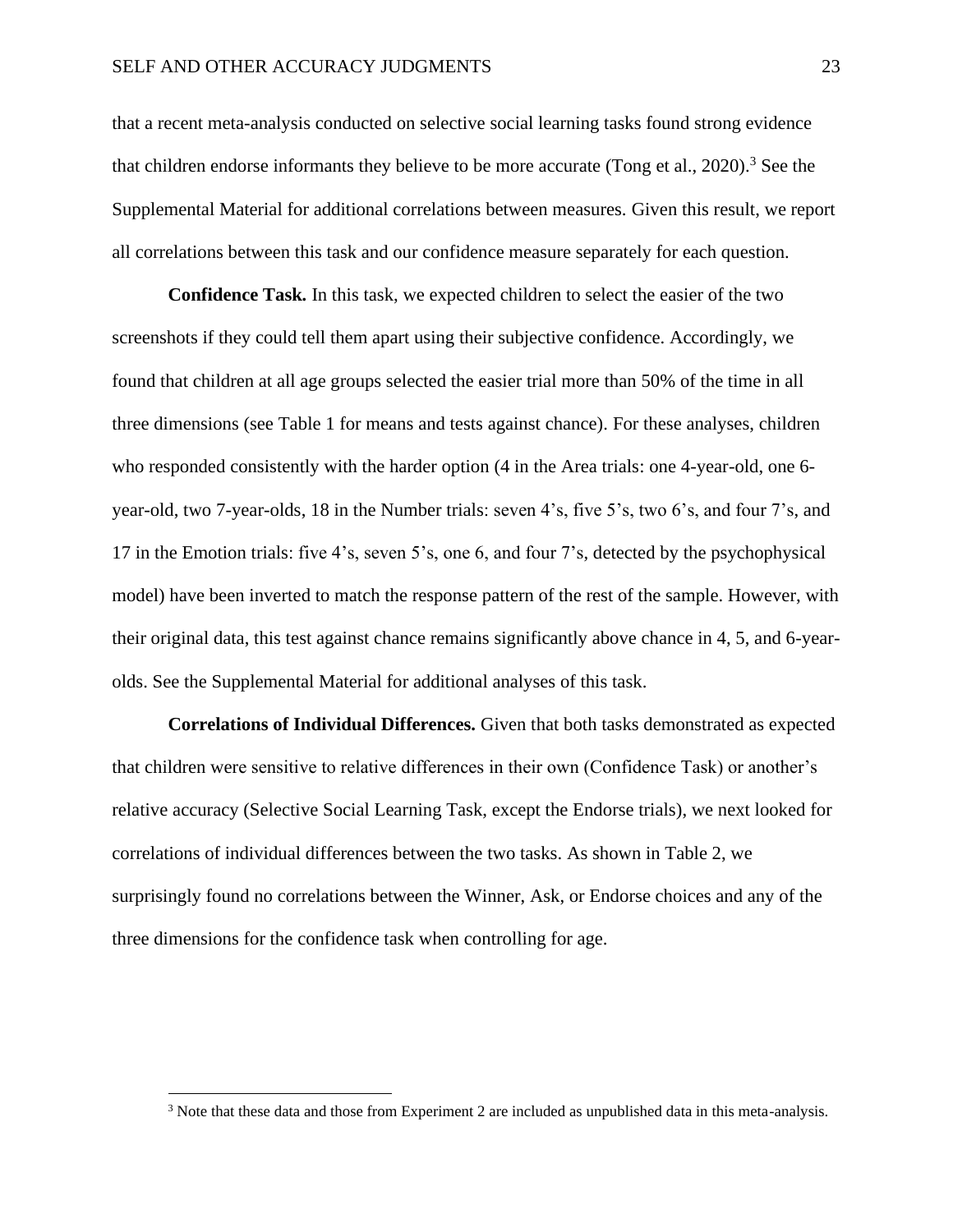that a recent meta-analysis conducted on selective social learning tasks found strong evidence that children endorse informants they believe to be more accurate (Tong et al., 2020).[3] See the Supplemental Material for additional correlations between measures. Given this result, we report all correlations between this task and our confidence measure separately for each question.

**Confidence Task.** In this task, we expected children to select the easier of the two screenshots if they could tell them apart using their subjective confidence. Accordingly, we found that children at all age groups selected the easier trial more than 50% of the time in all three dimensions (see Table 1 for means and tests against chance). For these analyses, children who responded consistently with the harder option (4 in the Area trials: one 4-year-old, one 6-year-old, two 7-year-olds, 18 in the Number trials: seven 4's, five 5's, two 6's, and four 7's, and 17 in the Emotion trials: five 4's, seven 5's, one 6, and four 7's, detected by the psychophysical model) have been inverted to match the response pattern of the rest of the sample. However, with their original data, this test against chance remains significantly above chance in 4, 5, and 6-year-olds. See the Supplemental Material for additional analyses of this task.

**Correlations of Individual Differences.** Given that both tasks demonstrated as expected that children were sensitive to relative differences in their own (Confidence Task) or another's relative accuracy (Selective Social Learning Task, except the Endorse trials), we next looked for correlations of individual differences between the two tasks. As shown in Table 2, we surprisingly found no correlations between the Winner, Ask, or Endorse choices and any of the three dimensions for the confidence task when controlling for age.

[3] Note that these data and those from Experiment 2 are included as unpublished data in this meta-analysis.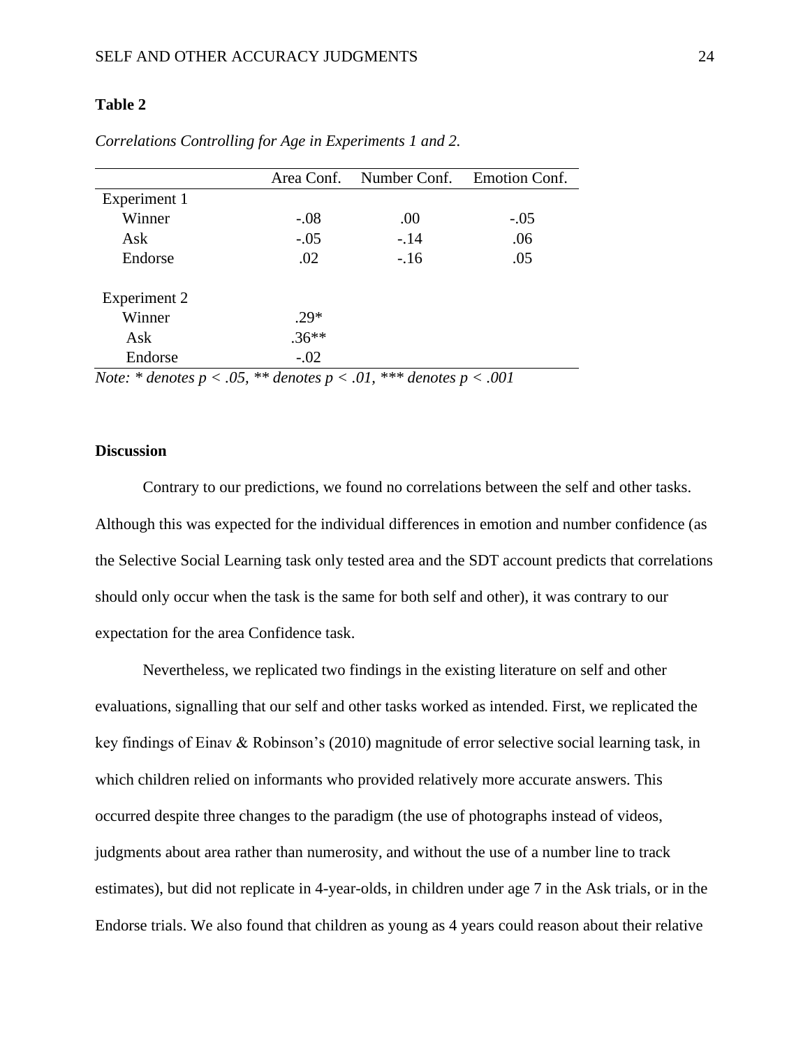**Table 2**

*Correlations Controlling for Age in Experiments 1 and 2.*

| | Area Conf. | Number Conf. | Emotion Conf. |
|---|---|---|---|
| Experiment 1 | | | |
| Winner | -.08 | .00 | -.05 |
| Ask | -.05 | -.14 | .06 |
| Endorse | .02 | -.16 | .05 |
| | | | |
| Experiment 2 | | | |
| Winner | .29* | | |
| Ask | .36** | | |
| Endorse | -.02 | | |

*Note: * denotes p < .05, ** denotes p < .01, *** denotes p < .001*

**Discussion**

Contrary to our predictions, we found no correlations between the self and other tasks. Although this was expected for the individual differences in emotion and number confidence (as the Selective Social Learning task only tested area and the SDT account predicts that correlations should only occur when the task is the same for both self and other), it was contrary to our expectation for the area Confidence task.

Nevertheless, we replicated two findings in the existing literature on self and other evaluations, signalling that our self and other tasks worked as intended. First, we replicated the key findings of Einav & Robinson's (2010) magnitude of error selective social learning task, in which children relied on informants who provided relatively more accurate answers. This occurred despite three changes to the paradigm (the use of photographs instead of videos, judgments about area rather than numerosity, and without the use of a number line to track estimates), but did not replicate in 4-year-olds, in children under age 7 in the Ask trials, or in the Endorse trials. We also found that children as young as 4 years could reason about their relative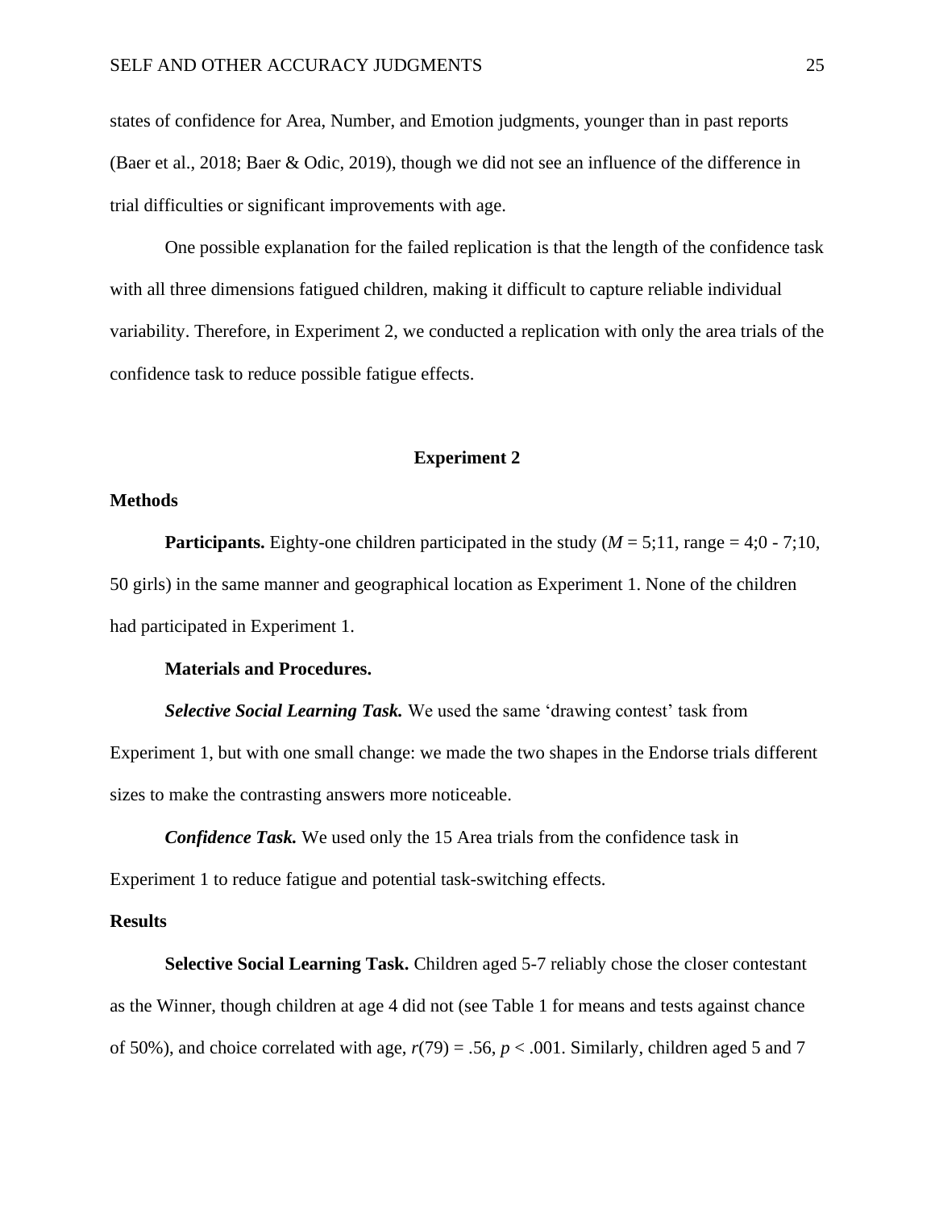states of confidence for Area, Number, and Emotion judgments, younger than in past reports (Baer et al., 2018; Baer & Odic, 2019), though we did not see an influence of the difference in trial difficulties or significant improvements with age.

One possible explanation for the failed replication is that the length of the confidence task with all three dimensions fatigued children, making it difficult to capture reliable individual variability. Therefore, in Experiment 2, we conducted a replication with only the area trials of the confidence task to reduce possible fatigue effects.

## Experiment 2

### Methods

**Participants.** Eighty-one children participated in the study (*M* = 5;11, range = 4;0 - 7;10, 50 girls) in the same manner and geographical location as Experiment 1. None of the children had participated in Experiment 1.

**Materials and Procedures.**

***Selective Social Learning Task.*** We used the same ‘drawing contest’ task from Experiment 1, but with one small change: we made the two shapes in the Endorse trials different sizes to make the contrasting answers more noticeable.

***Confidence Task.*** We used only the 15 Area trials from the confidence task in Experiment 1 to reduce fatigue and potential task-switching effects.

### Results

**Selective Social Learning Task.** Children aged 5-7 reliably chose the closer contestant as the Winner, though children at age 4 did not (see Table 1 for means and tests against chance of 50%), and choice correlated with age, $r(79) = .56$, $p < .001$. Similarly, children aged 5 and 7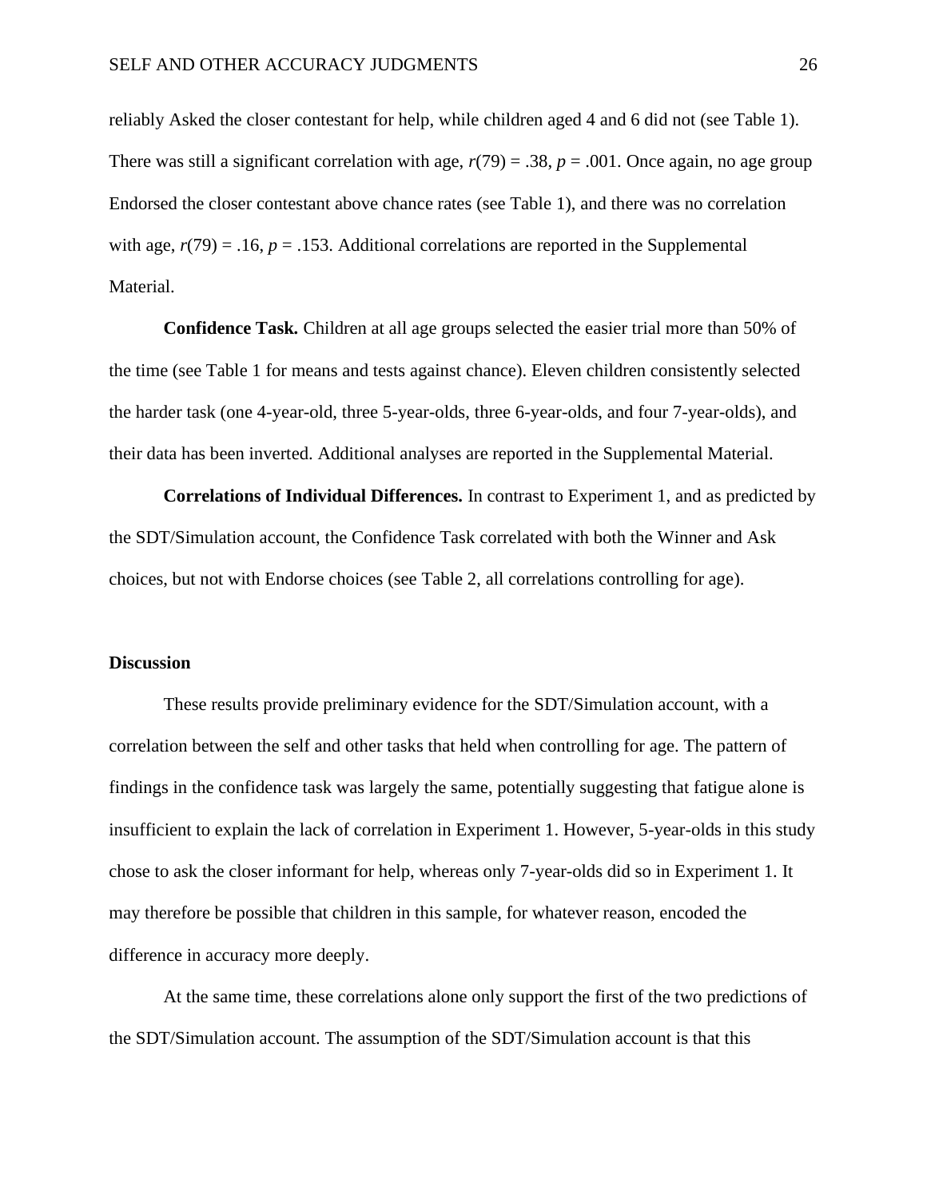reliably Asked the closer contestant for help, while children aged 4 and 6 did not (see Table 1). There was still a significant correlation with age, $r(79) = .38$, $p = .001$. Once again, no age group Endorsed the closer contestant above chance rates (see Table 1), and there was no correlation with age, $r(79) = .16$, $p = .153$. Additional correlations are reported in the Supplemental Material.

**Confidence Task.** Children at all age groups selected the easier trial more than 50% of the time (see Table 1 for means and tests against chance). Eleven children consistently selected the harder task (one 4-year-old, three 5-year-olds, three 6-year-olds, and four 7-year-olds), and their data has been inverted. Additional analyses are reported in the Supplemental Material.

**Correlations of Individual Differences.** In contrast to Experiment 1, and as predicted by the SDT/Simulation account, the Confidence Task correlated with both the Winner and Ask choices, but not with Endorse choices (see Table 2, all correlations controlling for age).

### Discussion

These results provide preliminary evidence for the SDT/Simulation account, with a correlation between the self and other tasks that held when controlling for age. The pattern of findings in the confidence task was largely the same, potentially suggesting that fatigue alone is insufficient to explain the lack of correlation in Experiment 1. However, 5-year-olds in this study chose to ask the closer informant for help, whereas only 7-year-olds did so in Experiment 1. It may therefore be possible that children in this sample, for whatever reason, encoded the difference in accuracy more deeply.

At the same time, these correlations alone only support the first of the two predictions of the SDT/Simulation account. The assumption of the SDT/Simulation account is that this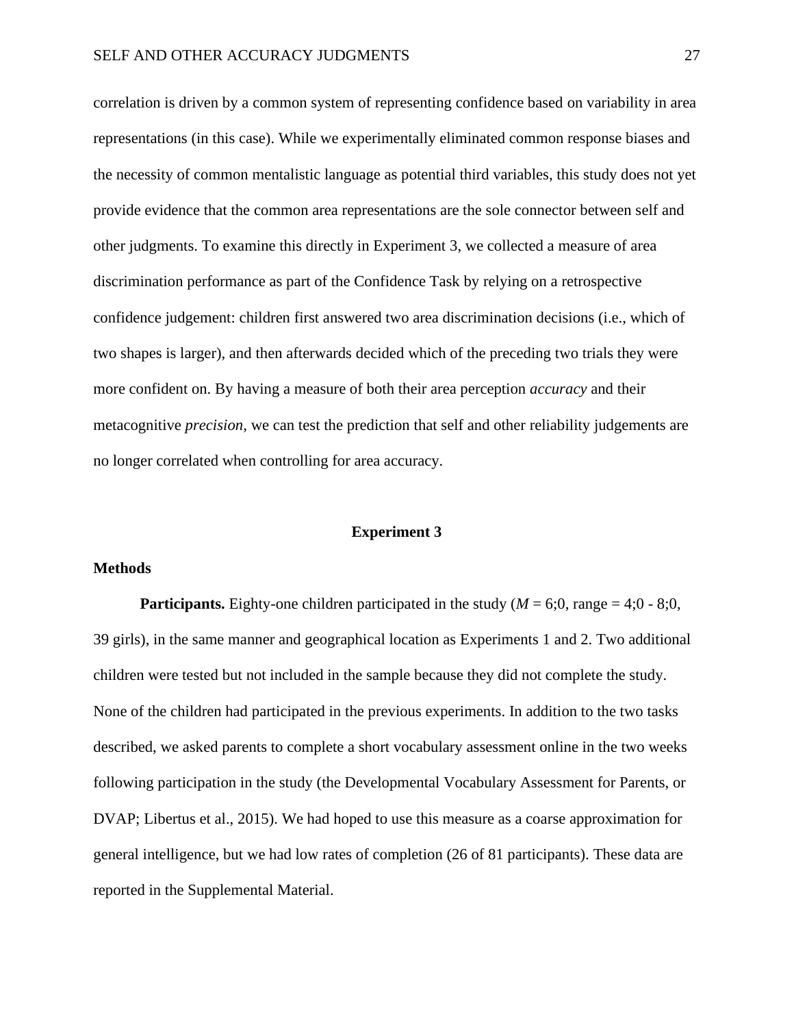correlation is driven by a common system of representing confidence based on variability in area representations (in this case). While we experimentally eliminated common response biases and the necessity of common mentalistic language as potential third variables, this study does not yet provide evidence that the common area representations are the sole connector between self and other judgments. To examine this directly in Experiment 3, we collected a measure of area discrimination performance as part of the Confidence Task by relying on a retrospective confidence judgement: children first answered two area discrimination decisions (i.e., which of two shapes is larger), and then afterwards decided which of the preceding two trials they were more confident on. By having a measure of both their area perception *accuracy* and their metacognitive *precision*, we can test the prediction that self and other reliability judgements are no longer correlated when controlling for area accuracy.

## Experiment 3

### Methods

**Participants.** Eighty-one children participated in the study (*M* = 6;0, range = 4;0 - 8;0, 39 girls), in the same manner and geographical location as Experiments 1 and 2. Two additional children were tested but not included in the sample because they did not complete the study. None of the children had participated in the previous experiments. In addition to the two tasks described, we asked parents to complete a short vocabulary assessment online in the two weeks following participation in the study (the Developmental Vocabulary Assessment for Parents, or DVAP; Libertus et al., 2015). We had hoped to use this measure as a coarse approximation for general intelligence, but we had low rates of completion (26 of 81 participants). These data are reported in the Supplemental Material.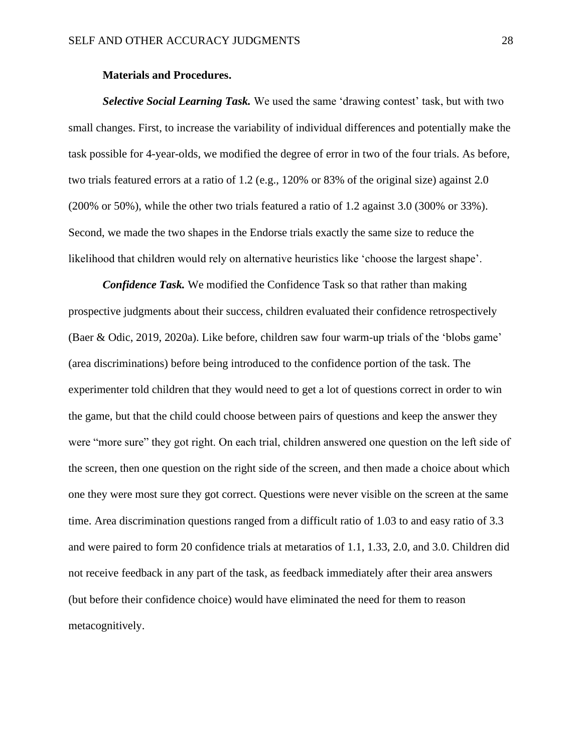**Materials and Procedures.**

***Selective Social Learning Task.*** We used the same 'drawing contest' task, but with two small changes. First, to increase the variability of individual differences and potentially make the task possible for 4-year-olds, we modified the degree of error in two of the four trials. As before, two trials featured errors at a ratio of 1.2 (e.g., 120% or 83% of the original size) against 2.0 (200% or 50%), while the other two trials featured a ratio of 1.2 against 3.0 (300% or 33%). Second, we made the two shapes in the Endorse trials exactly the same size to reduce the likelihood that children would rely on alternative heuristics like 'choose the largest shape'.

***Confidence Task.*** We modified the Confidence Task so that rather than making prospective judgments about their success, children evaluated their confidence retrospectively (Baer & Odic, 2019, 2020a). Like before, children saw four warm-up trials of the 'blobs game' (area discriminations) before being introduced to the confidence portion of the task. The experimenter told children that they would need to get a lot of questions correct in order to win the game, but that the child could choose between pairs of questions and keep the answer they were "more sure" they got right. On each trial, children answered one question on the left side of the screen, then one question on the right side of the screen, and then made a choice about which one they were most sure they got correct. Questions were never visible on the screen at the same time. Area discrimination questions ranged from a difficult ratio of 1.03 to and easy ratio of 3.3 and were paired to form 20 confidence trials at metaratios of 1.1, 1.33, 2.0, and 3.0. Children did not receive feedback in any part of the task, as feedback immediately after their area answers (but before their confidence choice) would have eliminated the need for them to reason metacognitively.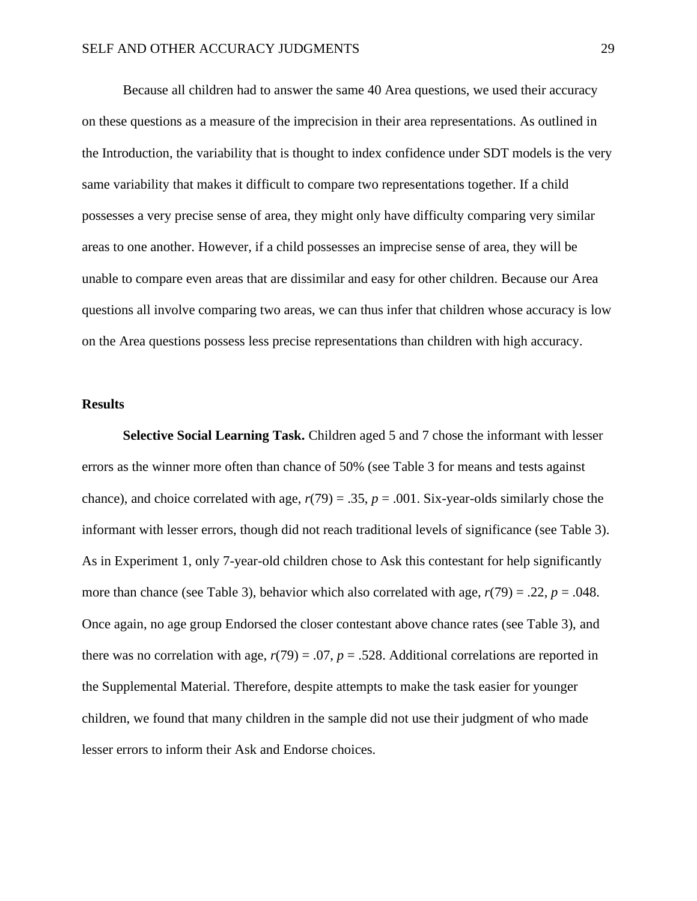Because all children had to answer the same 40 Area questions, we used their accuracy on these questions as a measure of the imprecision in their area representations. As outlined in the Introduction, the variability that is thought to index confidence under SDT models is the very same variability that makes it difficult to compare two representations together. If a child possesses a very precise sense of area, they might only have difficulty comparing very similar areas to one another. However, if a child possesses an imprecise sense of area, they will be unable to compare even areas that are dissimilar and easy for other children. Because our Area questions all involve comparing two areas, we can thus infer that children whose accuracy is low on the Area questions possess less precise representations than children with high accuracy.

## Results

**Selective Social Learning Task.** Children aged 5 and 7 chose the informant with lesser errors as the winner more often than chance of 50% (see Table 3 for means and tests against chance), and choice correlated with age, $r(79) = .35$, $p = .001$. Six-year-olds similarly chose the informant with lesser errors, though did not reach traditional levels of significance (see Table 3). As in Experiment 1, only 7-year-old children chose to Ask this contestant for help significantly more than chance (see Table 3), behavior which also correlated with age, $r(79) = .22$, $p = .048$. Once again, no age group Endorsed the closer contestant above chance rates (see Table 3), and there was no correlation with age, $r(79) = .07$, $p = .528$. Additional correlations are reported in the Supplemental Material. Therefore, despite attempts to make the task easier for younger children, we found that many children in the sample did not use their judgment of who made lesser errors to inform their Ask and Endorse choices.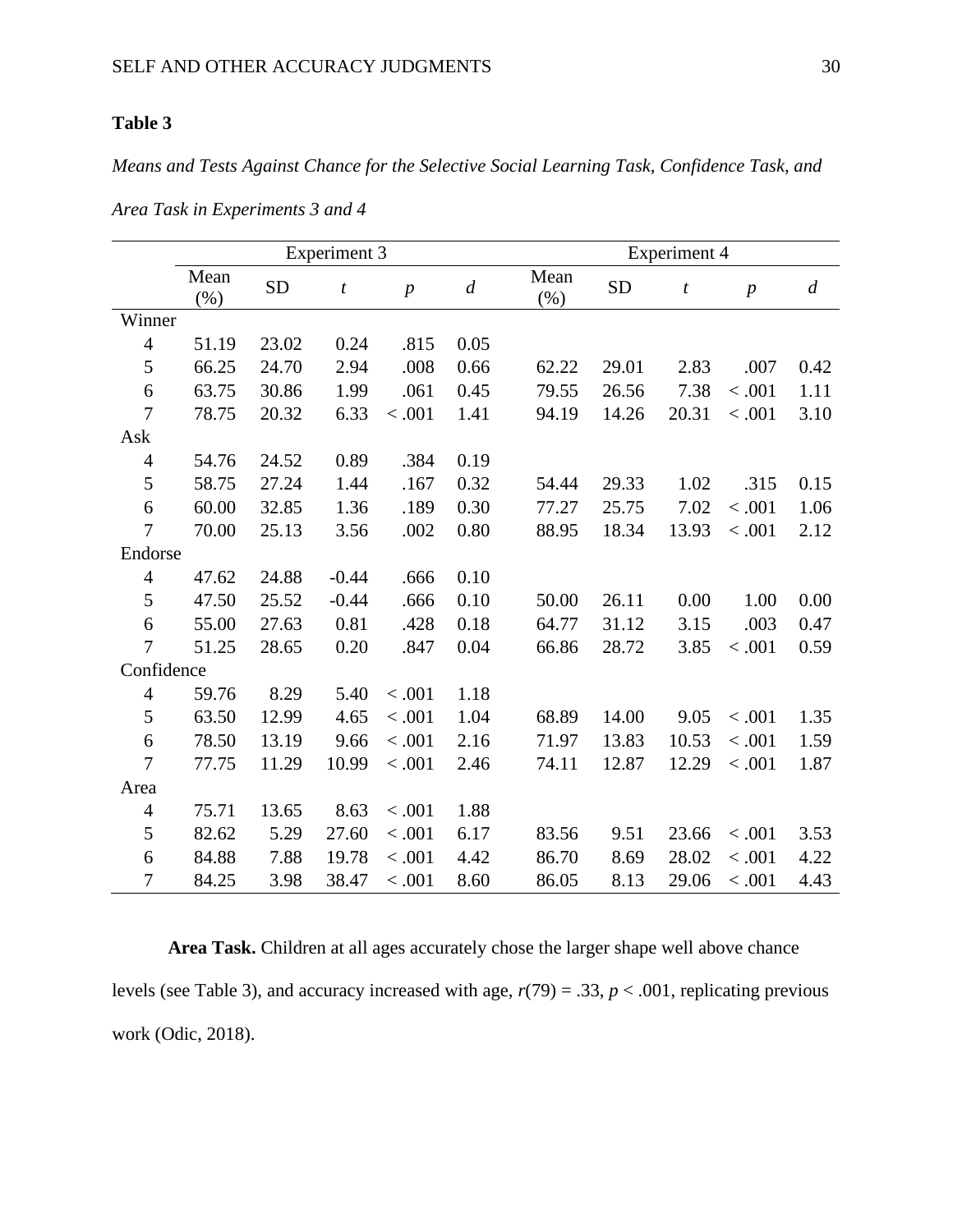**Table 3**

*Means and Tests Against Chance for the Selective Social Learning Task, Confidence Task, and Area Task in Experiments 3 and 4*

| | Experiment 3 | | | | | Experiment 4 | | | | |
|---|---|---|---|---|---|---|---|---|---|---|
| | Mean (%) | SD | *t* | *p* | *d* | Mean (%) | SD | *t* | *p* | *d* |
| Winner | | | | | | | | | | |
| 4 | 51.19 | 23.02 | 0.24 | .815 | 0.05 | | | | | |
| 5 | 66.25 | 24.70 | 2.94 | .008 | 0.66 | 62.22 | 29.01 | 2.83 | .007 | 0.42 |
| 6 | 63.75 | 30.86 | 1.99 | .061 | 0.45 | 79.55 | 26.56 | 7.38 | < .001 | 1.11 |
| 7 | 78.75 | 20.32 | 6.33 | < .001 | 1.41 | 94.19 | 14.26 | 20.31 | < .001 | 3.10 |
| Ask | | | | | | | | | | |
| 4 | 54.76 | 24.52 | 0.89 | .384 | 0.19 | | | | | |
| 5 | 58.75 | 27.24 | 1.44 | .167 | 0.32 | 54.44 | 29.33 | 1.02 | .315 | 0.15 |
| 6 | 60.00 | 32.85 | 1.36 | .189 | 0.30 | 77.27 | 25.75 | 7.02 | < .001 | 1.06 |
| 7 | 70.00 | 25.13 | 3.56 | .002 | 0.80 | 88.95 | 18.34 | 13.93 | < .001 | 2.12 |
| Endorse | | | | | | | | | | |
| 4 | 47.62 | 24.88 | -0.44 | .666 | 0.10 | | | | | |
| 5 | 47.50 | 25.52 | -0.44 | .666 | 0.10 | 50.00 | 26.11 | 0.00 | 1.00 | 0.00 |
| 6 | 55.00 | 27.63 | 0.81 | .428 | 0.18 | 64.77 | 31.12 | 3.15 | .003 | 0.47 |
| 7 | 51.25 | 28.65 | 0.20 | .847 | 0.04 | 66.86 | 28.72 | 3.85 | < .001 | 0.59 |
| Confidence | | | | | | | | | | |
| 4 | 59.76 | 8.29 | 5.40 | < .001 | 1.18 | | | | | |
| 5 | 63.50 | 12.99 | 4.65 | < .001 | 1.04 | 68.89 | 14.00 | 9.05 | < .001 | 1.35 |
| 6 | 78.50 | 13.19 | 9.66 | < .001 | 2.16 | 71.97 | 13.83 | 10.53 | < .001 | 1.59 |
| 7 | 77.75 | 11.29 | 10.99 | < .001 | 2.46 | 74.11 | 12.87 | 12.29 | < .001 | 1.87 |
| Area | | | | | | | | | | |
| 4 | 75.71 | 13.65 | 8.63 | < .001 | 1.88 | | | | | |
| 5 | 82.62 | 5.29 | 27.60 | < .001 | 6.17 | 83.56 | 9.51 | 23.66 | < .001 | 3.53 |
| 6 | 84.88 | 7.88 | 19.78 | < .001 | 4.42 | 86.70 | 8.69 | 28.02 | < .001 | 4.22 |
| 7 | 84.25 | 3.98 | 38.47 | < .001 | 8.60 | 86.05 | 8.13 | 29.06 | < .001 | 4.43 |

**Area Task.** Children at all ages accurately chose the larger shape well above chance levels (see Table 3), and accuracy increased with age, $r(79) = .33$, $p < .001$, replicating previous work (Odic, 2018).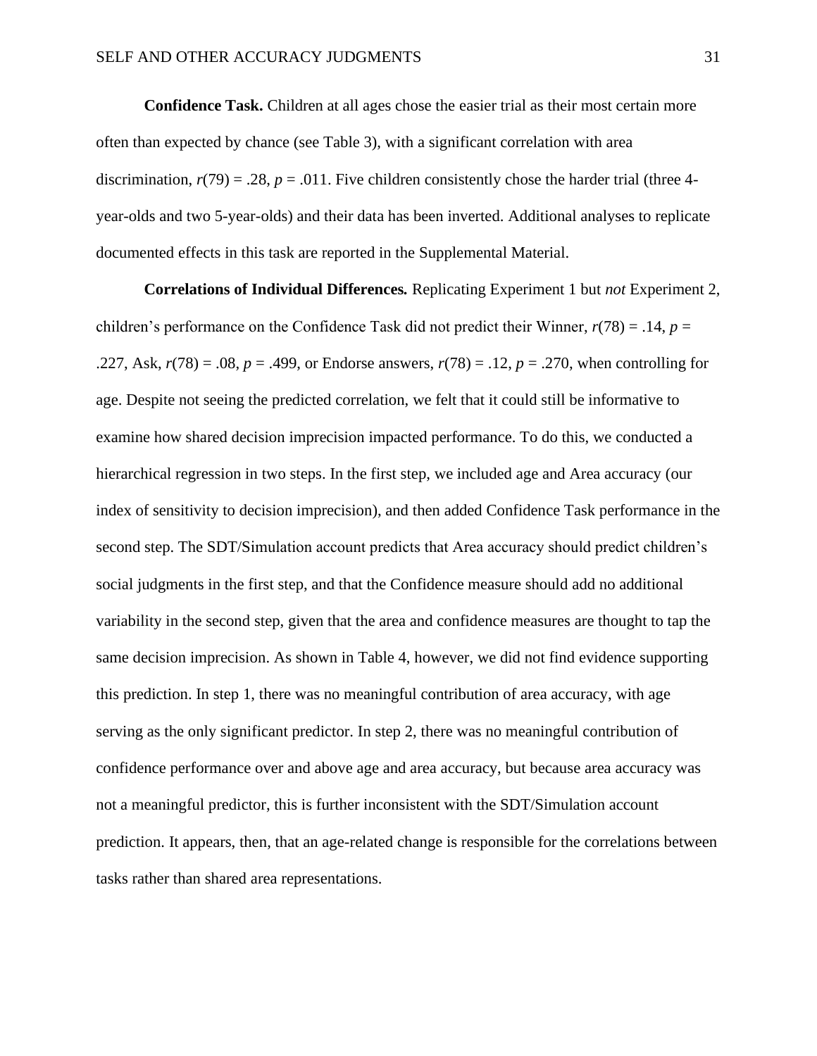**Confidence Task.** Children at all ages chose the easier trial as their most certain more often than expected by chance (see Table 3), with a significant correlation with area discrimination, $r(79) = .28$, $p = .011$. Five children consistently chose the harder trial (three 4-year-olds and two 5-year-olds) and their data has been inverted. Additional analyses to replicate documented effects in this task are reported in the Supplemental Material.

**Correlations of Individual Differences.** Replicating Experiment 1 but *not* Experiment 2, children's performance on the Confidence Task did not predict their Winner, $r(78) = .14$, $p = .227$, Ask, $r(78) = .08$, $p = .499$, or Endorse answers, $r(78) = .12$, $p = .270$, when controlling for age. Despite not seeing the predicted correlation, we felt that it could still be informative to examine how shared decision imprecision impacted performance. To do this, we conducted a hierarchical regression in two steps. In the first step, we included age and Area accuracy (our index of sensitivity to decision imprecision), and then added Confidence Task performance in the second step. The SDT/Simulation account predicts that Area accuracy should predict children's social judgments in the first step, and that the Confidence measure should add no additional variability in the second step, given that the area and confidence measures are thought to tap the same decision imprecision. As shown in Table 4, however, we did not find evidence supporting this prediction. In step 1, there was no meaningful contribution of area accuracy, with age serving as the only significant predictor. In step 2, there was no meaningful contribution of confidence performance over and above age and area accuracy, but because area accuracy was not a meaningful predictor, this is further inconsistent with the SDT/Simulation account prediction. It appears, then, that an age-related change is responsible for the correlations between tasks rather than shared area representations.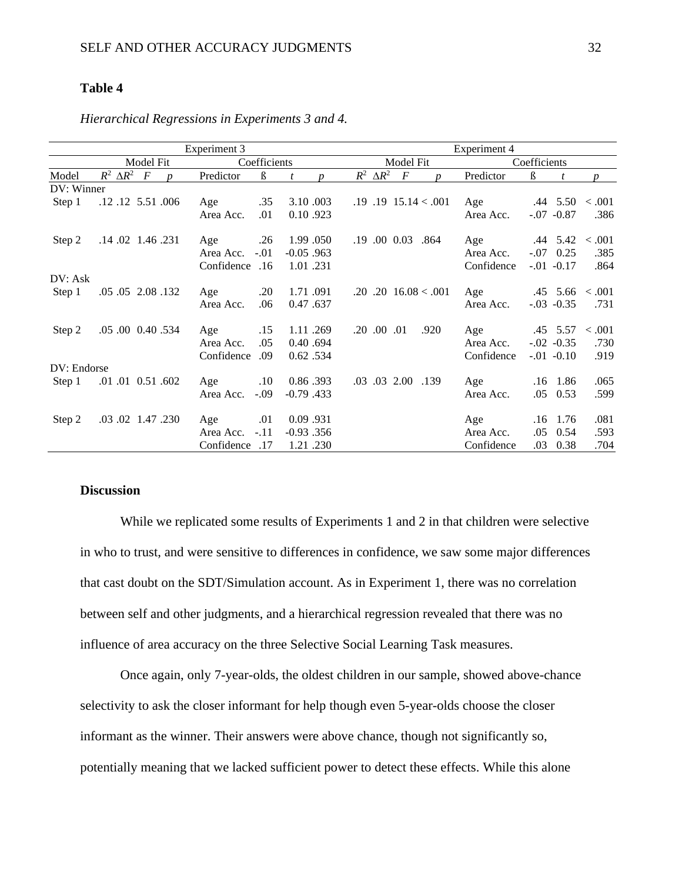**Table 4**

*Hierarchical Regressions in Experiments 3 and 4.*

| | Experiment 3 | | | | | | | | Experiment 4 | | | | | | | |
|---|---|---|---|---|---|---|---|---|---|---|---|---|---|---|---|---|
| | Model Fit | | | | Coefficients | | | | Model Fit | | | | Coefficients | | | |
| Model | $R^2$ | $\Delta R^2$ | $F$ | $p$ | Predictor | ß | $t$ | $p$ | $R^2$ | $\Delta R^2$ | $F$ | $p$ | Predictor | ß | $t$ | $p$ |
| DV: Winner | | | | | | | | | | | | | | | | |
| Step 1 | .12 | .12 | 5.51 | .006 | Age | .35 | 3.10 | .003 | .19 | .19 | 15.14 | < .001 | Age | .44 | 5.50 | < .001 |
| | | | | | Area Acc. | .01 | 0.10 | .923 | | | | | Area Acc. | -.07 | -0.87 | .386 |
| Step 2 | .14 | .02 | 1.46 | .231 | Age | .26 | 1.99 | .050 | .19 | .00 | 0.03 | .864 | Age | .44 | 5.42 | < .001 |
| | | | | | Area Acc. | -.01 | -0.05 | .963 | | | | | Area Acc. | -.07 | 0.25 | .385 |
| | | | | | Confidence | .16 | 1.01 | .231 | | | | | Confidence | -.01 | -0.17 | .864 |
| DV: Ask | | | | | | | | | | | | | | | | |
| Step 1 | .05 | .05 | 2.08 | .132 | Age | .20 | 1.71 | .091 | .20 | .20 | 16.08 | < .001 | Age | .45 | 5.66 | < .001 |
| | | | | | Area Acc. | .06 | 0.47 | .637 | | | | | Area Acc. | -.03 | -0.35 | .731 |
| Step 2 | .05 | .00 | 0.40 | .534 | Age | .15 | 1.11 | .269 | .20 | .00 | .01 | .920 | Age | .45 | 5.57 | < .001 |
| | | | | | Area Acc. | .05 | 0.40 | .694 | | | | | Area Acc. | -.02 | -0.35 | .730 |
| | | | | | Confidence | .09 | 0.62 | .534 | | | | | Confidence | -.01 | -0.10 | .919 |
| DV: Endorse | | | | | | | | | | | | | | | | |
| Step 1 | .01 | .01 | 0.51 | .602 | Age | .10 | 0.86 | .393 | .03 | .03 | 2.00 | .139 | Age | .16 | 1.86 | .065 |
| | | | | | Area Acc. | -.09 | -0.79 | .433 | | | | | Area Acc. | .05 | 0.53 | .599 |
| Step 2 | .03 | .02 | 1.47 | .230 | Age | .01 | 0.09 | .931 | | | | | Age | .16 | 1.76 | .081 |
| | | | | | Area Acc. | -.11 | -0.93 | .356 | | | | | Area Acc. | .05 | 0.54 | .593 |
| | | | | | Confidence | .17 | 1.21 | .230 | | | | | Confidence | .03 | 0.38 | .704 |

## Discussion

While we replicated some results of Experiments 1 and 2 in that children were selective in who to trust, and were sensitive to differences in confidence, we saw some major differences that cast doubt on the SDT/Simulation account. As in Experiment 1, there was no correlation between self and other judgments, and a hierarchical regression revealed that there was no influence of area accuracy on the three Selective Social Learning Task measures.

Once again, only 7-year-olds, the oldest children in our sample, showed above-chance selectivity to ask the closer informant for help though even 5-year-olds choose the closer informant as the winner. Their answers were above chance, though not significantly so, potentially meaning that we lacked sufficient power to detect these effects. While this alone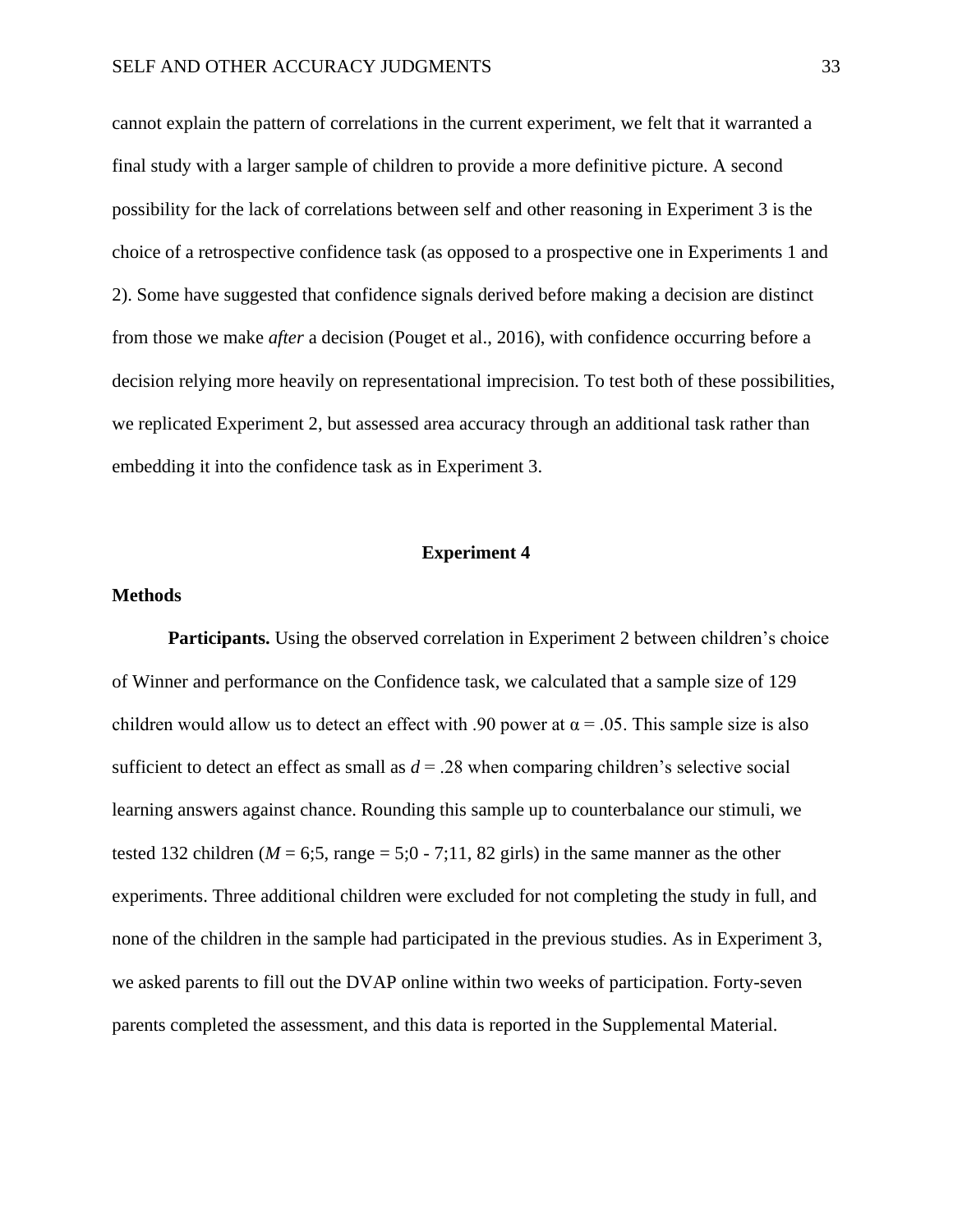cannot explain the pattern of correlations in the current experiment, we felt that it warranted a final study with a larger sample of children to provide a more definitive picture. A second possibility for the lack of correlations between self and other reasoning in Experiment 3 is the choice of a retrospective confidence task (as opposed to a prospective one in Experiments 1 and 2). Some have suggested that confidence signals derived before making a decision are distinct from those we make *after* a decision (Pouget et al., 2016), with confidence occurring before a decision relying more heavily on representational imprecision. To test both of these possibilities, we replicated Experiment 2, but assessed area accuracy through an additional task rather than embedding it into the confidence task as in Experiment 3.

## Experiment 4

### Methods

**Participants.** Using the observed correlation in Experiment 2 between children's choice of Winner and performance on the Confidence task, we calculated that a sample size of 129 children would allow us to detect an effect with .90 power at $\alpha = .05$. This sample size is also sufficient to detect an effect as small as $d = .28$ when comparing children's selective social learning answers against chance. Rounding this sample up to counterbalance our stimuli, we tested 132 children ($M$ = 6;5, range = 5;0 - 7;11, 82 girls) in the same manner as the other experiments. Three additional children were excluded for not completing the study in full, and none of the children in the sample had participated in the previous studies. As in Experiment 3, we asked parents to fill out the DVAP online within two weeks of participation. Forty-seven parents completed the assessment, and this data is reported in the Supplemental Material.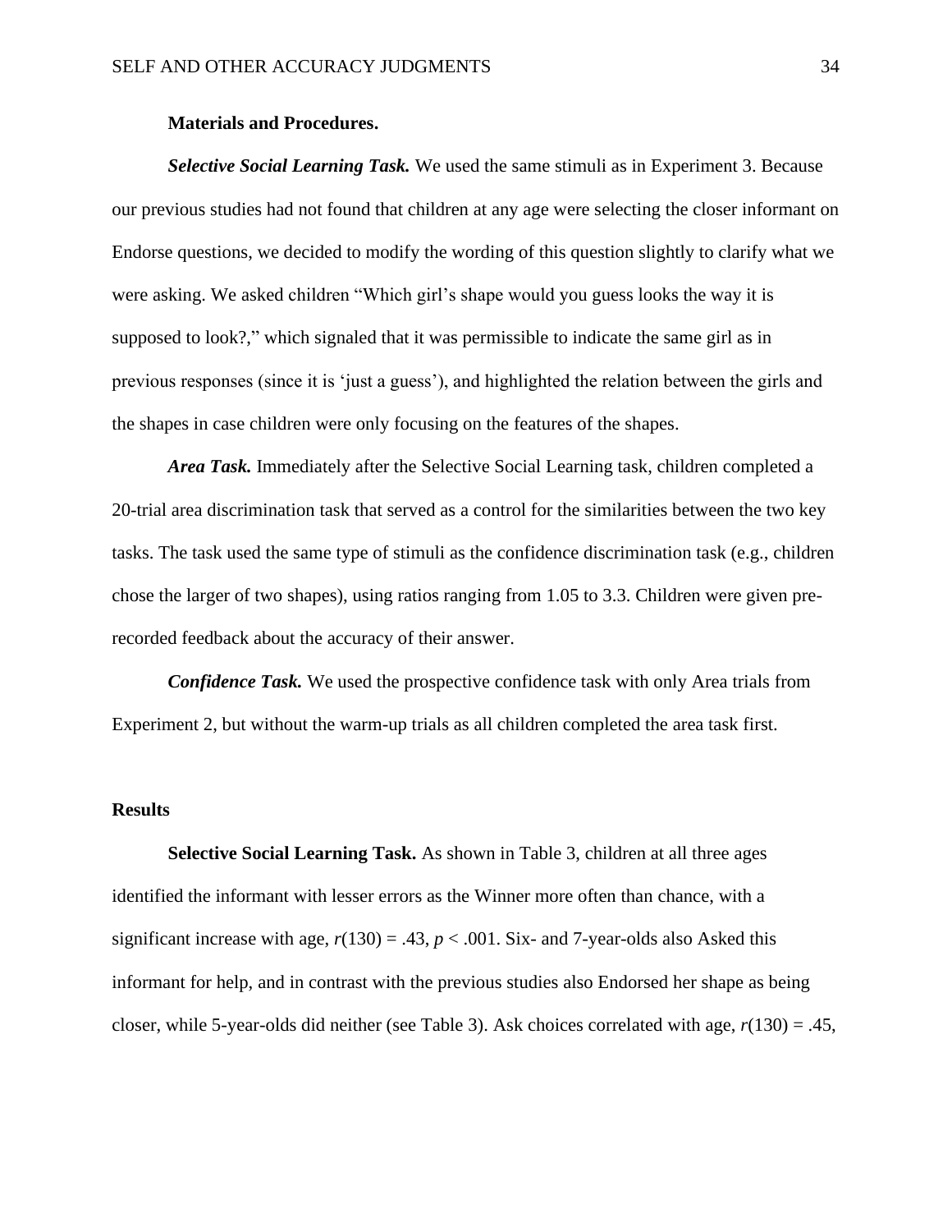**Materials and Procedures.**

***Selective Social Learning Task.*** We used the same stimuli as in Experiment 3. Because our previous studies had not found that children at any age were selecting the closer informant on Endorse questions, we decided to modify the wording of this question slightly to clarify what we were asking. We asked children "Which girl's shape would you guess looks the way it is supposed to look?," which signaled that it was permissible to indicate the same girl as in previous responses (since it is 'just a guess'), and highlighted the relation between the girls and the shapes in case children were only focusing on the features of the shapes.

***Area Task.*** Immediately after the Selective Social Learning task, children completed a 20-trial area discrimination task that served as a control for the similarities between the two key tasks. The task used the same type of stimuli as the confidence discrimination task (e.g., children chose the larger of two shapes), using ratios ranging from 1.05 to 3.3. Children were given pre-recorded feedback about the accuracy of their answer.

***Confidence Task.*** We used the prospective confidence task with only Area trials from Experiment 2, but without the warm-up trials as all children completed the area task first.

## Results

**Selective Social Learning Task.** As shown in Table 3, children at all three ages identified the informant with lesser errors as the Winner more often than chance, with a significant increase with age, $r(130) = .43$, $p < .001$. Six- and 7-year-olds also Asked this informant for help, and in contrast with the previous studies also Endorsed her shape as being closer, while 5-year-olds did neither (see Table 3). Ask choices correlated with age, $r(130) = .45$,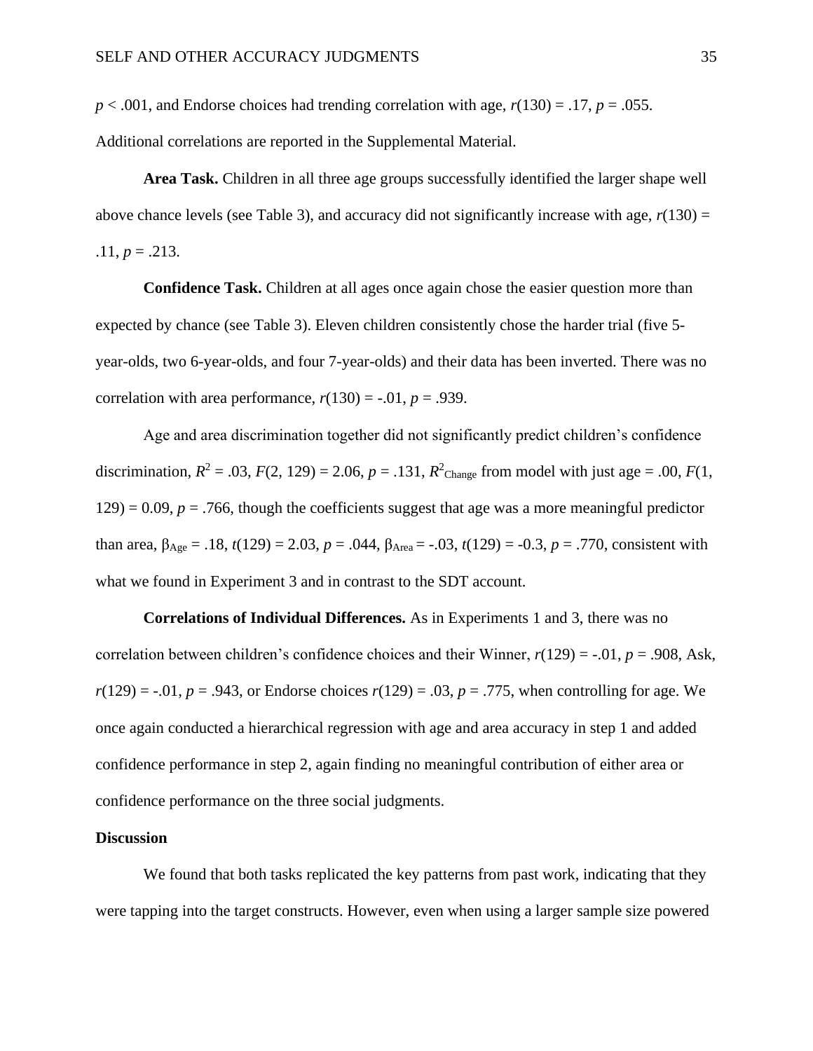$p < .001$, and Endorse choices had trending correlation with age, $r(130) = .17$, $p = .055$. Additional correlations are reported in the Supplemental Material.

**Area Task.** Children in all three age groups successfully identified the larger shape well above chance levels (see Table 3), and accuracy did not significantly increase with age, $r(130) = .11$, $p = .213$.

**Confidence Task.** Children at all ages once again chose the easier question more than expected by chance (see Table 3). Eleven children consistently chose the harder trial (five 5-year-olds, two 6-year-olds, and four 7-year-olds) and their data has been inverted. There was no correlation with area performance, $r(130) = -.01$, $p = .939$.

Age and area discrimination together did not significantly predict children's confidence discrimination, $R^2 = .03$, $F(2, 129) = 2.06$, $p = .131$, $R^2_{Change}$ from model with just age = .00, $F(1, 129) = 0.09$, $p = .766$, though the coefficients suggest that age was a more meaningful predictor than area, $\beta_{Age} = .18$, $t(129) = 2.03$, $p = .044$, $\beta_{Area} = -.03$, $t(129) = -0.3$, $p = .770$, consistent with what we found in Experiment 3 and in contrast to the SDT account.

**Correlations of Individual Differences.** As in Experiments 1 and 3, there was no correlation between children's confidence choices and their Winner, $r(129) = -.01$, $p = .908$, Ask, $r(129) = -.01$, $p = .943$, or Endorse choices $r(129) = .03$, $p = .775$, when controlling for age. We once again conducted a hierarchical regression with age and area accuracy in step 1 and added confidence performance in step 2, again finding no meaningful contribution of either area or confidence performance on the three social judgments.

**Discussion**

We found that both tasks replicated the key patterns from past work, indicating that they were tapping into the target constructs. However, even when using a larger sample size powered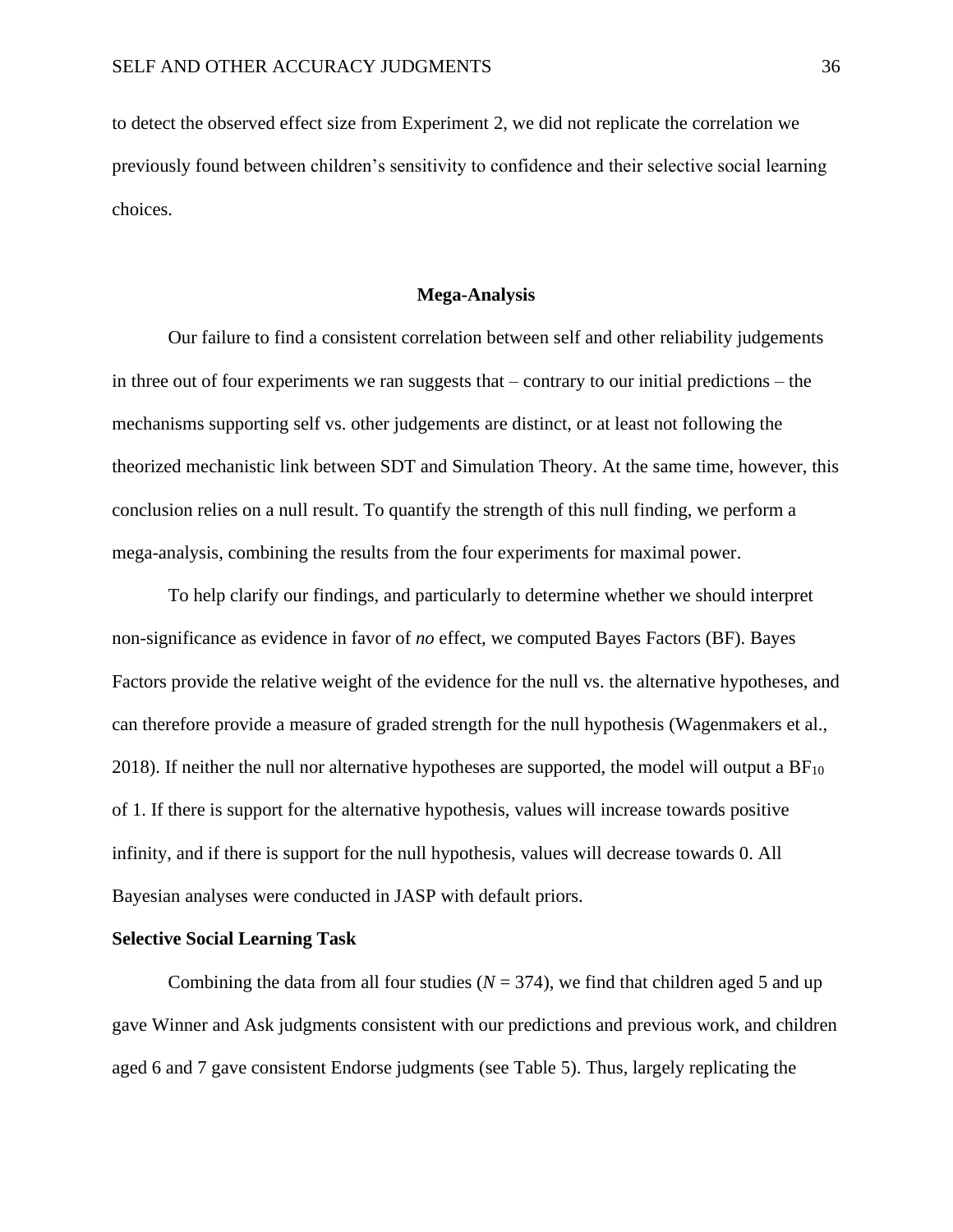to detect the observed effect size from Experiment 2, we did not replicate the correlation we previously found between children's sensitivity to confidence and their selective social learning choices.

## Mega-Analysis

Our failure to find a consistent correlation between self and other reliability judgements in three out of four experiments we ran suggests that – contrary to our initial predictions – the mechanisms supporting self vs. other judgements are distinct, or at least not following the theorized mechanistic link between SDT and Simulation Theory. At the same time, however, this conclusion relies on a null result. To quantify the strength of this null finding, we perform a mega-analysis, combining the results from the four experiments for maximal power.

To help clarify our findings, and particularly to determine whether we should interpret non-significance as evidence in favor of *no* effect, we computed Bayes Factors (BF). Bayes Factors provide the relative weight of the evidence for the null vs. the alternative hypotheses, and can therefore provide a measure of graded strength for the null hypothesis (Wagenmakers et al., 2018). If neither the null nor alternative hypotheses are supported, the model will output a $BF_{10}$ of 1. If there is support for the alternative hypothesis, values will increase towards positive infinity, and if there is support for the null hypothesis, values will decrease towards 0. All Bayesian analyses were conducted in JASP with default priors.

### Selective Social Learning Task

Combining the data from all four studies ($N = 374$), we find that children aged 5 and up gave Winner and Ask judgments consistent with our predictions and previous work, and children aged 6 and 7 gave consistent Endorse judgments (see Table 5). Thus, largely replicating the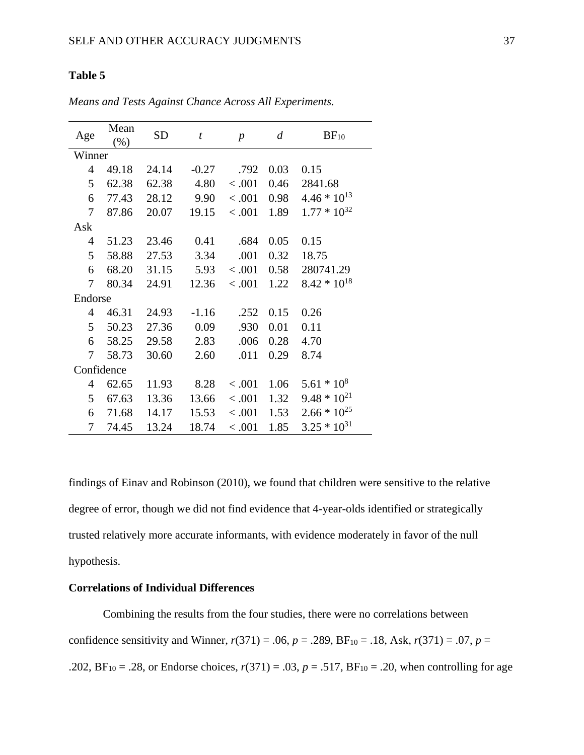**Table 5**

*Means and Tests Against Chance Across All Experiments.*

| Age | Mean (%) | SD | *t* | *p* | *d* | $BF_{10}$ |
|---|---|---|---|---|---|---|
| Winner | | | | | | |
| 4 | 49.18 | 24.14 | -0.27 | .792 | 0.03 | 0.15 |
| 5 | 62.38 | 62.38 | 4.80 | < .001 | 0.46 | 2841.68 |
| 6 | 77.43 | 28.12 | 9.90 | < .001 | 0.98 | $4.46 * 10^{13}$ |
| 7 | 87.86 | 20.07 | 19.15 | < .001 | 1.89 | $1.77 * 10^{32}$ |
| Ask | | | | | | |
| 4 | 51.23 | 23.46 | 0.41 | .684 | 0.05 | 0.15 |
| 5 | 58.88 | 27.53 | 3.34 | .001 | 0.32 | 18.75 |
| 6 | 68.20 | 31.15 | 5.93 | < .001 | 0.58 | 280741.29 |
| 7 | 80.34 | 24.91 | 12.36 | < .001 | 1.22 | $8.42 * 10^{18}$ |
| Endorse | | | | | | |
| 4 | 46.31 | 24.93 | -1.16 | .252 | 0.15 | 0.26 |
| 5 | 50.23 | 27.36 | 0.09 | .930 | 0.01 | 0.11 |
| 6 | 58.25 | 29.58 | 2.83 | .006 | 0.28 | 4.70 |
| 7 | 58.73 | 30.60 | 2.60 | .011 | 0.29 | 8.74 |
| Confidence | | | | | | |
| 4 | 62.65 | 11.93 | 8.28 | < .001 | 1.06 | $5.61 * 10^{8}$ |
| 5 | 67.63 | 13.36 | 13.66 | < .001 | 1.32 | $9.48 * 10^{21}$ |
| 6 | 71.68 | 14.17 | 15.53 | < .001 | 1.53 | $2.66 * 10^{25}$ |
| 7 | 74.45 | 13.24 | 18.74 | < .001 | 1.85 | $3.25 * 10^{31}$ |

findings of Einav and Robinson (2010), we found that children were sensitive to the relative degree of error, though we did not find evidence that 4-year-olds identified or strategically trusted relatively more accurate informants, with evidence moderately in favor of the null hypothesis.

**Correlations of Individual Differences**

Combining the results from the four studies, there were no correlations between confidence sensitivity and Winner, $r(371) = .06$, $p = .289$, $BF_{10} = .18$, Ask, $r(371) = .07$, $p = .202$, $BF_{10} = .28$, or Endorse choices, $r(371) = .03$, $p = .517$, $BF_{10} = .20$, when controlling for age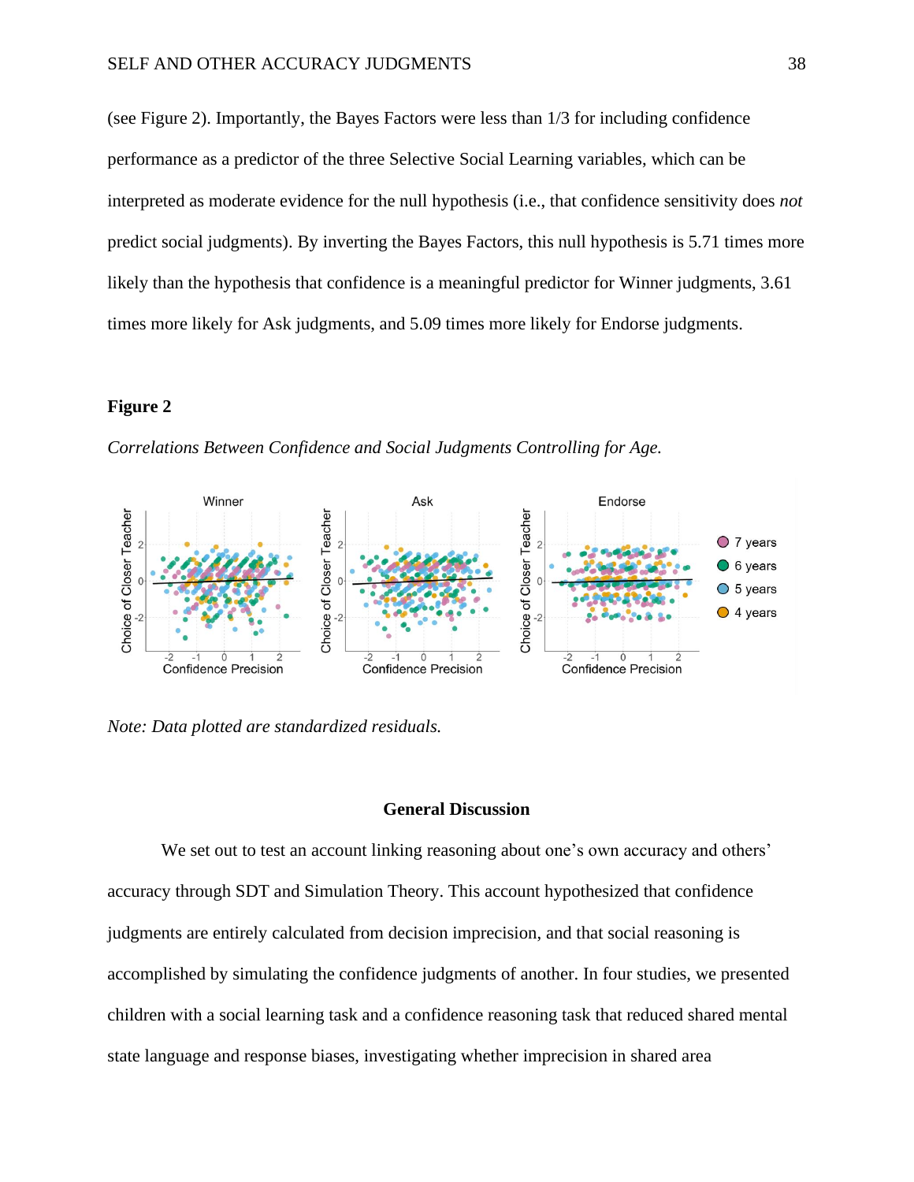(see Figure 2). Importantly, the Bayes Factors were less than 1/3 for including confidence performance as a predictor of the three Selective Social Learning variables, which can be interpreted as moderate evidence for the null hypothesis (i.e., that confidence sensitivity does *not* predict social judgments). By inverting the Bayes Factors, this null hypothesis is 5.71 times more likely than the hypothesis that confidence is a meaningful predictor for Winner judgments, 3.61 times more likely for Ask judgments, and 5.09 times more likely for Endorse judgments.

**Figure 2**

*Correlations Between Confidence and Social Judgments Controlling for Age.*

*Note: Data plotted are standardized residuals.*

## General Discussion

We set out to test an account linking reasoning about one's own accuracy and others' accuracy through SDT and Simulation Theory. This account hypothesized that confidence judgments are entirely calculated from decision imprecision, and that social reasoning is accomplished by simulating the confidence judgments of another. In four studies, we presented children with a social learning task and a confidence reasoning task that reduced shared mental state language and response biases, investigating whether imprecision in shared area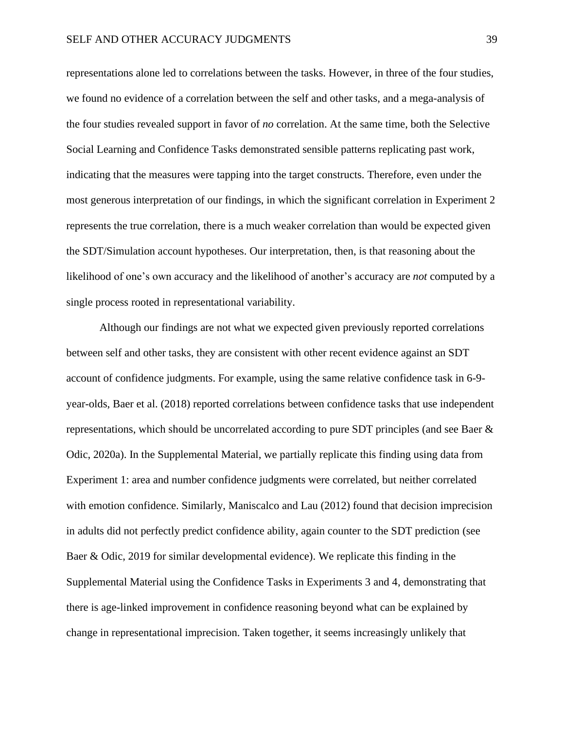representations alone led to correlations between the tasks. However, in three of the four studies, we found no evidence of a correlation between the self and other tasks, and a mega-analysis of the four studies revealed support in favor of *no* correlation. At the same time, both the Selective Social Learning and Confidence Tasks demonstrated sensible patterns replicating past work, indicating that the measures were tapping into the target constructs. Therefore, even under the most generous interpretation of our findings, in which the significant correlation in Experiment 2 represents the true correlation, there is a much weaker correlation than would be expected given the SDT/Simulation account hypotheses. Our interpretation, then, is that reasoning about the likelihood of one's own accuracy and the likelihood of another's accuracy are *not* computed by a single process rooted in representational variability.

Although our findings are not what we expected given previously reported correlations between self and other tasks, they are consistent with other recent evidence against an SDT account of confidence judgments. For example, using the same relative confidence task in 6-9-year-olds, Baer et al. (2018) reported correlations between confidence tasks that use independent representations, which should be uncorrelated according to pure SDT principles (and see Baer & Odic, 2020a). In the Supplemental Material, we partially replicate this finding using data from Experiment 1: area and number confidence judgments were correlated, but neither correlated with emotion confidence. Similarly, Maniscalco and Lau (2012) found that decision imprecision in adults did not perfectly predict confidence ability, again counter to the SDT prediction (see Baer & Odic, 2019 for similar developmental evidence). We replicate this finding in the Supplemental Material using the Confidence Tasks in Experiments 3 and 4, demonstrating that there is age-linked improvement in confidence reasoning beyond what can be explained by change in representational imprecision. Taken together, it seems increasingly unlikely that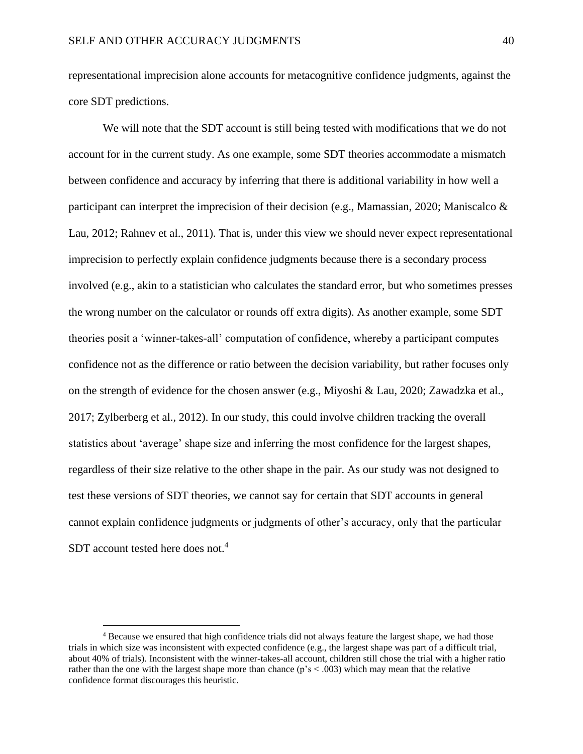representational imprecision alone accounts for metacognitive confidence judgments, against the core SDT predictions.

We will note that the SDT account is still being tested with modifications that we do not account for in the current study. As one example, some SDT theories accommodate a mismatch between confidence and accuracy by inferring that there is additional variability in how well a participant can interpret the imprecision of their decision (e.g., Mamassian, 2020; Maniscalco & Lau, 2012; Rahnev et al., 2011). That is, under this view we should never expect representational imprecision to perfectly explain confidence judgments because there is a secondary process involved (e.g., akin to a statistician who calculates the standard error, but who sometimes presses the wrong number on the calculator or rounds off extra digits). As another example, some SDT theories posit a 'winner-takes-all' computation of confidence, whereby a participant computes confidence not as the difference or ratio between the decision variability, but rather focuses only on the strength of evidence for the chosen answer (e.g., Miyoshi & Lau, 2020; Zawadzka et al., 2017; Zylberberg et al., 2012). In our study, this could involve children tracking the overall statistics about 'average' shape size and inferring the most confidence for the largest shapes, regardless of their size relative to the other shape in the pair. As our study was not designed to test these versions of SDT theories, we cannot say for certain that SDT accounts in general cannot explain confidence judgments or judgments of other's accuracy, only that the particular SDT account tested here does not.[4]

[4] Because we ensured that high confidence trials did not always feature the largest shape, we had those trials in which size was inconsistent with expected confidence (e.g., the largest shape was part of a difficult trial, about 40% of trials). Inconsistent with the winner-takes-all account, children still chose the trial with a higher ratio rather than the one with the largest shape more than chance ($p$'s $< .003$) which may mean that the relative confidence format discourages this heuristic.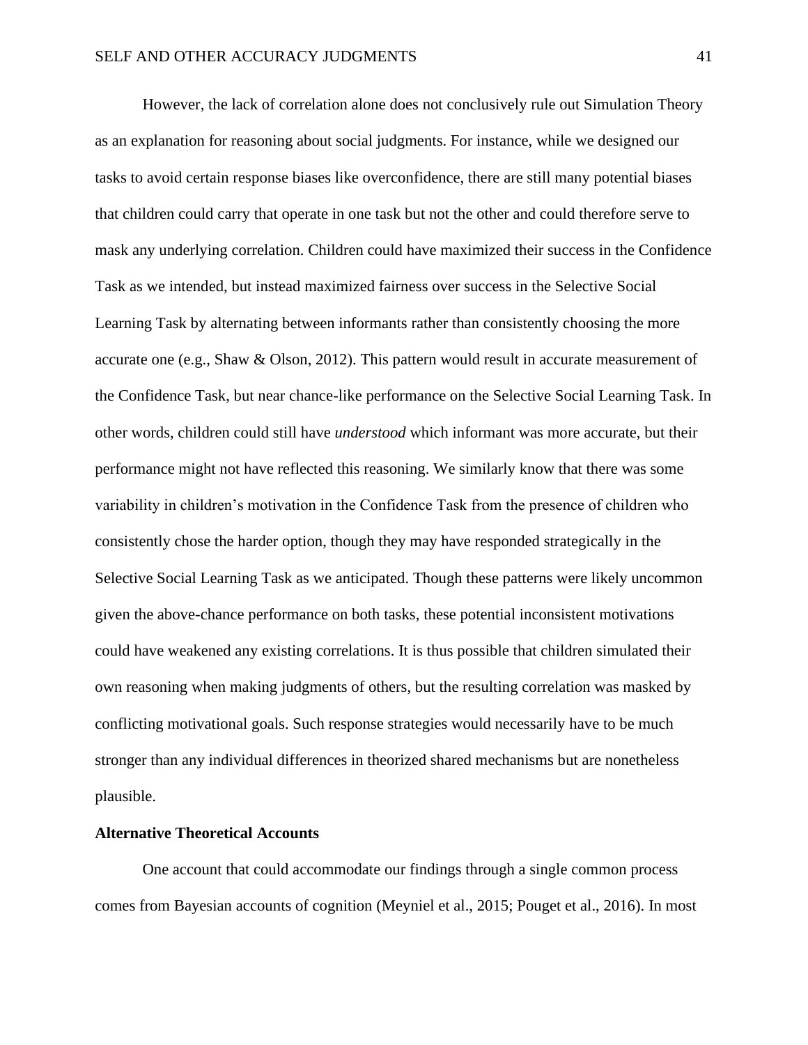However, the lack of correlation alone does not conclusively rule out Simulation Theory as an explanation for reasoning about social judgments. For instance, while we designed our tasks to avoid certain response biases like overconfidence, there are still many potential biases that children could carry that operate in one task but not the other and could therefore serve to mask any underlying correlation. Children could have maximized their success in the Confidence Task as we intended, but instead maximized fairness over success in the Selective Social Learning Task by alternating between informants rather than consistently choosing the more accurate one (e.g., Shaw & Olson, 2012). This pattern would result in accurate measurement of the Confidence Task, but near chance-like performance on the Selective Social Learning Task. In other words, children could still have *understood* which informant was more accurate, but their performance might not have reflected this reasoning. We similarly know that there was some variability in children's motivation in the Confidence Task from the presence of children who consistently chose the harder option, though they may have responded strategically in the Selective Social Learning Task as we anticipated. Though these patterns were likely uncommon given the above-chance performance on both tasks, these potential inconsistent motivations could have weakened any existing correlations. It is thus possible that children simulated their own reasoning when making judgments of others, but the resulting correlation was masked by conflicting motivational goals. Such response strategies would necessarily have to be much stronger than any individual differences in theorized shared mechanisms but are nonetheless plausible.

**Alternative Theoretical Accounts**

One account that could accommodate our findings through a single common process comes from Bayesian accounts of cognition (Meyniel et al., 2015; Pouget et al., 2016). In most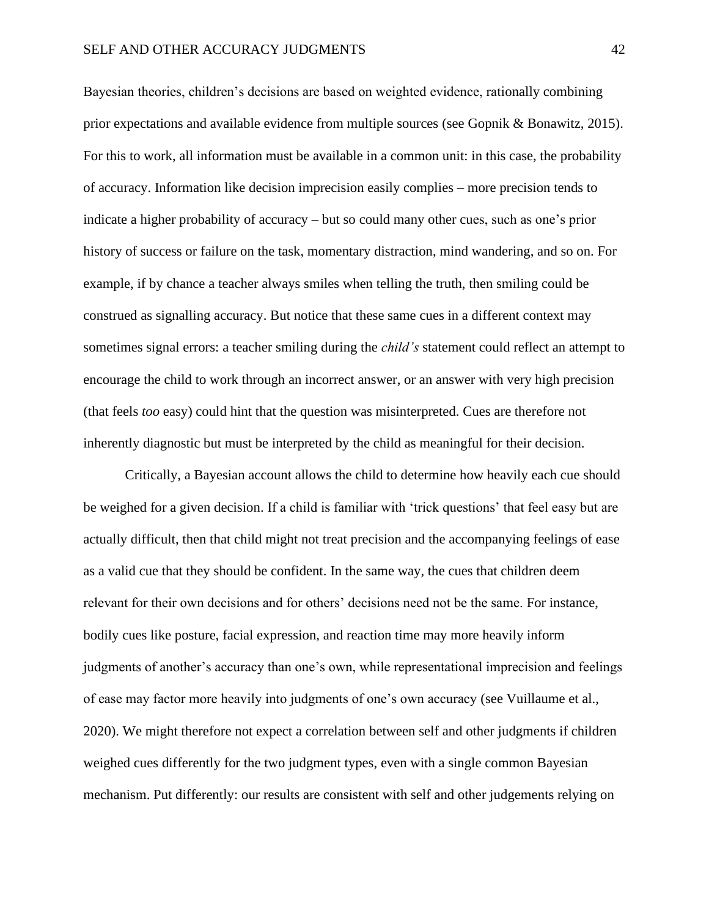Bayesian theories, children's decisions are based on weighted evidence, rationally combining prior expectations and available evidence from multiple sources (see Gopnik & Bonawitz, 2015). For this to work, all information must be available in a common unit: in this case, the probability of accuracy. Information like decision imprecision easily complies – more precision tends to indicate a higher probability of accuracy – but so could many other cues, such as one's prior history of success or failure on the task, momentary distraction, mind wandering, and so on. For example, if by chance a teacher always smiles when telling the truth, then smiling could be construed as signalling accuracy. But notice that these same cues in a different context may sometimes signal errors: a teacher smiling during the *child's* statement could reflect an attempt to encourage the child to work through an incorrect answer, or an answer with very high precision (that feels *too* easy) could hint that the question was misinterpreted. Cues are therefore not inherently diagnostic but must be interpreted by the child as meaningful for their decision.

Critically, a Bayesian account allows the child to determine how heavily each cue should be weighed for a given decision. If a child is familiar with 'trick questions' that feel easy but are actually difficult, then that child might not treat precision and the accompanying feelings of ease as a valid cue that they should be confident. In the same way, the cues that children deem relevant for their own decisions and for others' decisions need not be the same. For instance, bodily cues like posture, facial expression, and reaction time may more heavily inform judgments of another's accuracy than one's own, while representational imprecision and feelings of ease may factor more heavily into judgments of one's own accuracy (see Vuillaume et al., 2020). We might therefore not expect a correlation between self and other judgments if children weighed cues differently for the two judgment types, even with a single common Bayesian mechanism. Put differently: our results are consistent with self and other judgements relying on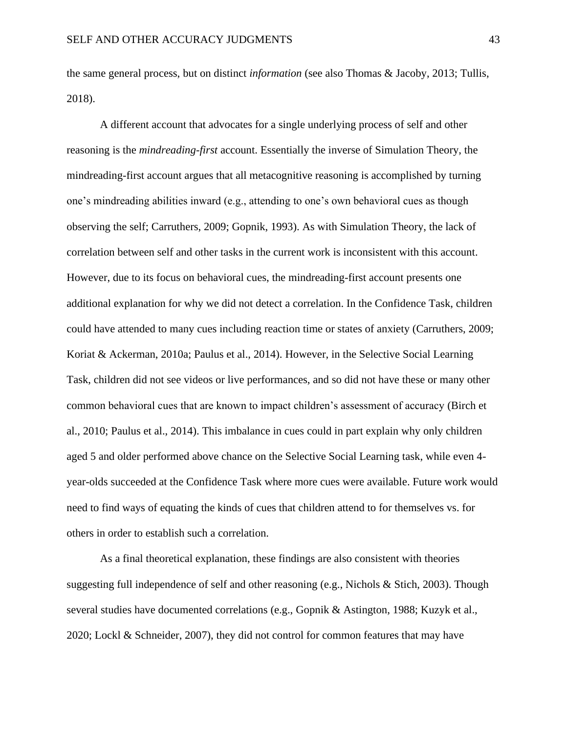the same general process, but on distinct *information* (see also Thomas & Jacoby, 2013; Tullis, 2018).

A different account that advocates for a single underlying process of self and other reasoning is the *mindreading-first* account. Essentially the inverse of Simulation Theory, the mindreading-first account argues that all metacognitive reasoning is accomplished by turning one's mindreading abilities inward (e.g., attending to one's own behavioral cues as though observing the self; Carruthers, 2009; Gopnik, 1993). As with Simulation Theory, the lack of correlation between self and other tasks in the current work is inconsistent with this account. However, due to its focus on behavioral cues, the mindreading-first account presents one additional explanation for why we did not detect a correlation. In the Confidence Task, children could have attended to many cues including reaction time or states of anxiety (Carruthers, 2009; Koriat & Ackerman, 2010a; Paulus et al., 2014). However, in the Selective Social Learning Task, children did not see videos or live performances, and so did not have these or many other common behavioral cues that are known to impact children's assessment of accuracy (Birch et al., 2010; Paulus et al., 2014). This imbalance in cues could in part explain why only children aged 5 and older performed above chance on the Selective Social Learning task, while even 4-year-olds succeeded at the Confidence Task where more cues were available. Future work would need to find ways of equating the kinds of cues that children attend to for themselves vs. for others in order to establish such a correlation.

As a final theoretical explanation, these findings are also consistent with theories suggesting full independence of self and other reasoning (e.g., Nichols & Stich, 2003). Though several studies have documented correlations (e.g., Gopnik & Astington, 1988; Kuzyk et al., 2020; Lockl & Schneider, 2007), they did not control for common features that may have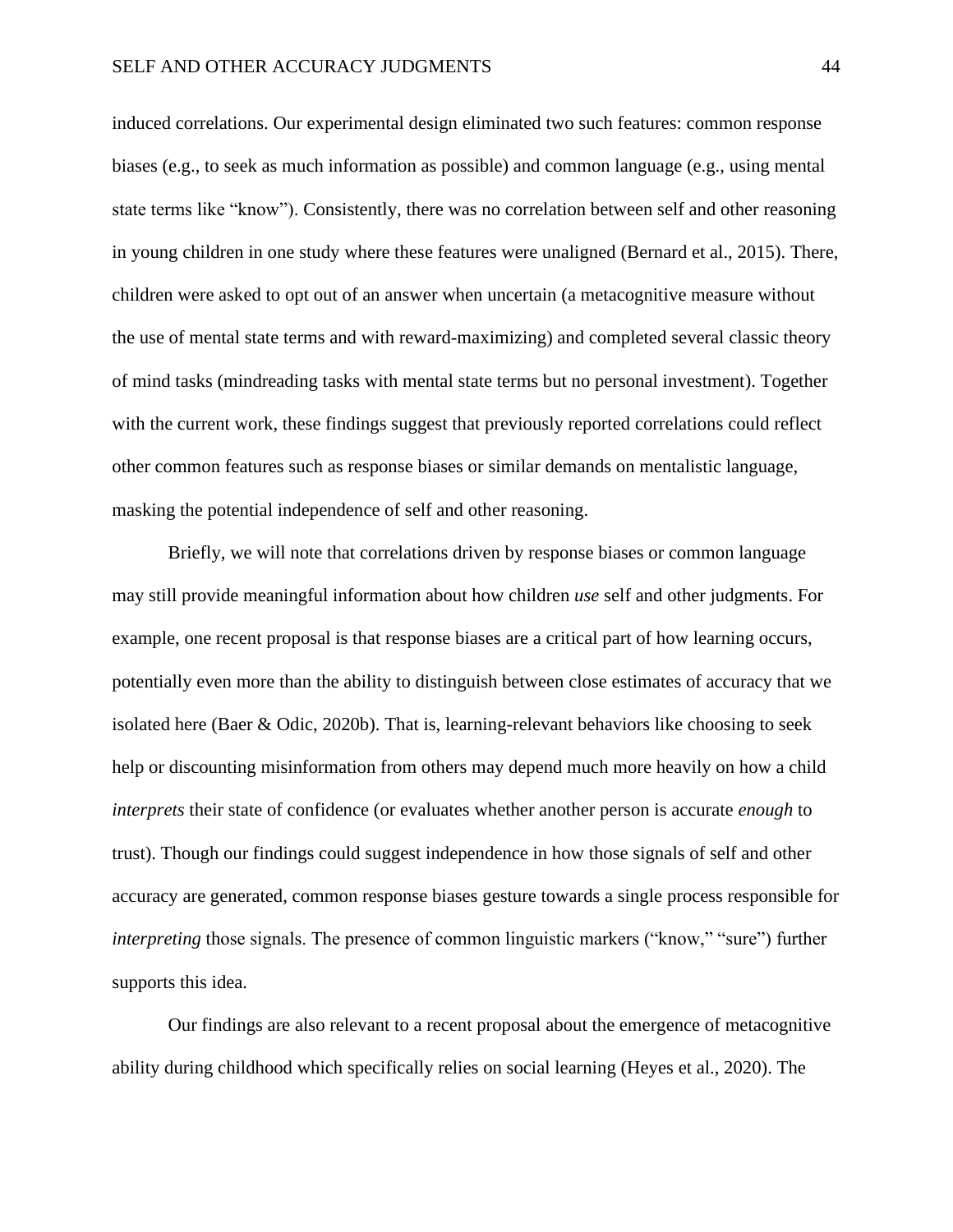induced correlations. Our experimental design eliminated two such features: common response biases (e.g., to seek as much information as possible) and common language (e.g., using mental state terms like "know"). Consistently, there was no correlation between self and other reasoning in young children in one study where these features were unaligned (Bernard et al., 2015). There, children were asked to opt out of an answer when uncertain (a metacognitive measure without the use of mental state terms and with reward-maximizing) and completed several classic theory of mind tasks (mindreading tasks with mental state terms but no personal investment). Together with the current work, these findings suggest that previously reported correlations could reflect other common features such as response biases or similar demands on mentalistic language, masking the potential independence of self and other reasoning.

Briefly, we will note that correlations driven by response biases or common language may still provide meaningful information about how children *use* self and other judgments. For example, one recent proposal is that response biases are a critical part of how learning occurs, potentially even more than the ability to distinguish between close estimates of accuracy that we isolated here (Baer & Odic, 2020b). That is, learning-relevant behaviors like choosing to seek help or discounting misinformation from others may depend much more heavily on how a child *interprets* their state of confidence (or evaluates whether another person is accurate *enough* to trust). Though our findings could suggest independence in how those signals of self and other accuracy are generated, common response biases gesture towards a single process responsible for *interpreting* those signals. The presence of common linguistic markers ("know," "sure") further supports this idea.

Our findings are also relevant to a recent proposal about the emergence of metacognitive ability during childhood which specifically relies on social learning (Heyes et al., 2020). The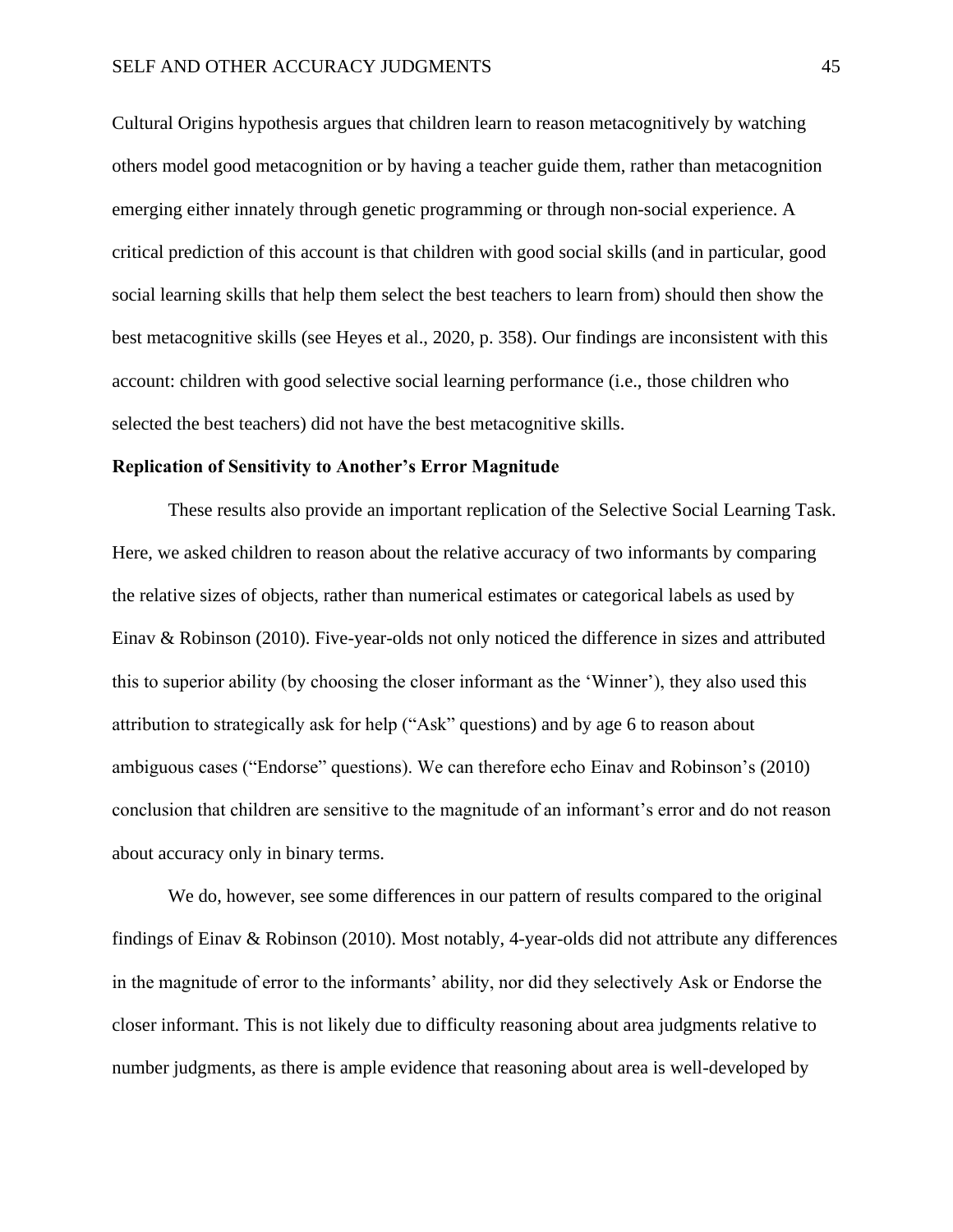Cultural Origins hypothesis argues that children learn to reason metacognitively by watching others model good metacognition or by having a teacher guide them, rather than metacognition emerging either innately through genetic programming or through non-social experience. A critical prediction of this account is that children with good social skills (and in particular, good social learning skills that help them select the best teachers to learn from) should then show the best metacognitive skills (see Heyes et al., 2020, p. 358). Our findings are inconsistent with this account: children with good selective social learning performance (i.e., those children who selected the best teachers) did not have the best metacognitive skills.

### Replication of Sensitivity to Another's Error Magnitude

These results also provide an important replication of the Selective Social Learning Task. Here, we asked children to reason about the relative accuracy of two informants by comparing the relative sizes of objects, rather than numerical estimates or categorical labels as used by Einav & Robinson (2010). Five-year-olds not only noticed the difference in sizes and attributed this to superior ability (by choosing the closer informant as the 'Winner'), they also used this attribution to strategically ask for help ("Ask" questions) and by age 6 to reason about ambiguous cases ("Endorse" questions). We can therefore echo Einav and Robinson's (2010) conclusion that children are sensitive to the magnitude of an informant's error and do not reason about accuracy only in binary terms.

We do, however, see some differences in our pattern of results compared to the original findings of Einav & Robinson (2010). Most notably, 4-year-olds did not attribute any differences in the magnitude of error to the informants' ability, nor did they selectively Ask or Endorse the closer informant. This is not likely due to difficulty reasoning about area judgments relative to number judgments, as there is ample evidence that reasoning about area is well-developed by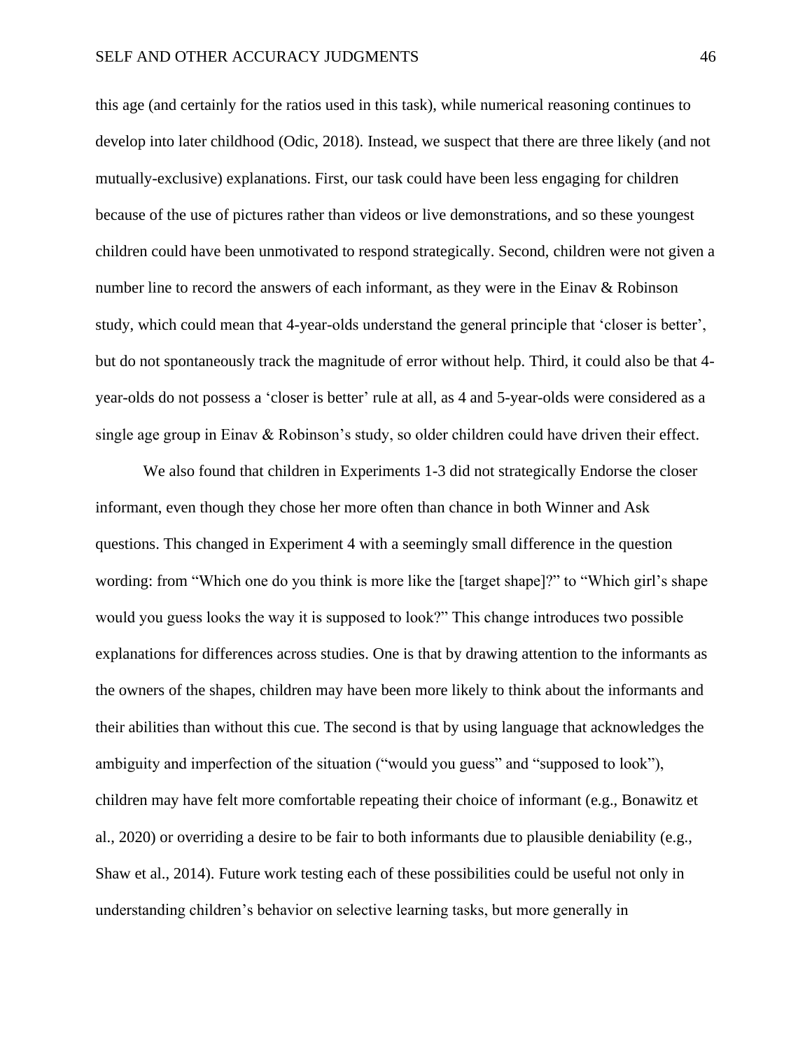this age (and certainly for the ratios used in this task), while numerical reasoning continues to develop into later childhood (Odic, 2018). Instead, we suspect that there are three likely (and not mutually-exclusive) explanations. First, our task could have been less engaging for children because of the use of pictures rather than videos or live demonstrations, and so these youngest children could have been unmotivated to respond strategically. Second, children were not given a number line to record the answers of each informant, as they were in the Einav & Robinson study, which could mean that 4-year-olds understand the general principle that 'closer is better', but do not spontaneously track the magnitude of error without help. Third, it could also be that 4-year-olds do not possess a 'closer is better' rule at all, as 4 and 5-year-olds were considered as a single age group in Einav & Robinson's study, so older children could have driven their effect.

We also found that children in Experiments 1-3 did not strategically Endorse the closer informant, even though they chose her more often than chance in both Winner and Ask questions. This changed in Experiment 4 with a seemingly small difference in the question wording: from "Which one do you think is more like the [target shape]?" to "Which girl's shape would you guess looks the way it is supposed to look?" This change introduces two possible explanations for differences across studies. One is that by drawing attention to the informants as the owners of the shapes, children may have been more likely to think about the informants and their abilities than without this cue. The second is that by using language that acknowledges the ambiguity and imperfection of the situation ("would you guess" and "supposed to look"), children may have felt more comfortable repeating their choice of informant (e.g., Bonawitz et al., 2020) or overriding a desire to be fair to both informants due to plausible deniability (e.g., Shaw et al., 2014). Future work testing each of these possibilities could be useful not only in understanding children's behavior on selective learning tasks, but more generally in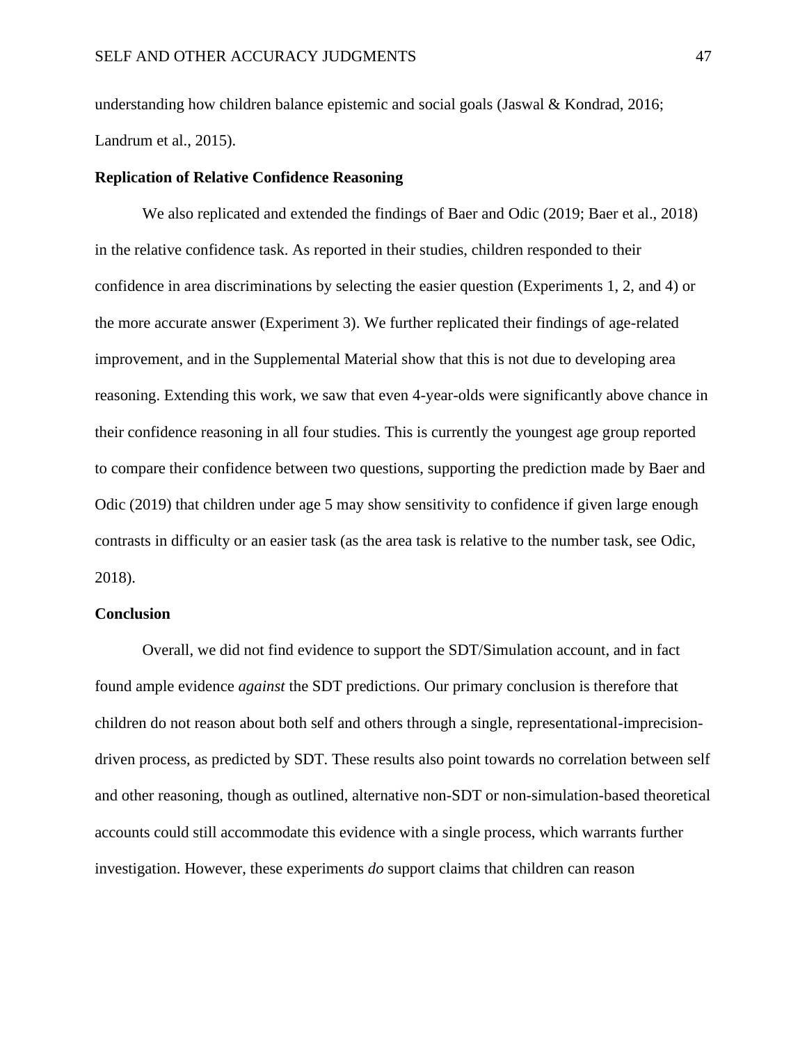understanding how children balance epistemic and social goals (Jaswal & Kondrad, 2016; Landrum et al., 2015).

## Replication of Relative Confidence Reasoning

We also replicated and extended the findings of Baer and Odic (2019; Baer et al., 2018) in the relative confidence task. As reported in their studies, children responded to their confidence in area discriminations by selecting the easier question (Experiments 1, 2, and 4) or the more accurate answer (Experiment 3). We further replicated their findings of age-related improvement, and in the Supplemental Material show that this is not due to developing area reasoning. Extending this work, we saw that even 4-year-olds were significantly above chance in their confidence reasoning in all four studies. This is currently the youngest age group reported to compare their confidence between two questions, supporting the prediction made by Baer and Odic (2019) that children under age 5 may show sensitivity to confidence if given large enough contrasts in difficulty or an easier task (as the area task is relative to the number task, see Odic, 2018).

## Conclusion

Overall, we did not find evidence to support the SDT/Simulation account, and in fact found ample evidence *against* the SDT predictions. Our primary conclusion is therefore that children do not reason about both self and others through a single, representational-imprecision-driven process, as predicted by SDT. These results also point towards no correlation between self and other reasoning, though as outlined, alternative non-SDT or non-simulation-based theoretical accounts could still accommodate this evidence with a single process, which warrants further investigation. However, these experiments *do* support claims that children can reason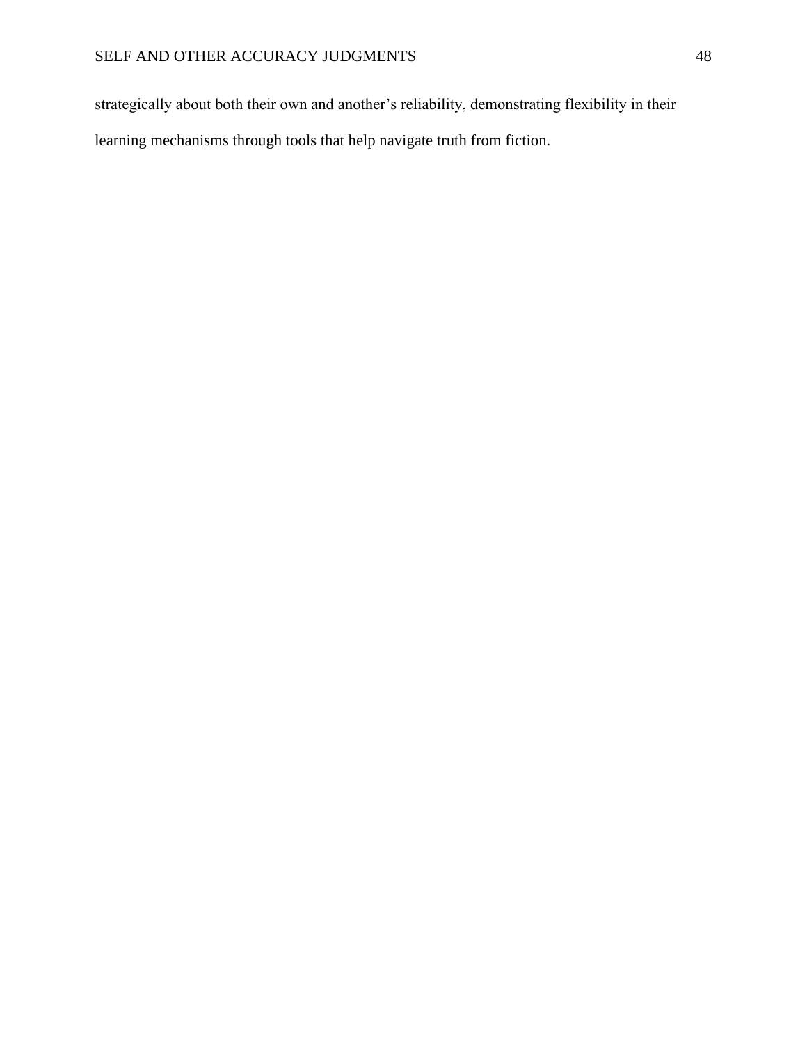strategically about both their own and another's reliability, demonstrating flexibility in their learning mechanisms through tools that help navigate truth from fiction.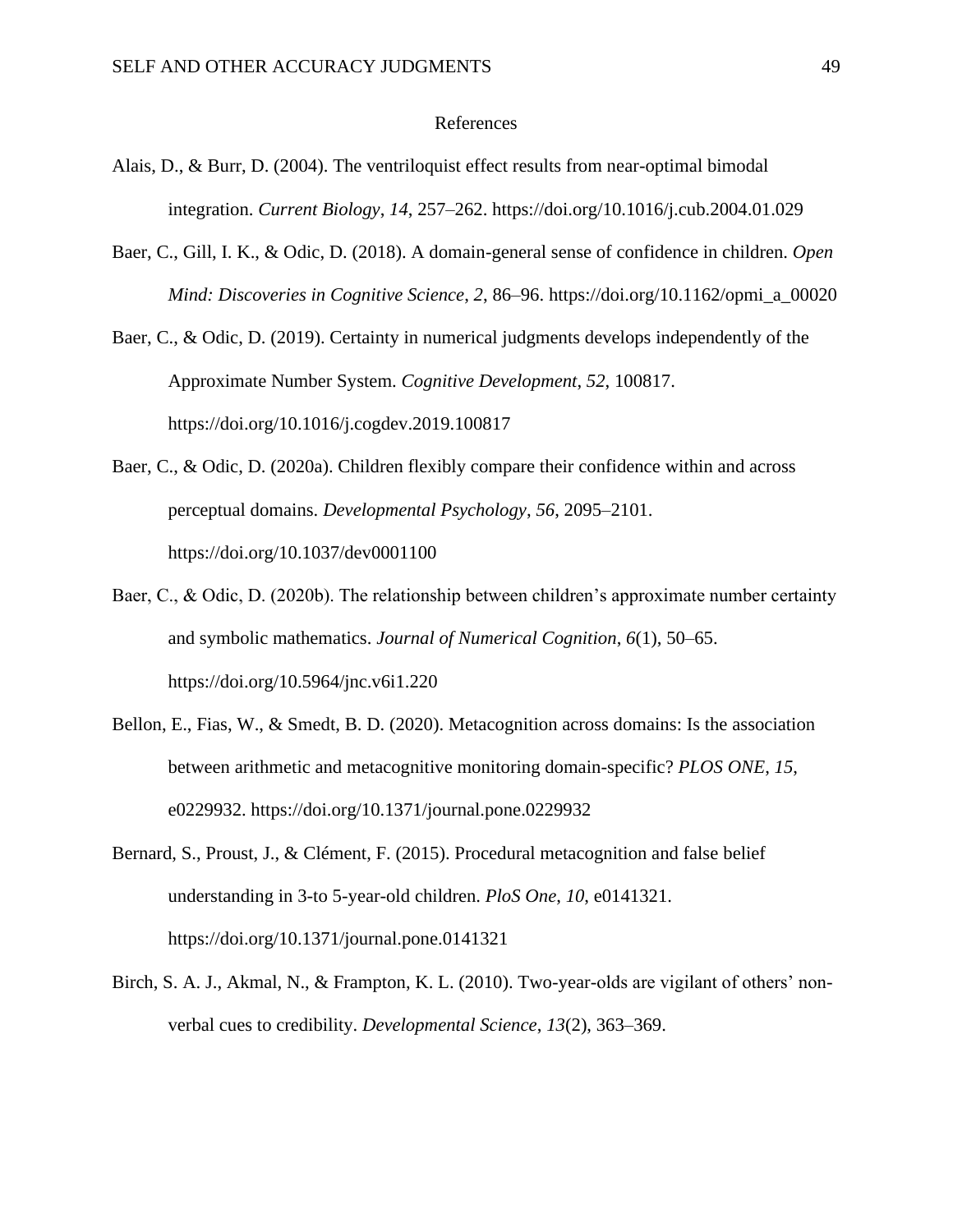# References

Alais, D., & Burr, D. (2004). The ventriloquist effect results from near-optimal bimodal integration. *Current Biology*, *14*, 257–262. https://doi.org/10.1016/j.cub.2004.01.029

Baer, C., Gill, I. K., & Odic, D. (2018). A domain-general sense of confidence in children. *Open Mind: Discoveries in Cognitive Science*, *2*, 86–96. https://doi.org/10.1162/opmi_a_00020

Baer, C., & Odic, D. (2019). Certainty in numerical judgments develops independently of the Approximate Number System. *Cognitive Development*, *52*, 100817. https://doi.org/10.1016/j.cogdev.2019.100817

Baer, C., & Odic, D. (2020a). Children flexibly compare their confidence within and across perceptual domains. *Developmental Psychology*, *56*, 2095–2101. https://doi.org/10.1037/dev0001100

Baer, C., & Odic, D. (2020b). The relationship between children's approximate number certainty and symbolic mathematics. *Journal of Numerical Cognition*, *6*(1), 50–65. https://doi.org/10.5964/jnc.v6i1.220

Bellon, E., Fias, W., & Smedt, B. D. (2020). Metacognition across domains: Is the association between arithmetic and metacognitive monitoring domain-specific? *PLOS ONE*, *15*, e0229932. https://doi.org/10.1371/journal.pone.0229932

Bernard, S., Proust, J., & Clément, F. (2015). Procedural metacognition and false belief understanding in 3-to 5-year-old children. *PloS One*, *10*, e0141321. https://doi.org/10.1371/journal.pone.0141321

Birch, S. A. J., Akmal, N., & Frampton, K. L. (2010). Two-year-olds are vigilant of others' non-verbal cues to credibility. *Developmental Science*, *13*(2), 363–369.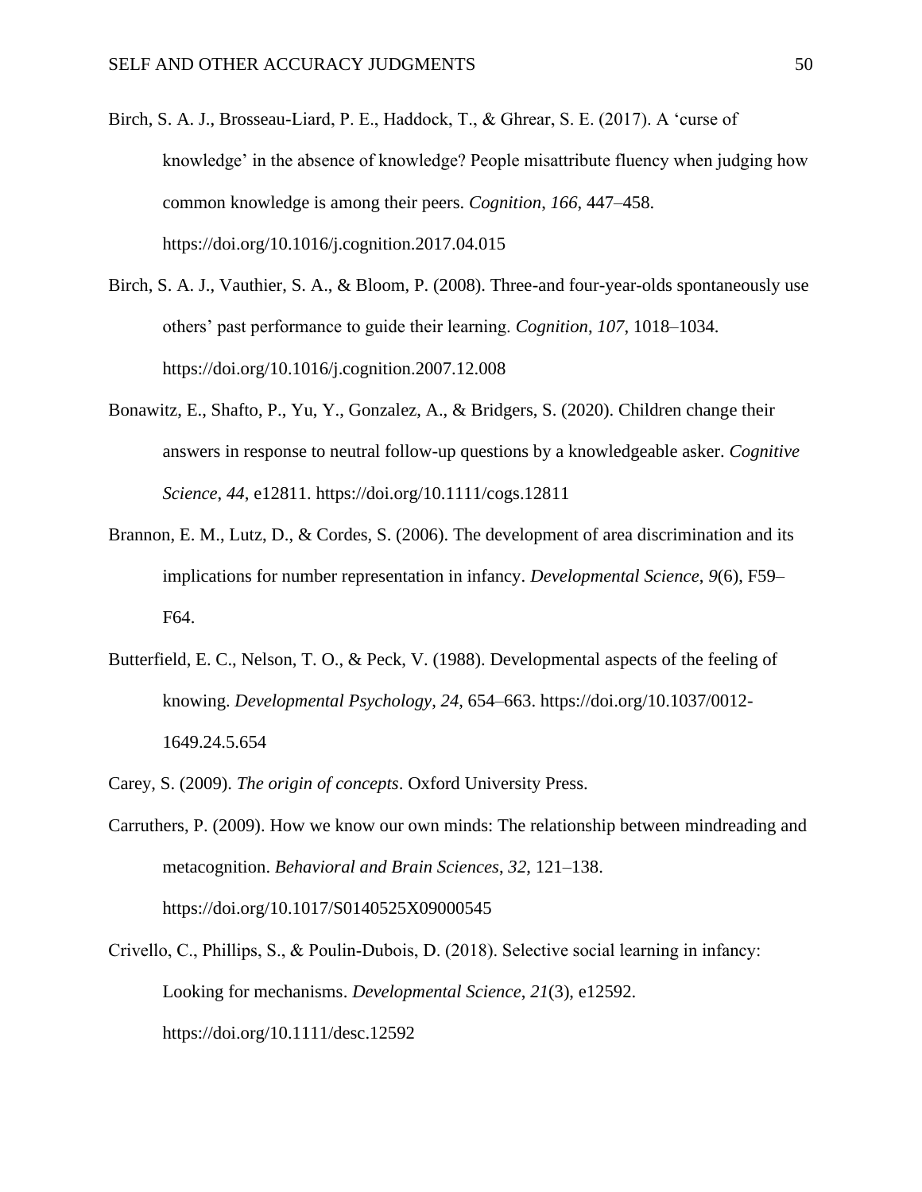Birch, S. A. J., Brosseau-Liard, P. E., Haddock, T., & Ghrear, S. E. (2017). A 'curse of knowledge' in the absence of knowledge? People misattribute fluency when judging how common knowledge is among their peers. *Cognition*, *166*, 447–458. https://doi.org/10.1016/j.cognition.2017.04.015

Birch, S. A. J., Vauthier, S. A., & Bloom, P. (2008). Three-and four-year-olds spontaneously use others' past performance to guide their learning. *Cognition*, *107*, 1018–1034. https://doi.org/10.1016/j.cognition.2007.12.008

Bonawitz, E., Shafto, P., Yu, Y., Gonzalez, A., & Bridgers, S. (2020). Children change their answers in response to neutral follow-up questions by a knowledgeable asker. *Cognitive Science*, *44*, e12811. https://doi.org/10.1111/cogs.12811

Brannon, E. M., Lutz, D., & Cordes, S. (2006). The development of area discrimination and its implications for number representation in infancy. *Developmental Science*, *9*(6), F59–F64.

Butterfield, E. C., Nelson, T. O., & Peck, V. (1988). Developmental aspects of the feeling of knowing. *Developmental Psychology*, *24*, 654–663. https://doi.org/10.1037/0012-1649.24.5.654

Carey, S. (2009). *The origin of concepts*. Oxford University Press.

Carruthers, P. (2009). How we know our own minds: The relationship between mindreading and metacognition. *Behavioral and Brain Sciences*, *32*, 121–138. https://doi.org/10.1017/S0140525X09000545

Crivello, C., Phillips, S., & Poulin-Dubois, D. (2018). Selective social learning in infancy: Looking for mechanisms. *Developmental Science*, *21*(3), e12592. https://doi.org/10.1111/desc.12592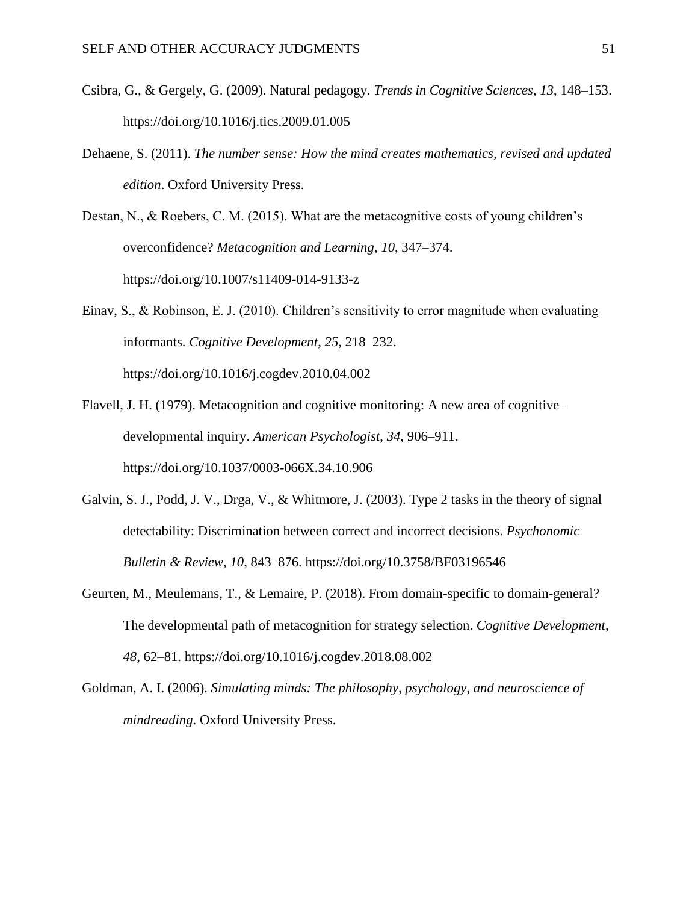Csibra, G., & Gergely, G. (2009). Natural pedagogy. *Trends in Cognitive Sciences*, *13*, 148–153. https://doi.org/10.1016/j.tics.2009.01.005

Dehaene, S. (2011). *The number sense: How the mind creates mathematics, revised and updated edition*. Oxford University Press.

Destan, N., & Roebers, C. M. (2015). What are the metacognitive costs of young children's overconfidence? *Metacognition and Learning*, *10*, 347–374. https://doi.org/10.1007/s11409-014-9133-z

Einav, S., & Robinson, E. J. (2010). Children's sensitivity to error magnitude when evaluating informants. *Cognitive Development*, *25*, 218–232. https://doi.org/10.1016/j.cogdev.2010.04.002

Flavell, J. H. (1979). Metacognition and cognitive monitoring: A new area of cognitive–developmental inquiry. *American Psychologist*, *34*, 906–911. https://doi.org/10.1037/0003-066X.34.10.906

Galvin, S. J., Podd, J. V., Drga, V., & Whitmore, J. (2003). Type 2 tasks in the theory of signal detectability: Discrimination between correct and incorrect decisions. *Psychonomic Bulletin & Review*, *10*, 843–876. https://doi.org/10.3758/BF03196546

Geurten, M., Meulemans, T., & Lemaire, P. (2018). From domain-specific to domain-general? The developmental path of metacognition for strategy selection. *Cognitive Development*, *48*, 62–81. https://doi.org/10.1016/j.cogdev.2018.08.002

Goldman, A. I. (2006). *Simulating minds: The philosophy, psychology, and neuroscience of mindreading*. Oxford University Press.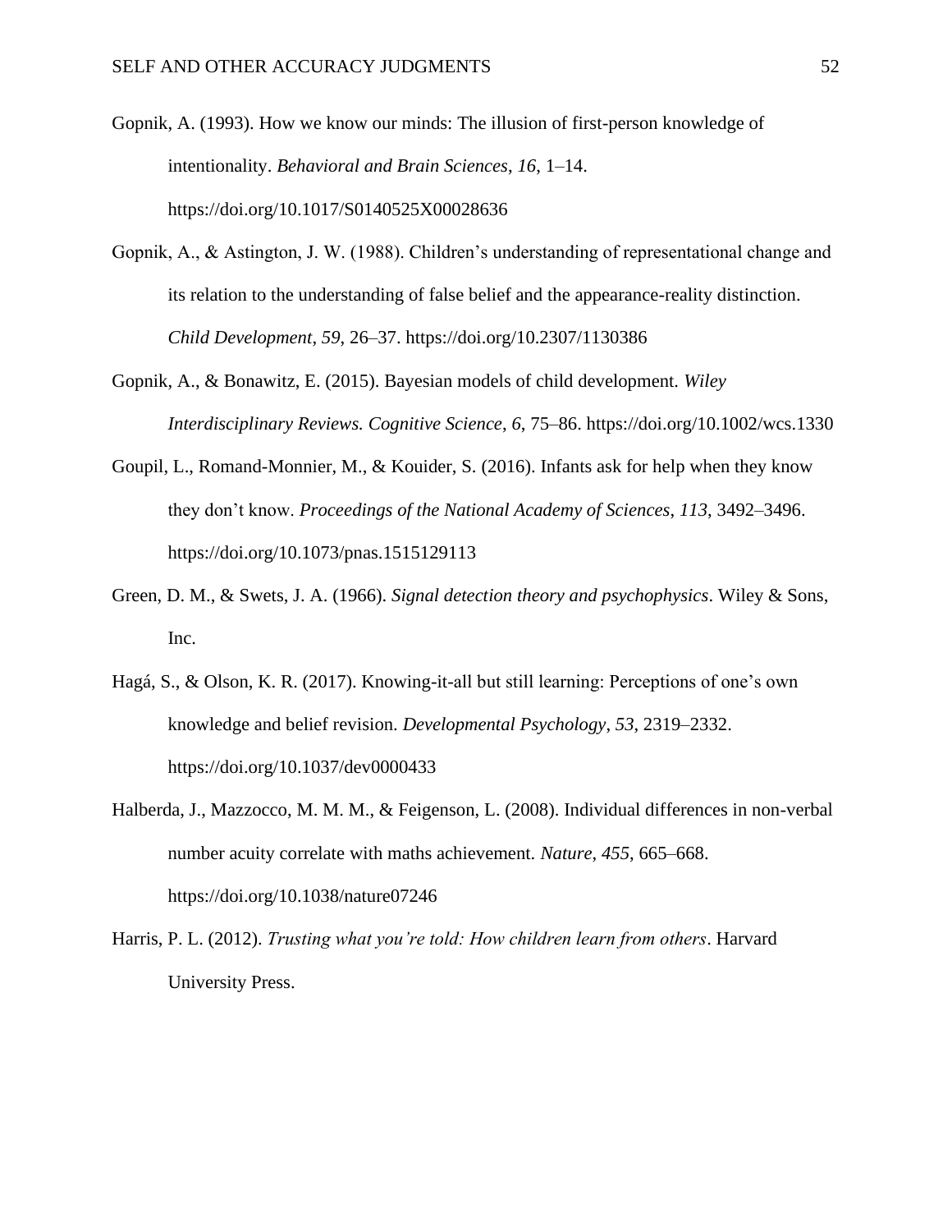Gopnik, A. (1993). How we know our minds: The illusion of first-person knowledge of intentionality. *Behavioral and Brain Sciences*, *16*, 1–14. https://doi.org/10.1017/S0140525X00028636

Gopnik, A., & Astington, J. W. (1988). Children's understanding of representational change and its relation to the understanding of false belief and the appearance-reality distinction. *Child Development*, *59*, 26–37. https://doi.org/10.2307/1130386

Gopnik, A., & Bonawitz, E. (2015). Bayesian models of child development. *Wiley Interdisciplinary Reviews. Cognitive Science*, *6*, 75–86. https://doi.org/10.1002/wcs.1330

Goupil, L., Romand-Monnier, M., & Kouider, S. (2016). Infants ask for help when they know they don't know. *Proceedings of the National Academy of Sciences*, *113*, 3492–3496. https://doi.org/10.1073/pnas.1515129113

Green, D. M., & Swets, J. A. (1966). *Signal detection theory and psychophysics*. Wiley & Sons, Inc.

Hagá, S., & Olson, K. R. (2017). Knowing-it-all but still learning: Perceptions of one's own knowledge and belief revision. *Developmental Psychology*, *53*, 2319–2332. https://doi.org/10.1037/dev0000433

Halberda, J., Mazzocco, M. M. M., & Feigenson, L. (2008). Individual differences in non-verbal number acuity correlate with maths achievement. *Nature*, *455*, 665–668. https://doi.org/10.1038/nature07246

Harris, P. L. (2012). *Trusting what you're told: How children learn from others*. Harvard University Press.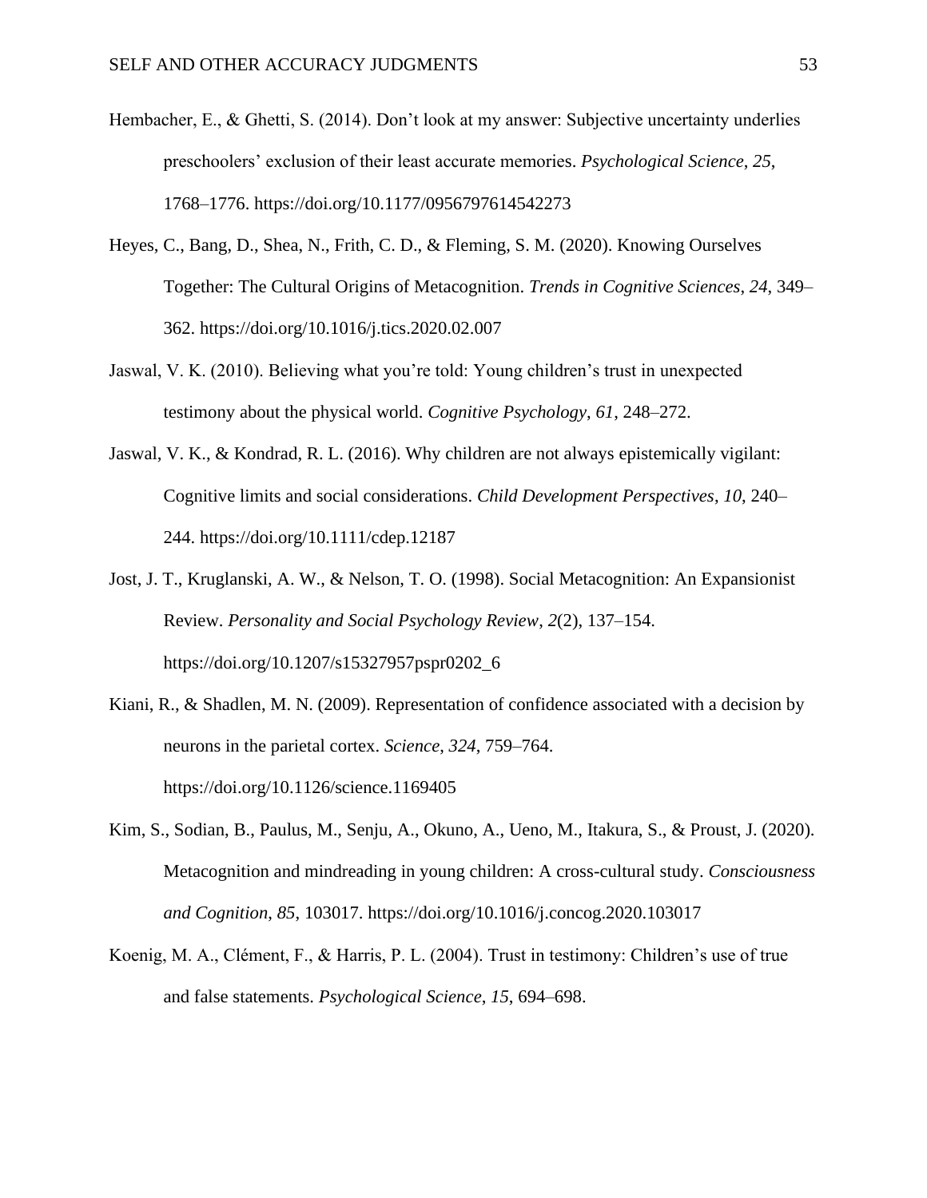Hembacher, E., & Ghetti, S. (2014). Don't look at my answer: Subjective uncertainty underlies preschoolers' exclusion of their least accurate memories. *Psychological Science*, *25*, 1768–1776. https://doi.org/10.1177/0956797614542273

Heyes, C., Bang, D., Shea, N., Frith, C. D., & Fleming, S. M. (2020). Knowing Ourselves Together: The Cultural Origins of Metacognition. *Trends in Cognitive Sciences*, *24*, 349–362. https://doi.org/10.1016/j.tics.2020.02.007

Jaswal, V. K. (2010). Believing what you're told: Young children's trust in unexpected testimony about the physical world. *Cognitive Psychology*, *61*, 248–272.

Jaswal, V. K., & Kondrad, R. L. (2016). Why children are not always epistemically vigilant: Cognitive limits and social considerations. *Child Development Perspectives*, *10*, 240–244. https://doi.org/10.1111/cdep.12187

Jost, J. T., Kruglanski, A. W., & Nelson, T. O. (1998). Social Metacognition: An Expansionist Review. *Personality and Social Psychology Review*, *2*(2), 137–154. https://doi.org/10.1207/s15327957pspr0202_6

Kiani, R., & Shadlen, M. N. (2009). Representation of confidence associated with a decision by neurons in the parietal cortex. *Science*, *324*, 759–764. https://doi.org/10.1126/science.1169405

Kim, S., Sodian, B., Paulus, M., Senju, A., Okuno, A., Ueno, M., Itakura, S., & Proust, J. (2020). Metacognition and mindreading in young children: A cross-cultural study. *Consciousness and Cognition*, *85*, 103017. https://doi.org/10.1016/j.concog.2020.103017

Koenig, M. A., Clément, F., & Harris, P. L. (2004). Trust in testimony: Children's use of true and false statements. *Psychological Science*, *15*, 694–698.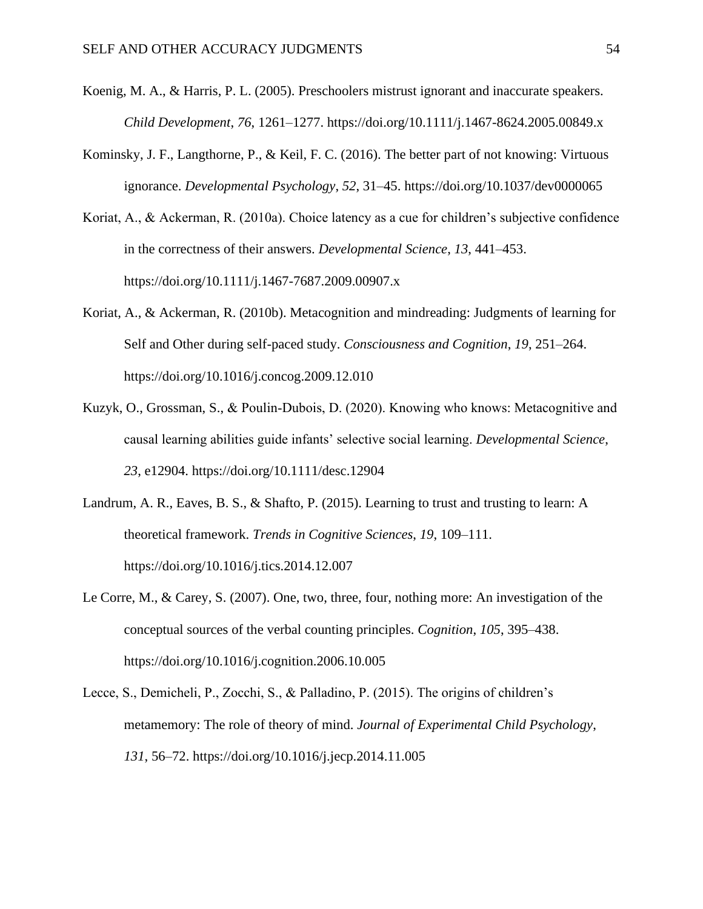Koenig, M. A., & Harris, P. L. (2005). Preschoolers mistrust ignorant and inaccurate speakers. *Child Development*, *76*, 1261–1277. https://doi.org/10.1111/j.1467-8624.2005.00849.x

Kominsky, J. F., Langthorne, P., & Keil, F. C. (2016). The better part of not knowing: Virtuous ignorance. *Developmental Psychology*, *52*, 31–45. https://doi.org/10.1037/dev0000065

Koriat, A., & Ackerman, R. (2010a). Choice latency as a cue for children's subjective confidence in the correctness of their answers. *Developmental Science*, *13*, 441–453. https://doi.org/10.1111/j.1467-7687.2009.00907.x

Koriat, A., & Ackerman, R. (2010b). Metacognition and mindreading: Judgments of learning for Self and Other during self-paced study. *Consciousness and Cognition*, *19*, 251–264. https://doi.org/10.1016/j.concog.2009.12.010

Kuzyk, O., Grossman, S., & Poulin-Dubois, D. (2020). Knowing who knows: Metacognitive and causal learning abilities guide infants' selective social learning. *Developmental Science*, *23*, e12904. https://doi.org/10.1111/desc.12904

Landrum, A. R., Eaves, B. S., & Shafto, P. (2015). Learning to trust and trusting to learn: A theoretical framework. *Trends in Cognitive Sciences*, *19*, 109–111. https://doi.org/10.1016/j.tics.2014.12.007

Le Corre, M., & Carey, S. (2007). One, two, three, four, nothing more: An investigation of the conceptual sources of the verbal counting principles. *Cognition*, *105*, 395–438. https://doi.org/10.1016/j.cognition.2006.10.005

Lecce, S., Demicheli, P., Zocchi, S., & Palladino, P. (2015). The origins of children's metamemory: The role of theory of mind. *Journal of Experimental Child Psychology*, *131*, 56–72. https://doi.org/10.1016/j.jecp.2014.11.005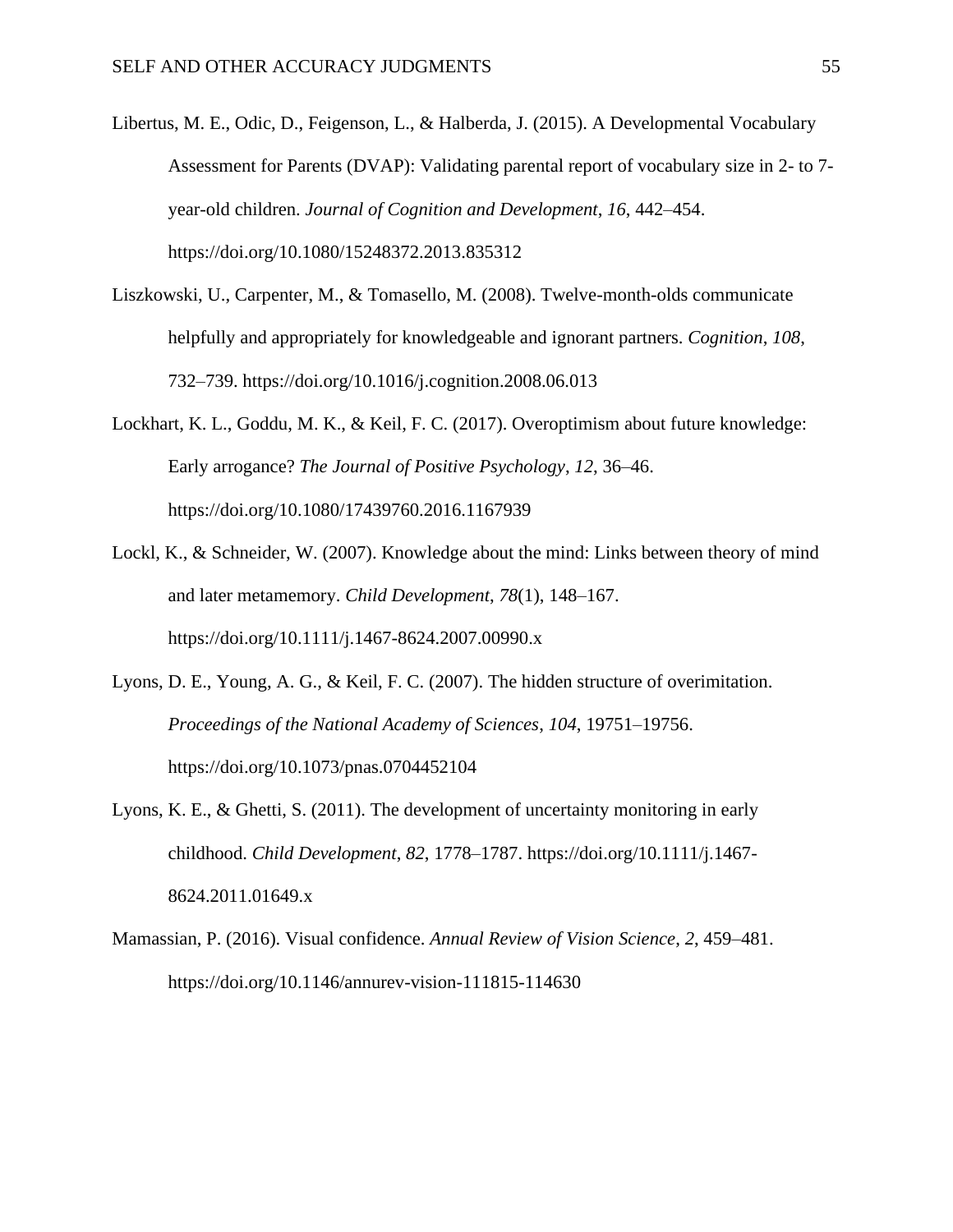Libertus, M. E., Odic, D., Feigenson, L., & Halberda, J. (2015). A Developmental Vocabulary Assessment for Parents (DVAP): Validating parental report of vocabulary size in 2- to 7-year-old children. *Journal of Cognition and Development*, *16*, 442–454. https://doi.org/10.1080/15248372.2013.835312

Liszkowski, U., Carpenter, M., & Tomasello, M. (2008). Twelve-month-olds communicate helpfully and appropriately for knowledgeable and ignorant partners. *Cognition*, *108*, 732–739. https://doi.org/10.1016/j.cognition.2008.06.013

Lockhart, K. L., Goddu, M. K., & Keil, F. C. (2017). Overoptimism about future knowledge: Early arrogance? *The Journal of Positive Psychology*, *12*, 36–46. https://doi.org/10.1080/17439760.2016.1167939

Lockl, K., & Schneider, W. (2007). Knowledge about the mind: Links between theory of mind and later metamemory. *Child Development*, *78*(1), 148–167. https://doi.org/10.1111/j.1467-8624.2007.00990.x

Lyons, D. E., Young, A. G., & Keil, F. C. (2007). The hidden structure of overimitation. *Proceedings of the National Academy of Sciences*, *104*, 19751–19756. https://doi.org/10.1073/pnas.0704452104

Lyons, K. E., & Ghetti, S. (2011). The development of uncertainty monitoring in early childhood. *Child Development*, *82*, 1778–1787. https://doi.org/10.1111/j.1467-8624.2011.01649.x

Mamassian, P. (2016). Visual confidence. *Annual Review of Vision Science*, *2*, 459–481. https://doi.org/10.1146/annurev-vision-111815-114630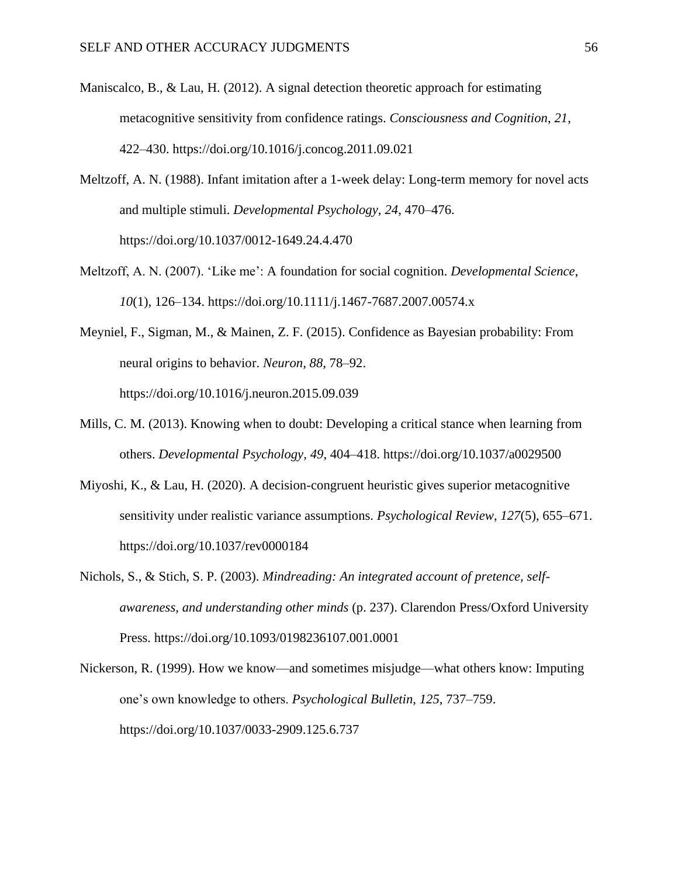Maniscalco, B., & Lau, H. (2012). A signal detection theoretic approach for estimating metacognitive sensitivity from confidence ratings. *Consciousness and Cognition*, *21*, 422–430. https://doi.org/10.1016/j.concog.2011.09.021

Meltzoff, A. N. (1988). Infant imitation after a 1-week delay: Long-term memory for novel acts and multiple stimuli. *Developmental Psychology*, *24*, 470–476. https://doi.org/10.1037/0012-1649.24.4.470

Meltzoff, A. N. (2007). 'Like me': A foundation for social cognition. *Developmental Science*, *10*(1), 126–134. https://doi.org/10.1111/j.1467-7687.2007.00574.x

Meyniel, F., Sigman, M., & Mainen, Z. F. (2015). Confidence as Bayesian probability: From neural origins to behavior. *Neuron*, *88*, 78–92. https://doi.org/10.1016/j.neuron.2015.09.039

Mills, C. M. (2013). Knowing when to doubt: Developing a critical stance when learning from others. *Developmental Psychology*, *49*, 404–418. https://doi.org/10.1037/a0029500

Miyoshi, K., & Lau, H. (2020). A decision-congruent heuristic gives superior metacognitive sensitivity under realistic variance assumptions. *Psychological Review*, *127*(5), 655–671. https://doi.org/10.1037/rev0000184

Nichols, S., & Stich, S. P. (2003). *Mindreading: An integrated account of pretence, self-awareness, and understanding other minds* (p. 237). Clarendon Press/Oxford University Press. https://doi.org/10.1093/0198236107.001.0001

Nickerson, R. (1999). How we know—and sometimes misjudge—what others know: Imputing one's own knowledge to others. *Psychological Bulletin*, *125*, 737–759. https://doi.org/10.1037/0033-2909.125.6.737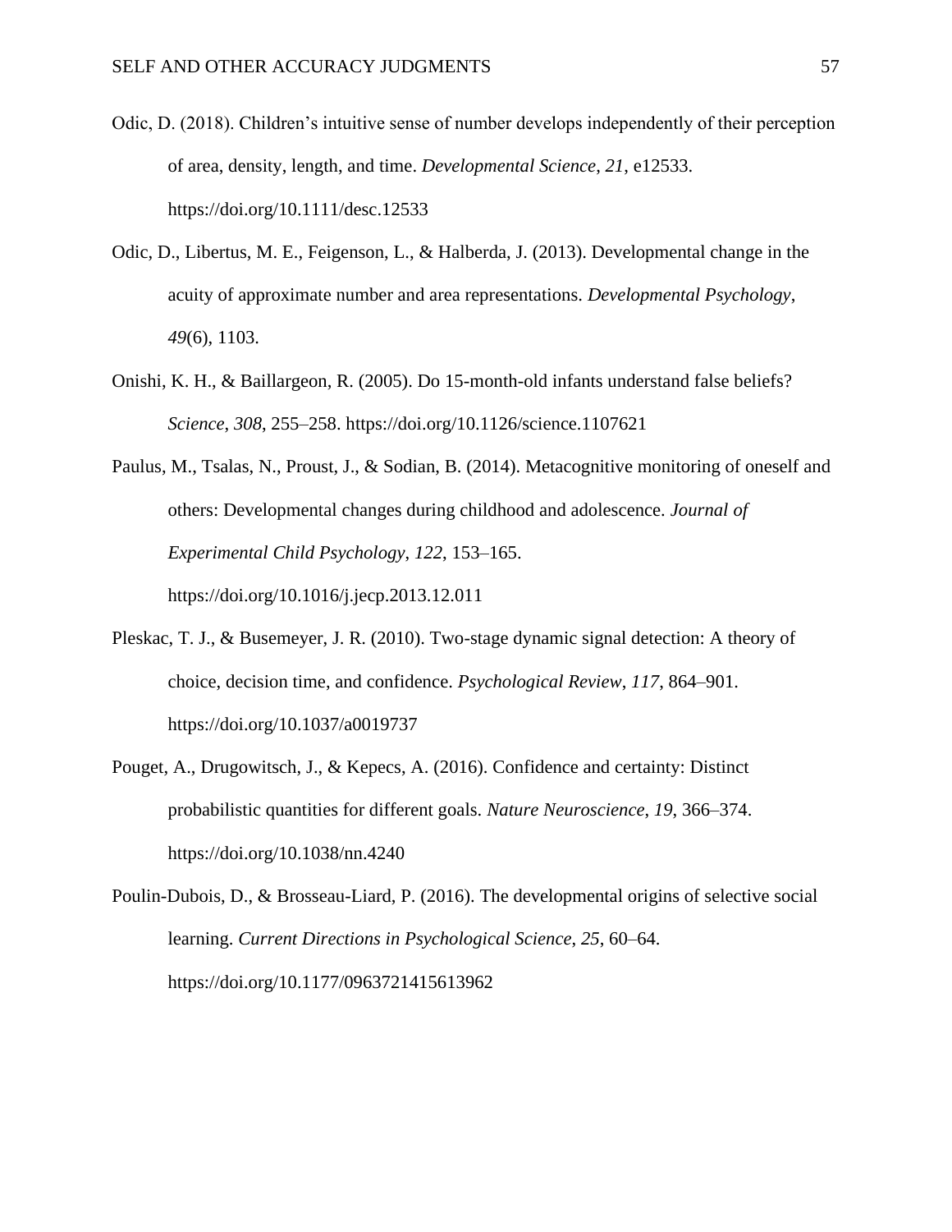Odic, D. (2018). Children's intuitive sense of number develops independently of their perception of area, density, length, and time. *Developmental Science*, *21*, e12533. https://doi.org/10.1111/desc.12533

Odic, D., Libertus, M. E., Feigenson, L., & Halberda, J. (2013). Developmental change in the acuity of approximate number and area representations. *Developmental Psychology*, *49*(6), 1103.

Onishi, K. H., & Baillargeon, R. (2005). Do 15-month-old infants understand false beliefs? *Science*, *308*, 255–258. https://doi.org/10.1126/science.1107621

Paulus, M., Tsalas, N., Proust, J., & Sodian, B. (2014). Metacognitive monitoring of oneself and others: Developmental changes during childhood and adolescence. *Journal of Experimental Child Psychology*, *122*, 153–165. https://doi.org/10.1016/j.jecp.2013.12.011

Pleskac, T. J., & Busemeyer, J. R. (2010). Two-stage dynamic signal detection: A theory of choice, decision time, and confidence. *Psychological Review*, *117*, 864–901. https://doi.org/10.1037/a0019737

Pouget, A., Drugowitsch, J., & Kepecs, A. (2016). Confidence and certainty: Distinct probabilistic quantities for different goals. *Nature Neuroscience*, *19*, 366–374. https://doi.org/10.1038/nn.4240

Poulin-Dubois, D., & Brosseau-Liard, P. (2016). The developmental origins of selective social learning. *Current Directions in Psychological Science*, *25*, 60–64. https://doi.org/10.1177/0963721415613962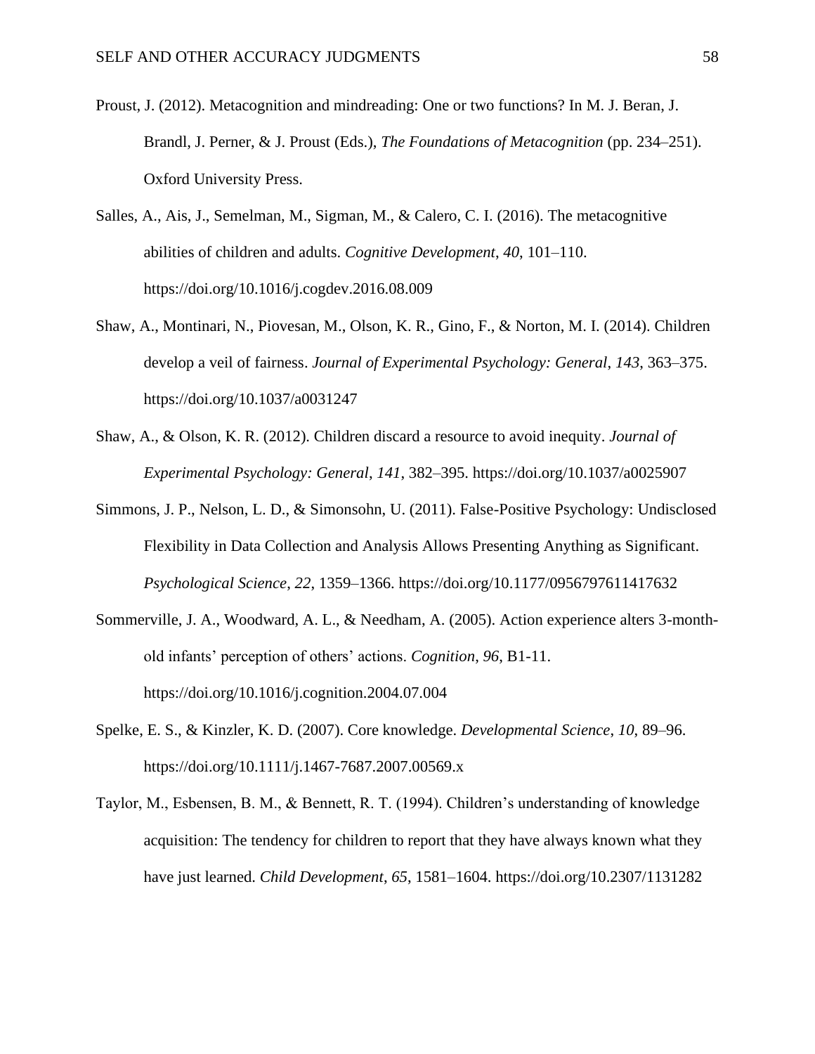Proust, J. (2012). Metacognition and mindreading: One or two functions? In M. J. Beran, J. Brandl, J. Perner, & J. Proust (Eds.), *The Foundations of Metacognition* (pp. 234–251). Oxford University Press.

Salles, A., Ais, J., Semelman, M., Sigman, M., & Calero, C. I. (2016). The metacognitive abilities of children and adults. *Cognitive Development*, *40*, 101–110. https://doi.org/10.1016/j.cogdev.2016.08.009

Shaw, A., Montinari, N., Piovesan, M., Olson, K. R., Gino, F., & Norton, M. I. (2014). Children develop a veil of fairness. *Journal of Experimental Psychology: General*, *143*, 363–375. https://doi.org/10.1037/a0031247

Shaw, A., & Olson, K. R. (2012). Children discard a resource to avoid inequity. *Journal of Experimental Psychology: General*, *141*, 382–395. https://doi.org/10.1037/a0025907

Simmons, J. P., Nelson, L. D., & Simonsohn, U. (2011). False-Positive Psychology: Undisclosed Flexibility in Data Collection and Analysis Allows Presenting Anything as Significant. *Psychological Science*, *22*, 1359–1366. https://doi.org/10.1177/0956797611417632

Sommerville, J. A., Woodward, A. L., & Needham, A. (2005). Action experience alters 3-month-old infants' perception of others' actions. *Cognition*, *96*, B1-11. https://doi.org/10.1016/j.cognition.2004.07.004

Spelke, E. S., & Kinzler, K. D. (2007). Core knowledge. *Developmental Science*, *10*, 89–96. https://doi.org/10.1111/j.1467-7687.2007.00569.x

Taylor, M., Esbensen, B. M., & Bennett, R. T. (1994). Children's understanding of knowledge acquisition: The tendency for children to report that they have always known what they have just learned. *Child Development*, *65*, 1581–1604. https://doi.org/10.2307/1131282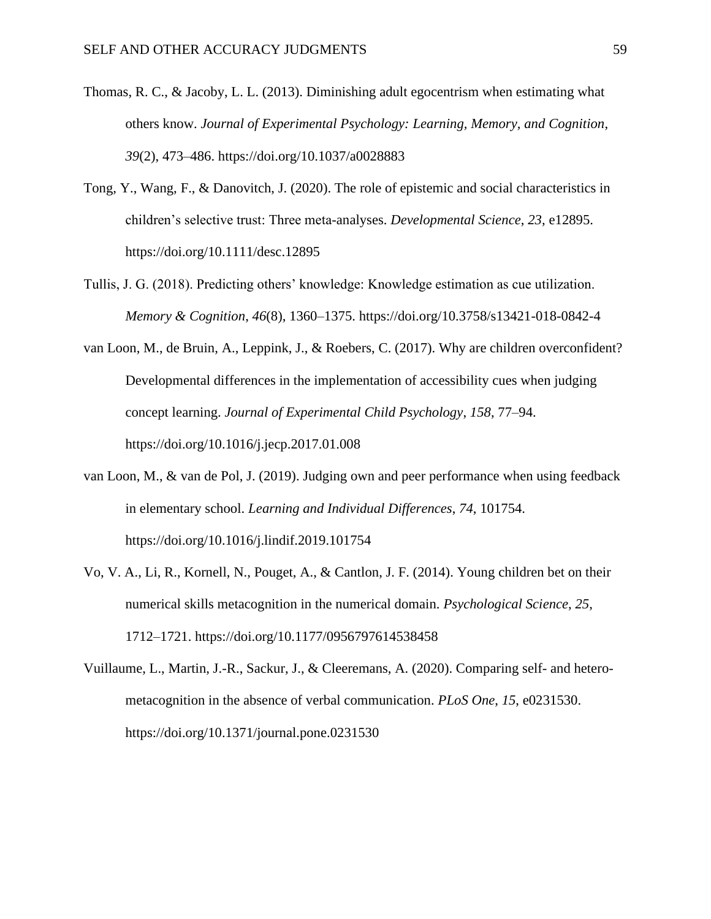Thomas, R. C., & Jacoby, L. L. (2013). Diminishing adult egocentrism when estimating what others know. *Journal of Experimental Psychology: Learning, Memory, and Cognition*, *39*(2), 473–486. https://doi.org/10.1037/a0028883

Tong, Y., Wang, F., & Danovitch, J. (2020). The role of epistemic and social characteristics in children's selective trust: Three meta-analyses. *Developmental Science*, *23*, e12895. https://doi.org/10.1111/desc.12895

Tullis, J. G. (2018). Predicting others' knowledge: Knowledge estimation as cue utilization. *Memory & Cognition*, *46*(8), 1360–1375. https://doi.org/10.3758/s13421-018-0842-4

van Loon, M., de Bruin, A., Leppink, J., & Roebers, C. (2017). Why are children overconfident? Developmental differences in the implementation of accessibility cues when judging concept learning. *Journal of Experimental Child Psychology*, *158*, 77–94. https://doi.org/10.1016/j.jecp.2017.01.008

van Loon, M., & van de Pol, J. (2019). Judging own and peer performance when using feedback in elementary school. *Learning and Individual Differences*, *74*, 101754. https://doi.org/10.1016/j.lindif.2019.101754

Vo, V. A., Li, R., Kornell, N., Pouget, A., & Cantlon, J. F. (2014). Young children bet on their numerical skills metacognition in the numerical domain. *Psychological Science*, *25*, 1712–1721. https://doi.org/10.1177/0956797614538458

Vuillaume, L., Martin, J.-R., Sackur, J., & Cleeremans, A. (2020). Comparing self- and hetero-metacognition in the absence of verbal communication. *PLoS One*, *15*, e0231530. https://doi.org/10.1371/journal.pone.0231530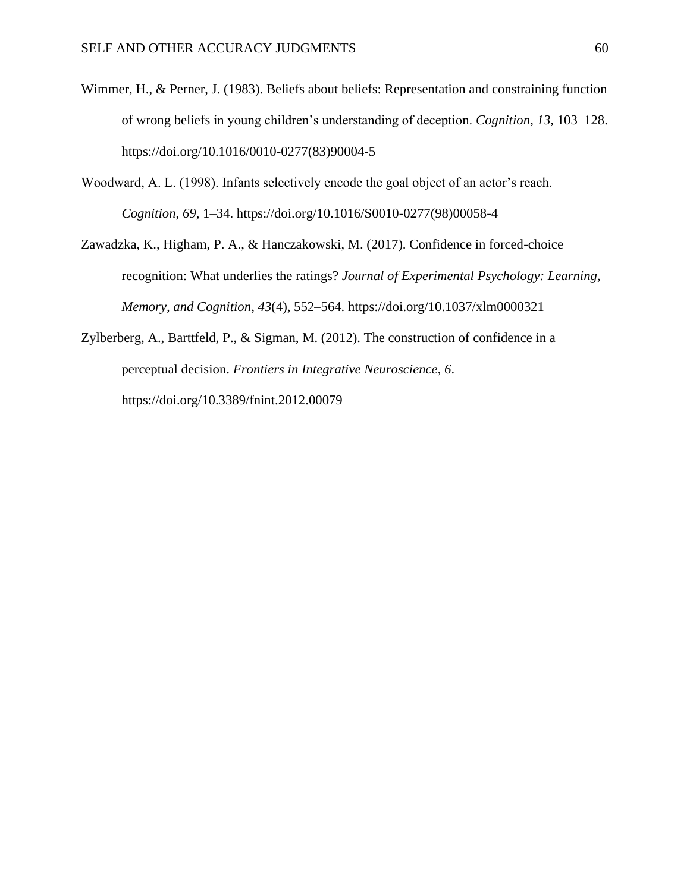Wimmer, H., & Perner, J. (1983). Beliefs about beliefs: Representation and constraining function of wrong beliefs in young children's understanding of deception. *Cognition*, *13*, 103–128. https://doi.org/10.1016/0010-0277(83)90004-5

Woodward, A. L. (1998). Infants selectively encode the goal object of an actor's reach. *Cognition*, *69*, 1–34. https://doi.org/10.1016/S0010-0277(98)00058-4

Zawadzka, K., Higham, P. A., & Hanczakowski, M. (2017). Confidence in forced-choice recognition: What underlies the ratings? *Journal of Experimental Psychology: Learning, Memory, and Cognition*, *43*(4), 552–564. https://doi.org/10.1037/xlm0000321

Zylberberg, A., Barttfeld, P., & Sigman, M. (2012). The construction of confidence in a perceptual decision. *Frontiers in Integrative Neuroscience*, *6*. https://doi.org/10.3389/fnint.2012.00079